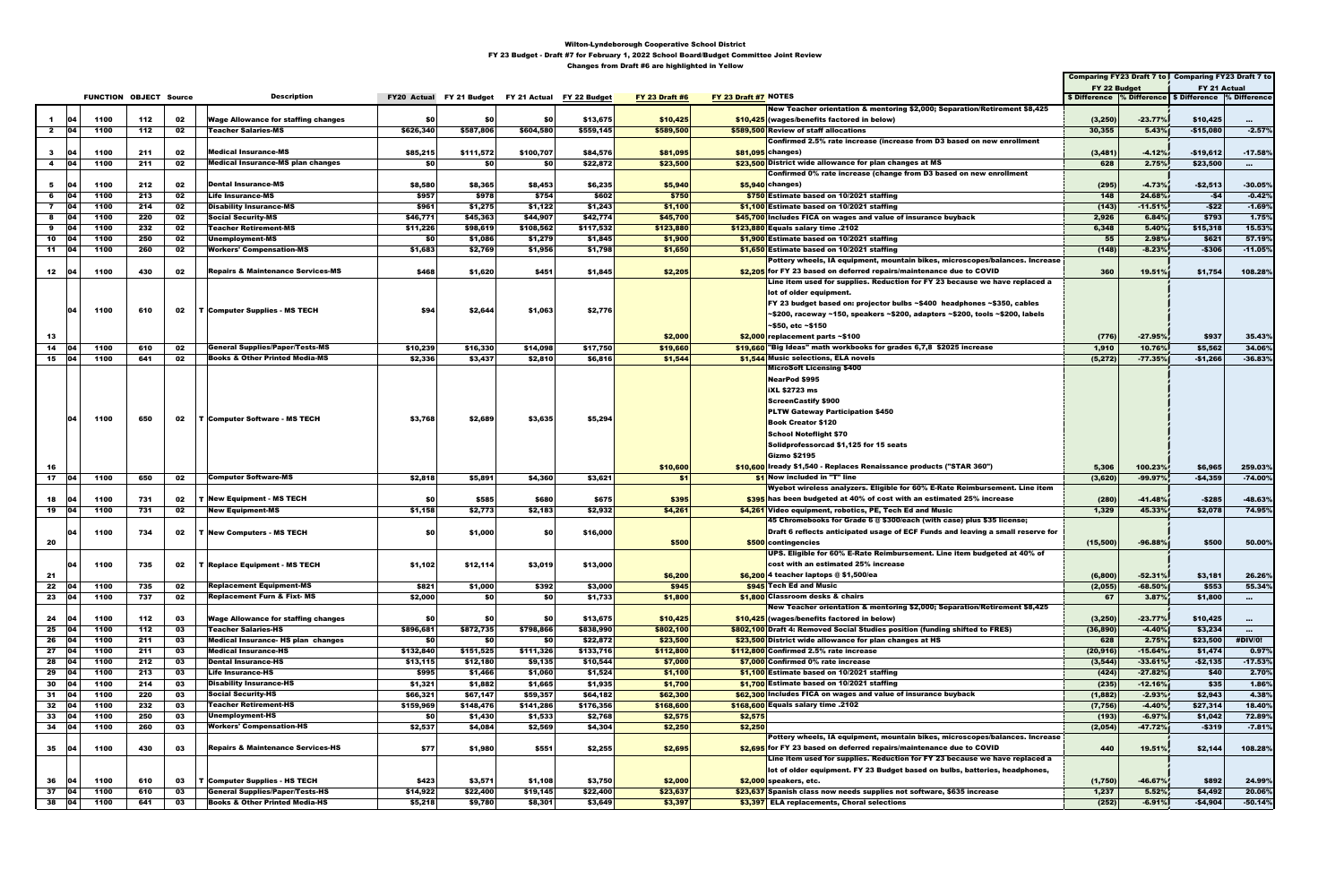# Wilton-Lyndeborough Cooperative School District

## FY 23 Budget - Draft #7 for February 1, 2022 School Board/Budget Committee Joint Review

### Changes from Draft #6 are highlighted in Yellow

| | | FUNCTION | OBJECT | Source | | Description | FY20 Actual | FY 21 Budget | FY 21 Actual | FY 22 Budget | FY 23 Draft #6 | FY 23 Draft #7 | NOTES | Comparing FY23 Draft 7 to FY 22 Budget | | Comparing FY23 Draft 7 to FY 21 Actual | |
|---|---|---|---|---|---|---|---|---|---|---|---|---|---|---|---|---|---|
| | | | | | | | | | | | | | | $ Difference | % Difference | $ Difference | % Difference |
| 1 | 04 | 1100 | 112 | 02 | | Wage Allowance for staffing changes | $0 | $0 | $0 | $13,675 | $10,425 | $10,425 | New Teacher orientation & mentoring $2,000; Separation/Retirement $8,425 (wages/benefits factored in below) | (3,250) | -23.77% | $10,425 | ... |
| 2 | 04 | 1100 | 112 | 02 | | Teacher Salaries-MS | $626,340 | $587,806 | $604,580 | $559,145 | $589,500 | $589,500 | Review of staff allocations | 30,355 | 5.43% | -$15,080 | -2.57% |
| 3 | 04 | 1100 | 211 | 02 | | Medical Insurance-MS | $85,215 | $111,572 | $100,707 | $84,576 | $81,095 | $81,095 | Confirmed 2.5% rate increase (increase from D3 based on new enrollment changes) | (3,481) | -4.12% | -$19,612 | -17.58% |
| 4 | 04 | 1100 | 211 | 02 | | Medical Insurance-MS plan changes | $0 | $0 | $0 | $22,872 | $23,500 | $23,500 | District wide allowance for plan changes at MS | 628 | 2.75% | $23,500 | ... |
| 5 | 04 | 1100 | 212 | 02 | | Dental Insurance-MS | $8,580 | $8,365 | $8,453 | $6,235 | $5,940 | $5,940 | Confirmed 0% rate increase (change from D3 based on new enrollment changes) | (295) | -4.73% | -$2,513 | -30.05% |
| 6 | 04 | 1100 | 213 | 02 | | Life Insurance-MS | $957 | $978 | $754 | $602 | $750 | $750 | Estimate based on 10/2021 staffing | 148 | 24.68% | -$4 | -0.42% |
| 7 | 04 | 1100 | 214 | 02 | | Disability Insurance-MS | $961 | $1,275 | $1,122 | $1,243 | $1,100 | $1,100 | Estimate based on 10/2021 staffing | (143) | -11.51% | -$22 | -1.69% |
| 8 | 04 | 1100 | 220 | 02 | | Social Security-MS | $46,771 | $45,363 | $44,907 | $42,774 | $45,700 | $45,700 | Includes FICA on wages and value of insurance buyback | 2,926 | 6.84% | $793 | 1.75% |
| 9 | 04 | 1100 | 232 | 02 | | Teacher Retirement-MS | $11,226 | $98,619 | $108,562 | $117,532 | $123,880 | $123,880 | Equals salary time .2102 | 6,348 | 5.40% | $15,318 | 15.53% |
| 10 | 04 | 1100 | 250 | 02 | | Unemployment-MS | $0 | $1,086 | $1,279 | $1,845 | $1,900 | $1,900 | Estimate based on 10/2021 staffing | 55 | 2.98% | $621 | 57.19% |
| 11 | 04 | 1100 | 260 | 02 | | Workers' Compensation-MS | $1,683 | $2,769 | $1,956 | $1,798 | $1,650 | $1,650 | Estimate based on 10/2021 staffing | (148) | -8.23% | -$306 | -11.05% |
| 12 | 04 | 1100 | 430 | 02 | | Repairs & Maintenance Services-MS | $468 | $1,620 | $451 | $1,845 | $2,205 | $2,205 | Pottery wheels, IA equipment, mountain bikes, microscopes/balances. Increase for FY 23 based on deferred repairs/maintenance due to COVID | 360 | 19.51% | $1,754 | 108.28% |
| 13 | 04 | 1100 | 610 | 02 | T | Computer Supplies - MS TECH | $94 | $2,644 | $1,063 | $2,776 | $2,000 | $2,000 | Line item used for supplies. Reduction for FY 23 because we have replaced a lot of older equipment. FY 23 budget based on: projector bulbs ~$400 headphones ~$350, cables ~$200, raceway ~150, speakers ~$200, adapters ~$200, tools ~$200, labels ~$50, etc ~$150 replacement parts ~$100 | (776) | -27.95% | $937 | 35.43% |
| 14 | 04 | 1100 | 610 | 02 | | General Supplies/Paper/Tests-MS | $10,239 | $16,330 | $14,098 | $17,750 | $19,660 | $19,660 | "Big Ideas" math workbooks for grades 6,7,8 $2025 increase | 1,910 | 10.76% | $5,562 | 34.06% |
| 15 | 04 | 1100 | 641 | 02 | | Books & Other Printed Media-MS | $2,336 | $3,437 | $2,810 | $6,816 | $1,544 | $1,544 | Music selections, ELA novels | (5,272) | -77.35% | -$1,266 | -36.83% |
| 16 | 04 | 1100 | 650 | 02 | T | Computer Software - MS TECH | $3,768 | $2,689 | $3,635 | $5,294 | $10,600 | $10,600 | MicroSoft Licensing $400; NearPod $995; IXL $2723 ms; ScreenCastify $900; PLTW Gateway Participation $450; Book Creator $120; School Noteflight $70; Solidprofessorcad $1,125 for 15 seats; Gizmo $2195; Iready $1,540 - Replaces Renaissance products ("STAR 360") | 5,306 | 100.23% | $6,965 | 259.03% |
| 17 | 04 | 1100 | 650 | 02 | | Computer Software-MS | $2,818 | $5,891 | $4,360 | $3,621 | $1 | $1 | Now included in "T" line | (3,620) | -99.97% | -$4,359 | -74.00% |
| 18 | 04 | 1100 | 731 | 02 | T | New Equipment - MS TECH | $0 | $585 | $680 | $675 | $395 | $395 | Wyebot wireless analyzers. Eligible for 60% E-Rate Reimbursement. Line item has been budgeted at 40% of cost with an estimated 25% increase | (280) | -41.48% | -$285 | -48.63% |
| 19 | 04 | 1100 | 731 | 02 | | New Equipment-MS | $1,158 | $2,773 | $2,183 | $2,932 | $4,261 | $4,261 | Video equipment, robotics, PE, Tech Ed and Music | 1,329 | 45.33% | $2,078 | 74.95% |
| 20 | 04 | 1100 | 734 | 02 | T | New Computers - MS TECH | $0 | $1,000 | $0 | $16,000 | $500 | $500 | 45 Chromebooks for Grade 6 @ $300/each (with case) plus $35 license; Draft 6 reflects anticipated usage of ECF Funds and leaving a small reserve for contingencies | (15,500) | -96.88% | $500 | 50.00% |
| 21 | 04 | 1100 | 735 | 02 | T | Replace Equipment - MS TECH | $1,102 | $12,114 | $3,019 | $13,000 | $6,200 | $6,200 | UPS. Eligible for 60% E-Rate Reimbursement. Line item budgeted at 40% of cost with an estimated 25% increase 4 teacher laptops @ $1,500/ea | (6,800) | -52.31% | $3,181 | 26.26% |
| 22 | 04 | 1100 | 735 | 02 | | Replacement Equipment-MS | $821 | $1,000 | $392 | $3,000 | $945 | $945 | Tech Ed and Music | (2,055) | -68.50% | $553 | 55.34% |
| 23 | 04 | 1100 | 737 | 02 | | Replacement Furn & Fixt- MS | $2,000 | $0 | $0 | $1,733 | $1,800 | $1,800 | Classroom desks & chairs | 67 | 3.87% | $1,800 | ... |
| 24 | 04 | 1100 | 112 | 03 | | Wage Allowance for staffing changes | $0 | $0 | $0 | $13,675 | $10,425 | $10,425 | New Teacher orientation & mentoring $2,000; Separation/Retirement $8,425 (wages/benefits factored in below) | (3,250) | -23.77% | $10,425 | ... |
| 25 | 04 | 1100 | 112 | 03 | | Teacher Salaries-HS | $896,681 | $872,735 | $798,866 | $838,990 | $802,100 | $802,100 | Draft 4: Removed Social Studies position (funding shifted to FRES) | (36,890) | -4.40% | $3,234 | ... |
| 26 | 04 | 1100 | 211 | 03 | | Medical Insurance- HS plan changes | $0 | $0 | $0 | $22,872 | $23,500 | $23,500 | District wide allowance for plan changes at HS | 628 | 2.75% | $23,500 | #DIV/0! |
| 27 | 04 | 1100 | 211 | 03 | | Medical Insurance-HS | $132,840 | $151,525 | $111,326 | $133,716 | $112,800 | $112,800 | Confirmed 2.5% rate increase | (20,916) | -15.64% | $1,474 | 0.97% |
| 28 | 04 | 1100 | 212 | 03 | | Dental Insurance-HS | $13,115 | $12,180 | $9,135 | $10,544 | $7,000 | $7,000 | Confirmed 0% rate increase | (3,544) | -33.61% | -$2,135 | -17.53% |
| 29 | 04 | 1100 | 213 | 03 | | Life Insurance-HS | $995 | $1,466 | $1,060 | $1,524 | $1,100 | $1,100 | Estimate based on 10/2021 staffing | (424) | -27.82% | $40 | 2.70% |
| 30 | 04 | 1100 | 214 | 03 | | Disability Insurance-HS | $1,321 | $1,882 | $1,665 | $1,935 | $1,700 | $1,700 | Estimate based on 10/2021 staffing | (235) | -12.16% | $35 | 1.86% |
| 31 | 04 | 1100 | 220 | 03 | | Social Security-HS | $66,321 | $67,147 | $59,357 | $64,182 | $62,300 | $62,300 | Includes FICA on wages and value of insurance buyback | (1,882) | -2.93% | $2,943 | 4.38% |
| 32 | 04 | 1100 | 232 | 03 | | Teacher Retirement-HS | $159,969 | $148,476 | $141,286 | $176,356 | $168,600 | $168,600 | Equals salary time .2102 | (7,756) | -4.40% | $27,314 | 18.40% |
| 33 | 04 | 1100 | 250 | 03 | | Unemployment-HS | $0 | $1,430 | $1,533 | $2,768 | $2,575 | $2,575 | | (193) | -6.97% | $1,042 | 72.89% |
| 34 | 04 | 1100 | 260 | 03 | | Workers' Compensation-HS | $2,537 | $4,084 | $2,569 | $4,304 | $2,250 | $2,250 | | (2,054) | -47.72% | -$319 | -7.81% |
| 35 | 04 | 1100 | 430 | 03 | | Repairs & Maintenance Services-HS | $77 | $1,980 | $551 | $2,255 | $2,695 | $2,695 | Pottery wheels, IA equipment, mountain bikes, microscopes/balances. Increase for FY 23 based on deferred repairs/maintenance due to COVID | 440 | 19.51% | $2,144 | 108.28% |
| 36 | 04 | 1100 | 610 | 03 | T | Computer Supplies - HS TECH | $423 | $3,571 | $1,108 | $3,750 | $2,000 | $2,000 | Line item used for supplies. Reduction for FY 23 because we have replaced a lot of older equipment. FY 23 Budget based on bulbs, batteries, headphones, speakers, etc. | (1,750) | -46.67% | $892 | 24.99% |
| 37 | 04 | 1100 | 610 | 03 | | General Supplies/Paper/Tests-HS | $14,922 | $22,400 | $19,145 | $22,400 | $23,637 | $23,637 | Spanish class now needs supplies not software, $635 increase | 1,237 | 5.52% | $4,492 | 20.06% |
| 38 | 04 | 1100 | 641 | 03 | | Books & Other Printed Media-HS | $5,218 | $9,780 | $8,301 | $3,649 | $3,397 | $3,397 | ELA replacements, Choral selections | (252) | -6.91% | -$4,904 | -50.14% |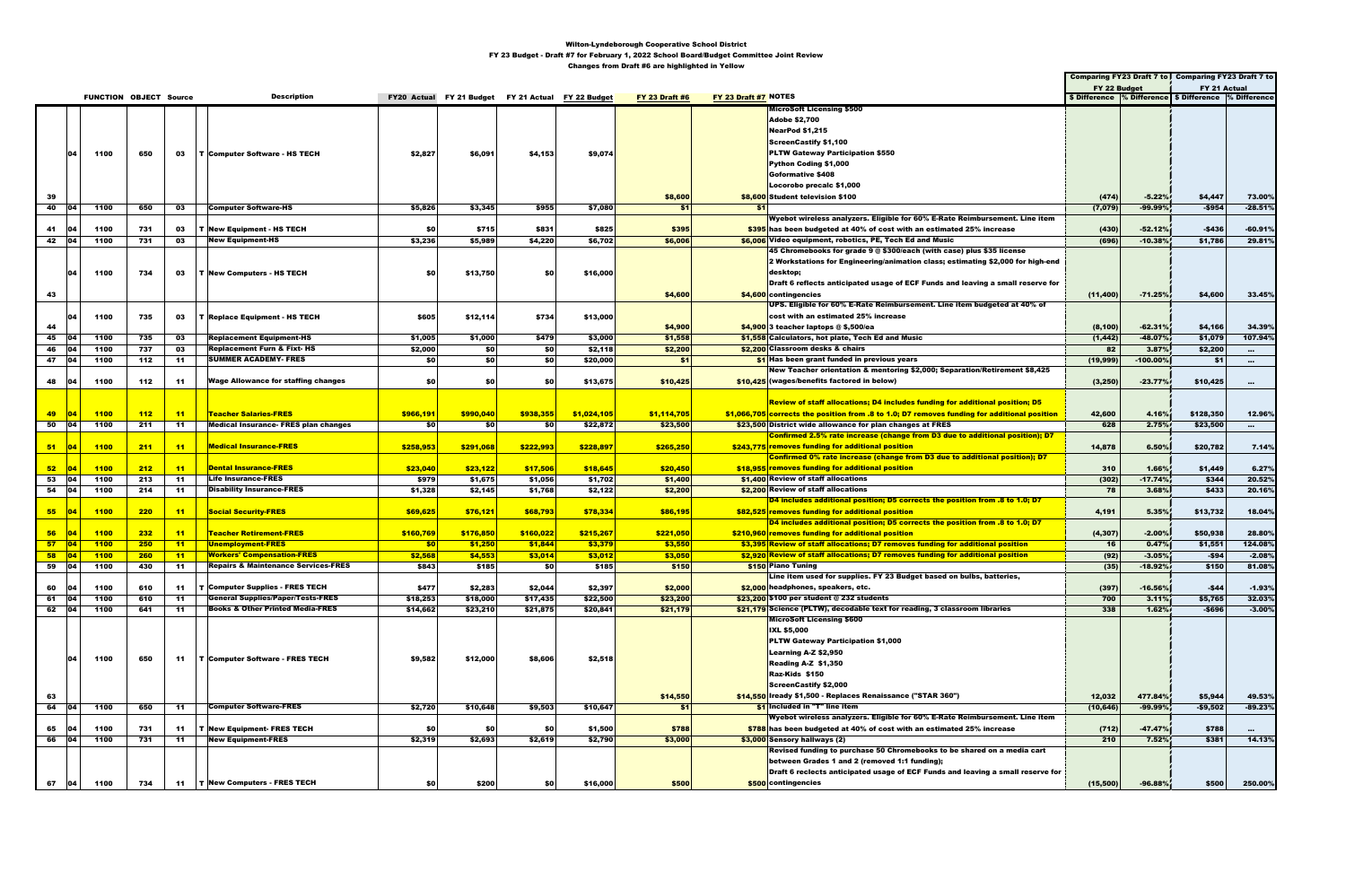Wilton-Lyndeborough Cooperative School District

FY 23 Budget - Draft #7 for February 1, 2022 School Board/Budget Committee Joint Review

Changes from Draft #6 are highlighted in Yellow

| | | FUNCTION | OBJECT | Source | | Description | FY20 Actual | FY 21 Budget | FY 21 Actual | FY 22 Budget | FY 23 Draft #6 | FY 23 Draft #7 | NOTES | Comparing FY23 Draft 7 to FY 22 Budget $ Difference | % Difference | Comparing FY23 Draft 7 to FY 21 Actual $ Difference | % Difference |
|---|---|---|---|---|---|---|---|---|---|---|---|---|---|---|---|---|---|
| 39 | 04 | 1100 | 650 | 03 | T | Computer Software - HS TECH | $2,827 | $6,091 | $4,153 | $9,074 | $8,600 | $8,600 | MicroSoft Licensing $500; Adobe $2,700; NearPod $1,215; ScreenCastify $1,100; PLTW Gateway Participation $550; Python Coding $1,000; Goformative $408; Locorobo precalc $1,000; Student television $100 | (474) | -5.22% | $4,447 | 73.00% |
| 40 | 04 | 1100 | 650 | 03 | | Computer Software-HS | $5,826 | $3,345 | $955 | $7,080 | $1 | $1 | | (7,079) | -99.99% | -$954 | -28.51% |
| 41 | 04 | 1100 | 731 | 03 | T | New Equipment - HS TECH | $0 | $715 | $831 | $825 | $395 | $395 | Wyebot wireless analyzers. Eligible for 60% E-Rate Reimbursement. Line item has been budgeted at 40% of cost with an estimated 25% increase | (430) | -52.12% | -$436 | -60.91% |
| 42 | 04 | 1100 | 731 | 03 | | New Equipment-HS | $3,236 | $5,989 | $4,220 | $6,702 | $6,006 | $6,006 | Video equipment, robotics, PE, Tech Ed and Music | (696) | -10.38% | $1,786 | 29.81% |
| 43 | 04 | 1100 | 734 | 03 | T | New Computers - HS TECH | $0 | $13,750 | $0 | $16,000 | $4,600 | $4,600 | 45 Chromebooks for grade 9 @ $300/each (with case) plus $35 license; 2 Workstations for Engineering/animation class; estimating $2,000 for high-end desktop; Draft 6 reflects anticipated usage of ECF Funds and leaving a small reserve for contingencies | (11,400) | -71.25% | $4,600 | 33.45% |
| 44 | 04 | 1100 | 735 | 03 | T | Replace Equipment - HS TECH | $605 | $12,114 | $734 | $13,000 | $4,900 | $4,900 | UPS. Eligible for 60% E-Rate Reimbursement. Line item budgeted at 40% of cost with an estimated 25% increase; 3 teacher laptops @ $,500/ea | (8,100) | -62.31% | $4,166 | 34.39% |
| 45 | 04 | 1100 | 735 | 03 | | Replacement Equipment-HS | $1,005 | $1,000 | $479 | $3,000 | $1,558 | $1,558 | Calculators, hot plate, Tech Ed and Music | (1,442) | -48.07% | $1,079 | 107.94% |
| 46 | 04 | 1100 | 737 | 03 | | Replacement Furn & Fixt- HS | $2,000 | $0 | $0 | $2,118 | $2,200 | $2,200 | Classroom desks & chairs | 82 | 3.87% | $2,200 | ... |
| 47 | 04 | 1100 | 112 | 11 | | SUMMER ACADEMY- FRES | $0 | $0 | $0 | $20,000 | $1 | $1 | Has been grant funded in previous years | (19,999) | -100.00% | $1 | ... |
| 48 | 04 | 1100 | 112 | 11 | | Wage Allowance for staffing changes | $0 | $0 | $0 | $13,675 | $10,425 | $10,425 | New Teacher orientation & mentoring $2,000; Separation/Retirement $8,425 (wages/benefits factored in below) | (3,250) | -23.77% | $10,425 | ... |
| 49 | 04 | 1100 | 112 | 11 | | Teacher Salaries-FRES | $966,191 | $990,040 | $938,355 | $1,024,105 | $1,114,705 | $1,066,705 | Review of staff allocations; D4 includes funding for additional position; D5 corrects the position from .8 to 1.0; D7 removes funding for additional position | 42,600 | 4.16% | $128,350 | 12.96% |
| 50 | 04 | 1100 | 211 | 11 | | Medical Insurance- FRES plan changes | $0 | $0 | $0 | $22,872 | $23,500 | $23,500 | District wide allowance for plan changes at FRES | 628 | 2.75% | $23,500 | ... |
| 51 | 04 | 1100 | 211 | 11 | | Medical Insurance-FRES | $258,953 | $291,068 | $222,993 | $228,897 | $265,250 | $243,775 | Confirmed 2.5% rate increase (change from D3 due to additional position); D7 removes funding for additional position | 14,878 | 6.50% | $20,782 | 7.14% |
| 52 | 04 | 1100 | 212 | 11 | | Dental Insurance-FRES | $23,040 | $23,122 | $17,506 | $18,645 | $20,450 | $18,955 | Confirmed 0% rate increase (change from D3 due to additional position); D7 removes funding for additional position | 310 | 1.66% | $1,449 | 6.27% |
| 53 | 04 | 1100 | 213 | 11 | | Life Insurance-FRES | $979 | $1,675 | $1,056 | $1,702 | $1,400 | $1,400 | Review of staff allocations | (302) | -17.74% | $344 | 20.52% |
| 54 | 04 | 1100 | 214 | 11 | | Disability Insurance-FRES | $1,328 | $2,145 | $1,768 | $2,122 | $2,200 | $2,200 | Review of staff allocations | 78 | 3.68% | $433 | 20.16% |
| 55 | 04 | 1100 | 220 | 11 | | Social Security-FRES | $69,625 | $76,121 | $68,793 | $78,334 | $86,195 | $82,525 | D4 includes additional position; D5 corrects the position from .8 to 1.0; D7 removes funding for additional position | 4,191 | 5.35% | $13,732 | 18.04% |
| 56 | 04 | 1100 | 232 | 11 | | Teacher Retirement-FRES | $160,769 | $176,850 | $160,022 | $215,267 | $221,050 | $210,960 | D4 includes additional position; D5 corrects the position from .8 to 1.0; D7 removes funding for additional position | (4,307) | -2.00% | $50,938 | 28.80% |
| 57 | 04 | 1100 | 250 | 11 | | Unemployment-FRES | $0 | $1,250 | $1,844 | $3,379 | $3,550 | $3,395 | Review of staff allocations; D7 removes funding for additional position | 16 | 0.47% | $1,551 | 124.08% |
| 58 | 04 | 1100 | 260 | 11 | | Workers' Compensation-FRES | $2,568 | $4,553 | $3,014 | $3,012 | $3,050 | $2,920 | Review of staff allocations; D7 removes funding for additional position | (92) | -3.05% | -$94 | -2.08% |
| 59 | 04 | 1100 | 430 | 11 | | Repairs & Maintenance Services-FRES | $843 | $185 | $0 | $185 | $150 | $150 | Piano Tuning | (35) | -18.92% | $150 | 81.08% |
| 60 | 04 | 1100 | 610 | 11 | T | Computer Supplies - FRES TECH | $477 | $2,283 | $2,044 | $2,397 | $2,000 | $2,000 | Line item used for supplies. FY 23 Budget based on bulbs, batteries, headphones, speakers, etc. | (397) | -16.56% | -$44 | -1.93% |
| 61 | 04 | 1100 | 610 | 11 | | General Supplies/Paper/Tests-FRES | $18,253 | $18,000 | $17,435 | $22,500 | $23,200 | $23,200 | $100 per student @ 232 students | 700 | 3.11% | $5,765 | 32.03% |
| 62 | 04 | 1100 | 641 | 11 | | Books & Other Printed Media-FRES | $14,662 | $23,210 | $21,875 | $20,841 | $21,179 | $21,179 | Science (PLTW), decodable text for reading, 3 classroom libraries | 338 | 1.62% | -$696 | -3.00% |
| 63 | 04 | 1100 | 650 | 11 | T | Computer Software - FRES TECH | $9,582 | $12,000 | $8,606 | $2,518 | $14,550 | $14,550 | MicroSoft Licensing $600; IXL $5,000; PLTW Gateway Participation $1,000; Learning A-Z $2,950; Reading A-Z $1,350; Raz-Kids $150; ScreenCastify $2,000; Iready $1,500 - Replaces Renaissance ("STAR 360") | 12,032 | 477.84% | $5,944 | 49.53% |
| 64 | 04 | 1100 | 650 | 11 | | Computer Software-FRES | $2,720 | $10,648 | $9,503 | $10,647 | $1 | $1 | Included in "T" line item | (10,646) | -99.99% | -$9,502 | -89.23% |
| 65 | 04 | 1100 | 731 | 11 | T | New Equipment- FRES TECH | $0 | $0 | $0 | $1,500 | $788 | $788 | Wyebot wireless analyzers. Eligible for 60% E-Rate Reimbursement. Line item has been budgeted at 40% of cost with an estimated 25% increase | (712) | -47.47% | $788 | ... |
| 66 | 04 | 1100 | 731 | 11 | | New Equipment-FRES | $2,319 | $2,693 | $2,619 | $2,790 | $3,000 | $3,000 | Sensory hallways (2) | 210 | 7.52% | $381 | 14.13% |
| 67 | 04 | 1100 | 734 | 11 | T | New Computers - FRES TECH | $0 | $200 | $0 | $16,000 | $500 | $500 | Revised funding to purchase 50 Chromebooks to be shared on a media cart between Grades 1 and 2 (removed 1:1 funding); Draft 6 reclects anticipated usage of ECF Funds and leaving a small reserve for contingencies | (15,500) | -96.88% | $500 | 250.00% |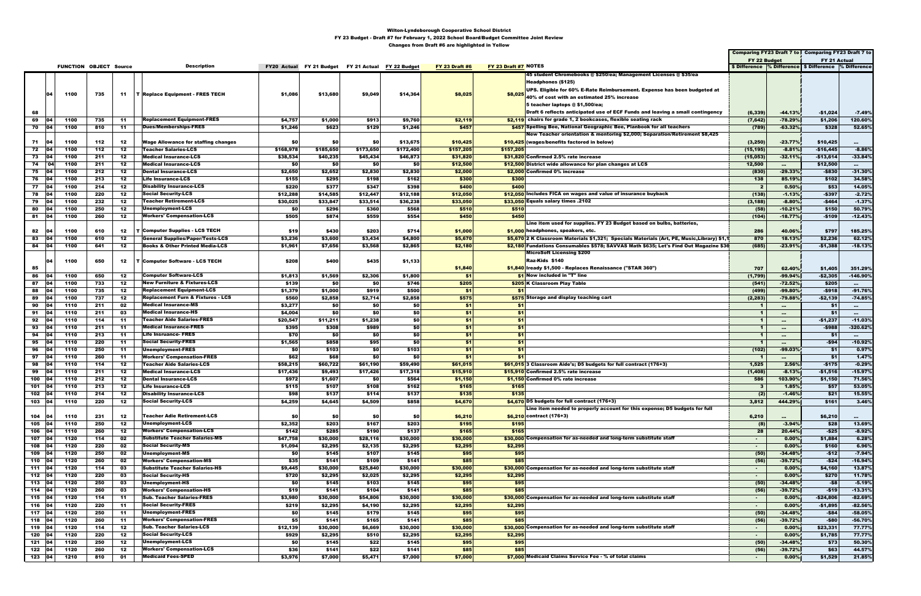# Wilton-Lyndeborough Cooperative School District

## FY 23 Budget - Draft #7 for February 1, 2022 School Board/Budget Committee Joint Review

### Changes from Draft #6 are highlighted in Yellow

| | | FUNCTION | OBJECT | Source | | Description | FY20 Actual | FY 21 Budget | FY 21 Actual | FY 22 Budget | FY 23 Draft #6 | FY 23 Draft #7 | NOTES | Comparing FY23 Draft 7 to FY 22 Budget | | Comparing FY23 Draft 7 to FY 21 Actual | |
|---|---|---|---|---|---|---|---|---|---|---|---|---|---|---|---|---|---|
| | | | | | | | | | | | | | | $ Difference | % Difference | $ Difference | % Difference |
| 68 | 04 | 1100 | 735 | 11 | T | Replace Equipment - FRES TECH | $1,086 | $13,680 | $9,049 | $14,364 | $8,025 | $8,025 | 45 student Chromebooks @ $250/ea; Management Licenses @ $35/ea Headphones ($125) UPS. Eligible for 60% E-Rate Reimbursement. Expense has been budgeted at 40% of cost with an estimated 25% increase 5 teacher laptops @ $1,500/ea; Draft 6 reflects anticipated use of ECF Funds and leaving a small contingency | (6,339) | -44.13% | -$1,024 | -7.49% |
| 69 | 04 | 1100 | 735 | 11 | | Replacement Equipment-FRES | $4,757 | $1,000 | $913 | $9,760 | $2,119 | $2,119 | chairs for grade 1, 2 bookcases, flexible seating rack | (7,642) | -78.29% | $1,206 | 120.60% |
| 70 | 04 | 1100 | 810 | 11 | | Dues/Memberships-FRES | $1,246 | $623 | $129 | $1,246 | $457 | $457 | Spelling Bee, National Geographic Bee, Planbook for all teachers | (789) | -63.32% | $328 | 52.65% |
| 71 | 04 | 1100 | 112 | 12 | | Wage Allowance for staffing changes | $0 | $0 | $0 | $13,675 | $10,425 | $10,425 | New Teacher orientation & mentoring $2,000; Separation/Retirement $8,425 (wages/benefits factored in below) | (3,250) | -23.77% | $10,425 | ... |
| 72 | 04 | 1100 | 112 | 12 | | Teacher Salaries-LCS | $168,978 | $185,650 | $173,650 | $172,400 | $157,205 | $157,205 | | (15,195) | -8.81% | -$16,445 | -8.86% |
| 73 | 04 | 1100 | 211 | 12 | | Medical Insurance-LCS | $38,534 | $40,235 | $45,434 | $46,873 | $31,820 | $31,820 | Confirmed 2.5% rate increase | (15,053) | -32.11% | -$13,614 | -33.84% |
| 74 | 04 | 1100 | 211 | 12 | | Medical Insurance-LCS | $0 | $0 | $0 | $0 | $12,500 | $12,500 | District wide allowance for plan changes at LCS | 12,500 | ... | $12,500 | ... |
| 75 | 04 | 1100 | 212 | 12 | | Dental Insurance-LCS | $2,650 | $2,652 | $2,830 | $2,830 | $2,000 | $2,000 | Confirmed 0% increase | (830) | -29.33% | -$830 | -31.30% |
| 76 | 04 | 1100 | 213 | 12 | | Life Insurance-LCS | $155 | $295 | $198 | $162 | $300 | $300 | | 138 | 85.19% | $102 | 34.58% |
| 77 | 04 | 1100 | 214 | 12 | | Disability Insurance-LCS | $220 | $377 | $347 | $398 | $400 | $400 | | 2 | 0.50% | $53 | 14.05% |
| 78 | 04 | 1100 | 220 | 12 | | Social Security-LCS | $12,288 | $14,585 | $12,447 | $12,188 | $12,050 | $12,050 | Includes FICA on wages and value of insurance buyback | (138) | -1.13% | -$397 | -2.72% |
| 79 | 04 | 1100 | 232 | 12 | | Teacher Retirement-LCS | $30,025 | $33,847 | $33,514 | $36,238 | $33,050 | $33,050 | Equals salary times .2102 | (3,188) | -8.80% | -$464 | -1.37% |
| 80 | 04 | 1100 | 250 | 12 | | Unemployment-LCS | $0 | $296 | $360 | $568 | $510 | $510 | | (58) | -10.21% | $150 | 50.79% |
| 81 | 04 | 1100 | 260 | 12 | | Workers' Compensation-LCS | $505 | $874 | $559 | $554 | $450 | $450 | | (104) | -18.77% | -$109 | -12.43% |
| 82 | 04 | 1100 | 610 | 12 | T | Computer Supplies - LCS TECH | $19 | $430 | $203 | $714 | $1,000 | $1,000 | Line item used for supplies. FY 23 Budget based on bulbs, batteries, headphones, speakers, etc. | 286 | 40.06% | $797 | 185.25% |
| 83 | 04 | 1100 | 610 | 12 | | General Supplies/Paper/Tests-LCS | $3,236 | $3,600 | $3,434 | $4,800 | $5,670 | $5,670 | 2 K Classroom Materials $1,321; Specials Materials (Art, PE, Music,Library) $1,1 | 870 | 18.13% | $2,236 | 62.12% |
| 84 | 04 | 1100 | 641 | 12 | | Books & Other Printed Media-LCS | $1,961 | $7,656 | $3,568 | $2,865 | $2,180 | $2,180 | Fundations Consumables $578; SAVVAS Math $635; Let's Find Out Magazine $36 | (685) | -23.91% | -$1,388 | -18.13% |
| 85 | 04 | 1100 | 650 | 12 | T | Computer Software - LCS TECH | $208 | $400 | $435 | $1,133 | $1,840 | $1,840 | MicroSoft Licensing $200 Raz-Kids $140 Iready $1,500 - Replaces Renaissance ("STAR 360") | 707 | 62.40% | $1,405 | 351.29% |
| 86 | 04 | 1100 | 650 | 12 | | Computer Software-LCS | $1,813 | $1,569 | $2,306 | $1,800 | $1 | $1 | Now included in "T" line | (1,799) | -99.94% | -$2,305 | -146.90% |
| 87 | 04 | 1100 | 733 | 12 | | New Furniture & Fixtures-LCS | $139 | $0 | $0 | $746 | $205 | $205 | K Classroom Play Table | (541) | -72.52% | $205 | ... |
| 88 | 04 | 1100 | 735 | 12 | | Replacement Equipment-LCS | $1,379 | $1,000 | $919 | $500 | $1 | $1 | | (499) | -99.80% | -$918 | -91.76% |
| 89 | 04 | 1100 | 737 | 12 | | Replacement Furn & Fixtures - LCS | $560 | $2,858 | $2,714 | $2,858 | $575 | $575 | Storage and display teaching cart | (2,283) | -79.88% | -$2,139 | -74.85% |
| 90 | 04 | 1110 | 211 | 02 | | Medical Insurance-MS | $3,277 | $0 | $0 | $0 | $1 | $1 | | 1 | ... | $1 | ... |
| 91 | 04 | 1110 | 211 | 03 | | Medical Insurance-HS | $4,004 | $0 | $0 | $0 | $1 | $1 | | 1 | ... | $1 | ... |
| 92 | 04 | 1110 | 114 | 11 | | Teacher Aide Salaries-FRES | $20,547 | $11,211 | $1,238 | $0 | $1 | $1 | | 1 | ... | -$1,237 | -11.03% |
| 93 | 04 | 1110 | 211 | 11 | | Medical Insurance-FRES | $395 | $308 | $989 | $0 | $1 | $1 | | 1 | ... | -$988 | -320.62% |
| 94 | 04 | 1110 | 213 | 11 | | Life Insruance- FRES | $70 | $0 | $0 | $0 | $1 | $1 | | 1 | ... | $1 | ... |
| 95 | 04 | 1110 | 220 | 11 | | Social Security-FRES | $1,565 | $858 | $95 | $0 | $1 | $1 | | 1 | ... | -$94 | -10.92% |
| 96 | 04 | 1110 | 250 | 11 | | Unemployment-FRES | $0 | $103 | $0 | $103 | $1 | $1 | | (102) | -99.03% | $1 | 0.97% |
| 97 | 04 | 1110 | 260 | 11 | | Workers' Compensation-FRES | $62 | $68 | $0 | $0 | $1 | $1 | | 1 | ... | $1 | 1.47% |
| 98 | 04 | 1110 | 114 | 12 | | Teacher Aide Salaries-LCS | $58,215 | $60,722 | $61,190 | $59,490 | $61,015 | $61,015 | 3 Classroom Aide's; D5 budgets for full contract (176+3) | 1,525 | 2.56% | -$175 | -0.29% |
| 99 | 04 | 1110 | 211 | 12 | | Medical Insurance-LCS | $17,436 | $9,493 | $17,426 | $17,318 | $15,910 | $15,910 | Confirmed 2.5% rate increase | (1,408) | -8.13% | -$1,516 | -15.97% |
| 100 | 04 | 1110 | 212 | 12 | | Dental Insurance-LCS | $972 | $1,607 | $0 | $564 | $1,150 | $1,150 | Confirmed 0% rate increase | 586 | 103.90% | $1,150 | 71.56% |
| 101 | 04 | 1110 | 213 | 12 | | Life Insurance-LCS | $115 | $107 | $108 | $162 | $165 | $165 | | 3 | 1.85% | $57 | 53.05% |
| 102 | 04 | 1110 | 214 | 12 | | Disability Insurance-LCS | $98 | $137 | $114 | $137 | $135 | $135 | | (2) | -1.46% | $21 | 15.55% |
| 103 | 04 | 1110 | 220 | 12 | | Social Security-LCS | $4,259 | $4,645 | $4,509 | $858 | $4,670 | $4,670 | D5 budgets for full contract (176+3) | 3,812 | 444.29% | $161 | 3.46% |
| 104 | 04 | 1110 | 231 | 12 | | Teacher Adie Retirement-LCS | $0 | $0 | $0 | $0 | $6,210 | $6,210 | Line item needed to properly account for this expense; D5 budgets for full contract (176+3) | 6,210 | ... | $6,210 | ... |
| 105 | 04 | 1110 | 250 | 12 | | Unemployment-LCS | $2,352 | $203 | $167 | $203 | $195 | $195 | | (8) | -3.94% | $28 | 13.69% |
| 106 | 04 | 1110 | 260 | 12 | | Workers' Compensation-LCS | $142 | $285 | $190 | $137 | $165 | $165 | | 28 | 20.44% | -$25 | -8.92% |
| 107 | 04 | 1120 | 114 | 02 | | Substitute Teacher Salaries-MS | $47,758 | $30,000 | $28,116 | $30,000 | $30,000 | $30,000 | Compensation for as-needed and long-term substitute staff | - | 0.00% | $1,884 | 6.28% |
| 108 | 04 | 1120 | 220 | 02 | | Social Security-MS | $1,094 | $2,295 | $2,135 | $2,295 | $2,295 | $2,295 | | - | 0.00% | $160 | 6.96% |
| 109 | 04 | 1120 | 250 | 02 | | Unemployment-MS | $0 | $145 | $107 | $145 | $95 | $95 | | (50) | -34.48% | -$12 | -7.94% |
| 110 | 04 | 1120 | 260 | 02 | | Workers' Compensation-MS | $35 | $141 | $109 | $141 | $85 | $85 | | (56) | -39.72% | -$24 | -16.94% |
| 111 | 04 | 1120 | 114 | 03 | | Substitute Teacher Salaries-HS | $9,445 | $30,000 | $25,840 | $30,000 | $30,000 | $30,000 | Compensation for as-needed and long-term substitute staff | - | 0.00% | $4,160 | 13.87% |
| 112 | 04 | 1120 | 220 | 03 | | Social Security-HS | $720 | $2,295 | $2,025 | $2,295 | $2,295 | $2,295 | | - | 0.00% | $270 | 11.78% |
| 113 | 04 | 1120 | 250 | 03 | | Unemployment-HS | $0 | $145 | $103 | $145 | $95 | $95 | | (50) | -34.48% | -$8 | -5.19% |
| 114 | 04 | 1120 | 260 | 03 | | Workers' Compensation-HS | $19 | $141 | $104 | $141 | $85 | $85 | | (56) | -39.72% | -$19 | -13.31% |
| 115 | 04 | 1120 | 114 | 11 | | Sub. Teacher Salaries-FRES | $3,980 | $30,000 | $54,806 | $30,000 | $30,000 | $30,000 | Compensation for as-needed and long-term substitute staff | - | 0.00% | -$24,806 | -82.69% |
| 116 | 04 | 1120 | 220 | 11 | | Social Security-FRES | $219 | $2,295 | $4,190 | $2,295 | $2,295 | $2,295 | | - | 0.00% | -$1,895 | -82.56% |
| 117 | 04 | 1120 | 250 | 11 | | Unemployment-FRES | $0 | $145 | $179 | $145 | $95 | $95 | | (50) | -34.48% | -$84 | -58.05% |
| 118 | 04 | 1120 | 260 | 11 | | Workers' Compensation-FRES | $5 | $141 | $165 | $141 | $85 | $85 | | (56) | -39.72% | -$80 | -56.70% |
| 119 | 04 | 1120 | 114 | 12 | | Sub. Teacher Salaries-LCS | $12,139 | $30,000 | $6,669 | $30,000 | $30,000 | $30,000 | Compensation for as-needed and long-term substitute staff | - | 0.00% | $23,331 | 77.77% |
| 120 | 04 | 1120 | 220 | 12 | | Social Security-LCS | $929 | $2,295 | $510 | $2,295 | $2,295 | $2,295 | | - | 0.00% | $1,785 | 77.77% |
| 121 | 04 | 1120 | 250 | 12 | | Unemployment-LCS | $0 | $145 | $22 | $145 | $95 | $95 | | (50) | -34.48% | $73 | 50.30% |
| 122 | 04 | 1120 | 260 | 12 | | Workers' Compensation-LCS | $36 | $141 | $22 | $141 | $85 | $85 | | (56) | -39.72% | $63 | 44.57% |
| 123 | 04 | 1210 | 810 | 01 | | Medicaid Fees-SPED | $3,976 | $7,000 | $5,471 | $7,000 | $7,000 | $7,000 | Medicaid Claims Service Fee - % of total claims | - | 0.00% | $1,529 | 21.85% |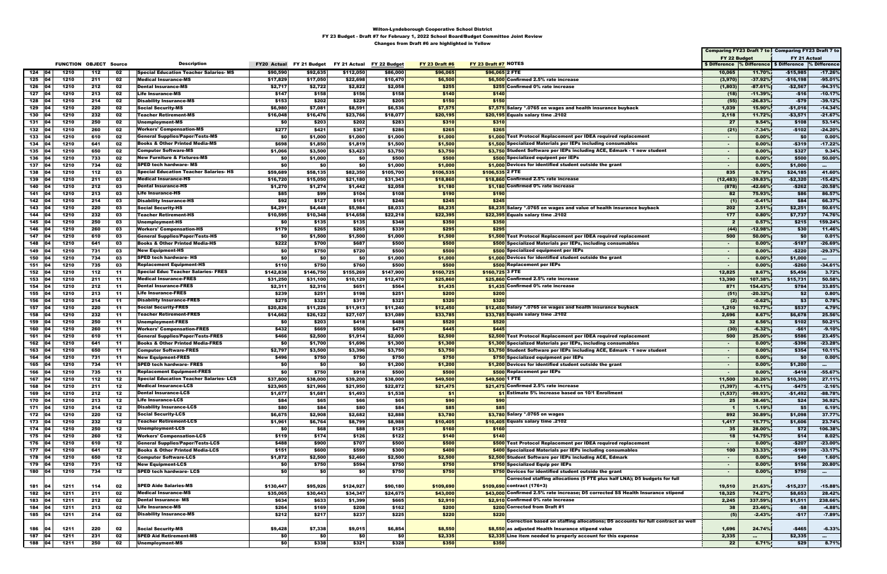# Wilton-Lyndeborough Cooperative School District

## FY 23 Budget - Draft #7 for February 1, 2022 School Board/Budget Committee Joint Review

### Changes from Draft #6 are highlighted in Yellow

| | | FUNCTION | OBJECT | Source | Description | FY20 Actual | FY 21 Budget | FY 21 Actual | FY 22 Budget | FY 23 Draft #6 | FY 23 Draft #7 | NOTES | Comparing FY23 Draft 7 to FY 22 Budget $ Difference | Comparing FY23 Draft 7 to FY 22 Budget % Difference | Comparing FY23 Draft 7 to FY 21 Actual $ Difference | Comparing FY23 Draft 7 to FY 21 Actual % Difference |
|---|---|---|---|---|---|---|---|---|---|---|---|---|---|---|---|---|
| 124 | 04 | 1210 | 112 | 02 | Special Education Teacher Salaries- MS | $90,590 | $92,635 | $112,050 | $86,000 | $96,065 | $96,065 | 2 FTE | 10,065 | 11.70% | -$15,985 | -17.26% |
| 125 | 04 | 1210 | 211 | 02 | Medical Insurance-MS | $17,829 | $17,050 | $22,698 | $10,470 | $6,500 | $6,500 | Confirmed 2.5% rate increase | (3,970) | -37.92% | -$16,198 | -95.01% |
| 126 | 04 | 1210 | 212 | 02 | Dental Insurance-MS | $2,717 | $2,722 | $2,822 | $2,058 | $255 | $255 | Confirmed 0% rate increase | (1,803) | -87.61% | -$2,567 | -94.31% |
| 127 | 04 | 1210 | 213 | 02 | Life Insurance-MS | $147 | $158 | $156 | $158 | $140 | $140 | | (18) | -11.39% | -$16 | -10.17% |
| 128 | 04 | 1210 | 214 | 02 | Disability Insurance-MS | $153 | $202 | $229 | $205 | $150 | $150 | | (55) | -26.83% | -$79 | -39.12% |
| 129 | 04 | 1210 | 220 | 02 | Social Security-MS | $6,980 | $7,081 | $8,591 | $6,536 | $7,575 | $7,575 | Salary *.0765 on wages and health insurance buyback | 1,039 | 15.90% | -$1,016 | -14.34% |
| 130 | 04 | 1210 | 232 | 02 | Teacher Retirement-MS | $16,048 | $16,476 | $23,766 | $18,077 | $20,195 | $20,195 | Equals salary time .2102 | 2,118 | 11.72% | -$3,571 | -21.67% |
| 131 | 04 | 1210 | 250 | 02 | Unemployment-MS | $0 | $203 | $202 | $283 | $310 | $310 | | 27 | 9.54% | $108 | 53.14% |
| 132 | 04 | 1210 | 260 | 02 | Workers' Compensation-MS | $277 | $421 | $367 | $286 | $265 | $265 | | (21) | -7.34% | -$102 | -24.20% |
| 133 | 04 | 1210 | 610 | 02 | General Supplies/Paper/Tests-MS | $0 | $1,000 | $1,000 | $1,000 | $1,000 | $1,000 | Test Protocol Replacement per IDEA required replacement | - | 0.00% | $0 | 0.00% |
| 134 | 04 | 1210 | 641 | 02 | Books & Other Printed Media-MS | $698 | $1,850 | $1,819 | $1,500 | $1,500 | $1,500 | Specialized Materials per IEPs including consumables | - | 0.00% | -$319 | -17.22% |
| 135 | 04 | 1210 | 650 | 02 | Computer Software-MS | $1,066 | $3,500 | $3,423 | $3,750 | $3,750 | $3,750 | Student Software per IEPs including ACE, Edmark - 1 new student | - | 0.00% | $327 | 9.34% |
| 136 | 04 | 1210 | 733 | 02 | New Furniture & Fixtures-MS | $0 | $1,000 | $0 | $500 | $500 | $500 | Specialized equipent per IEPs | - | 0.00% | $500 | 50.00% |
| 137 | 04 | 1210 | 734 | 02 | SPED tech hardware- MS | $0 | $0 | $0 | $1,000 | $1,000 | $1,000 | Devices for identified student outside the grant | - | 0.00% | $1,000 | ... |
| 138 | 04 | 1210 | 112 | 03 | Special Education Teacher Salaries- HS | $59,689 | $58,135 | $82,350 | $105,700 | $106,535 | $106,535 | 2 FTE | 835 | 0.79% | $24,185 | 41.60% |
| 139 | 04 | 1210 | 211 | 03 | Medical Insurance-HS | $16,720 | $15,050 | $21,180 | $31,343 | $18,860 | $18,860 | Confirmed 2.5% rate increase | (12,483) | -39.83% | -$2,320 | -15.42% |
| 140 | 04 | 1210 | 212 | 03 | Dental Insurance-HS | $1,270 | $1,274 | $1,442 | $2,058 | $1,180 | $1,180 | Confirmed 0% rate increase | (878) | -42.66% | -$262 | -20.58% |
| 141 | 04 | 1210 | 213 | 03 | Life Insurance-HS | $85 | $99 | $104 | $108 | $190 | $190 | | 82 | 75.93% | $86 | 86.57% |
| 142 | 04 | 1210 | 214 | 03 | Disability Insurance-HS | $92 | $127 | $161 | $246 | $245 | $245 | | (1) | -0.41% | $84 | 66.37% |
| 143 | 04 | 1210 | 220 | 03 | Social Security-HS | $4,291 | $4,448 | $5,984 | $8,033 | $8,235 | $8,235 | Salary *.0765 on wages and value of health insurance buyback | 202 | 2.51% | $2,251 | 50.61% |
| 144 | 04 | 1210 | 232 | 03 | Teacher Retirement-HS | $10,595 | $10,348 | $14,658 | $22,218 | $22,395 | $22,395 | Equals salary time .2102 | 177 | 0.80% | $7,737 | 74.76% |
| 145 | 04 | 1210 | 250 | 03 | Unemployment-HS | $0 | $135 | $135 | $348 | $350 | $350 | | 2 | 0.57% | $215 | 159.24% |
| 146 | 04 | 1210 | 260 | 03 | Workers' Compensation-HS | $179 | $265 | $265 | $339 | $295 | $295 | | (44) | -12.98% | $30 | 11.46% |
| 147 | 04 | 1210 | 610 | 03 | General Supplies/Paper/Tests-HS | $0 | $1,500 | $1,500 | $1,000 | $1,500 | $1,500 | Test Protocol Replacement per IDEA required replacement | 500 | 50.00% | $0 | 0.01% |
| 148 | 04 | 1210 | 641 | 03 | Books & Other Printed Media-HS | $222 | $700 | $687 | $500 | $500 | $500 | Specialized Materials per IEPs, including consumables | - | 0.00% | -$187 | -26.69% |
| 149 | 04 | 1210 | 731 | 03 | New Equipment-HS | $0 | $750 | $720 | $500 | $500 | $500 | Specialized equipment per IEPs | - | 0.00% | -$220 | -29.37% |
| 150 | 04 | 1210 | 734 | 03 | SPED tech hardware- HS | $0 | $0 | $0 | $1,000 | $1,000 | $1,000 | Devices for identified student outside the grant | - | 0.00% | $1,000 | ... |
| 151 | 04 | 1210 | 735 | 03 | Replacement Equipment-HS | $110 | $750 | $760 | $500 | $500 | $500 | Replacement per IEPs | - | 0.00% | -$260 | -34.61% |
| 152 | 04 | 1210 | 112 | 11 | Special Educ Teacher Salaries- FRES | $142,838 | $146,750 | $155,269 | $147,900 | $160,725 | $160,725 | 3 FTE | 12,825 | 8.67% | $5,456 | 3.72% |
| 153 | 04 | 1210 | 211 | 11 | Medical Insurance-FRES | $31,250 | $31,100 | $10,129 | $12,470 | $25,860 | $25,860 | Confirmed 2.5% rate increase | 13,390 | 107.38% | $15,731 | 50.58% |
| 154 | 04 | 1210 | 212 | 11 | Dental Insurance-FRES | $2,311 | $2,316 | $651 | $564 | $1,435 | $1,435 | Confirmed 0% rate increase | 871 | 154.43% | $784 | 33.85% |
| 155 | 04 | 1210 | 213 | 11 | Life Insurance-FRES | $239 | $251 | $198 | $251 | $200 | $200 | | (51) | -20.32% | $2 | 0.80% |
| 156 | 04 | 1210 | 214 | 11 | Disability Insurance-FRES | $275 | $322 | $317 | $322 | $320 | $320 | | (2) | -0.62% | $3 | 0.78% |
| 157 | 04 | 1210 | 220 | 11 | Social Security-FRES | $20,826 | $11,226 | $11,913 | $11,240 | $12,450 | $12,450 | Salary *.0765 on wages and health insurance buyback | 1,210 | 10.77% | $537 | 4.79% |
| 158 | 04 | 1210 | 232 | 11 | Teacher Retirement-FRES | $14,662 | $26,122 | $27,107 | $31,089 | $33,785 | $33,785 | Equals salary time .2102 | 2,696 | 8.67% | $6,678 | 25.56% |
| 159 | 04 | 1210 | 250 | 11 | Unemployment-FRES | $0 | $203 | $418 | $488 | $520 | $520 | | 32 | 6.56% | $102 | 50.21% |
| 160 | 04 | 1210 | 260 | 11 | Workers' Compensation-FRES | $432 | $669 | $506 | $475 | $445 | $445 | | (30) | -6.32% | -$61 | -9.10% |
| 161 | 04 | 1210 | 610 | 11 | General Supplies/Paper/Tests-FRES | $466 | $2,500 | $1,914 | $2,000 | $2,500 | $2,500 | Test Protocol Replacement per IDEA required replacement | 500 | 25.00% | $586 | 23.45% |
| 162 | 04 | 1210 | 641 | 11 | Books & Other Printed Media-FRES | $0 | $1,700 | $1,696 | $1,300 | $1,300 | $1,300 | Specialized Materials per IEPs, including consumables | - | 0.00% | -$396 | -23.28% |
| 163 | 04 | 1210 | 650 | 11 | Computer Software-FRES | $2,797 | $3,500 | $3,396 | $3,750 | $3,750 | $3,750 | Student Software per IEPs including ACE, Edmark - 1 new student | - | 0.00% | $354 | 10.11% |
| 164 | 04 | 1210 | 731 | 11 | New Equipment-FRES | $496 | $750 | $750 | $750 | $750 | $750 | Specialized equipment per IEPs | - | 0.00% | $0 | 0.00% |
| 165 | 04 | 1210 | 734 | 11 | SPED tech hardware- FRES | $0 | $0 | $0 | $1,200 | $1,200 | $1,200 | Devices for identified student outside the grant | - | 0.00% | $1,200 | ... |
| 166 | 04 | 1210 | 735 | 11 | Replacement Equipment-FRES | $0 | $750 | $918 | $500 | $500 | $500 | Replacement per IEPs | - | 0.00% | -$418 | -55.67% |
| 167 | 04 | 1210 | 112 | 12 | Special Education Teacher Salaries- LCS | $37,800 | $38,000 | $39,200 | $38,000 | $49,500 | $49,500 | 1 FTE | 11,500 | 30.26% | $10,300 | 27.11% |
| 168 | 04 | 1210 | 211 | 12 | Medical Insurance-LCS | $23,965 | $21,966 | $21,950 | $22,872 | $21,475 | $21,475 | Confirmed 2.5% rate increase | (1,397) | -6.11% | -$475 | -2.16% |
| 169 | 04 | 1210 | 212 | 12 | Dental Insurance-LCS | $1,677 | $1,681 | $1,493 | $1,538 | $1 | $1 | Estimate 5% increase based on 10/1 Enrollment | (1,537) | -99.93% | -$1,492 | -88.78% |
| 170 | 04 | 1210 | 213 | 12 | Life Insurance-LCS | $84 | $65 | $66 | $65 | $90 | $90 | | 25 | 38.46% | $24 | 36.92% |
| 171 | 04 | 1210 | 214 | 12 | Disability Insurance-LCS | $80 | $84 | $80 | $84 | $85 | $85 | | 1 | 1.19% | $5 | 6.19% |
| 172 | 04 | 1210 | 220 | 12 | Social Security-LCS | $6,675 | $2,908 | $2,682 | $2,888 | $3,780 | $3,780 | Salary *.0765 on wages | 892 | 30.89% | $1,098 | 37.77% |
| 173 | 04 | 1210 | 232 | 12 | Teacher Retirement-LCS | $1,961 | $6,764 | $8,799 | $8,988 | $10,405 | $10,405 | Equals salary time .2102 | 1,417 | 15.77% | $1,606 | 23.74% |
| 174 | 04 | 1210 | 250 | 12 | Unemployment-LCS | $0 | $68 | $88 | $125 | $160 | $160 | | 35 | 28.00% | $72 | 106.38% |
| 175 | 04 | 1210 | 260 | 12 | Workers' Compensation-LCS | $119 | $174 | $126 | $122 | $140 | $140 | | 18 | 14.75% | $14 | 8.02% |
| 176 | 04 | 1210 | 610 | 12 | General Supplies/Paper/Tests-LCS | $488 | $900 | $707 | $500 | $500 | $500 | Test Protocol Replacement per IDEA required replacement | - | 0.00% | -$207 | -23.00% |
| 177 | 04 | 1210 | 641 | 12 | Books & Other Printed Media-LCS | $151 | $600 | $599 | $300 | $400 | $400 | Specialized Materials per IEPs including consumables | 100 | 33.33% | -$199 | -33.17% |
| 178 | 04 | 1210 | 650 | 12 | Computer Software-LCS | $1,872 | $2,500 | $2,460 | $2,500 | $2,500 | $2,500 | Student Software per IEPs including ACE, Edmark | - | 0.00% | $40 | 1.60% |
| 179 | 04 | 1210 | 731 | 12 | New Equipment-LCS | $0 | $750 | $594 | $750 | $750 | $750 | Specialized Equip per IEPs | - | 0.00% | $156 | 20.80% |
| 180 | 04 | 1210 | 734 | 12 | SPED tech hardware- LCS | $0 | $0 | $0 | $750 | $750 | $750 | Devices for identified student outside the grant | - | 0.00% | $750 | ... |
| 181 | 04 | 1211 | 114 | 02 | SPED Aide Salaries-MS | $130,447 | $95,926 | $124,927 | $90,180 | $109,690 | $109,690 | Corrected staffing allocations (5 FTE plus half LNA); D5 budgets for full contract (176+3) | 19,510 | 21.63% | -$15,237 | -15.88% |
| 182 | 04 | 1211 | 211 | 02 | Medical Insurance-MS | $35,065 | $30,443 | $34,347 | $24,675 | $43,000 | $43,000 | Confirmed 2.5% rate increase; D5 corrected SS Health Insurance stipend | 18,325 | 74.27% | $8,653 | 28.42% |
| 183 | 04 | 1211 | 212 | 02 | Dental Insurance- MS | $634 | $633 | $1,399 | $665 | $2,910 | $2,910 | Confirmed 0% rate increase | 2,245 | 337.59% | $1,511 | 238.66% |
| 184 | 04 | 1211 | 213 | 02 | Life Insurance-MS | $264 | $169 | $208 | $162 | $200 | $200 | Corrected from Draft #1 | 38 | 23.46% | -$8 | -4.88% |
| 185 | 04 | 1211 | 214 | 02 | Disability Insurance-MS | $212 | $217 | $237 | $225 | $220 | $220 | | (5) | -2.43% | -$17 | -7.89% |
| 186 | 04 | 1211 | 220 | 02 | Social Security-MS | $9,428 | $7,338 | $9,015 | $6,854 | $8,550 | $8,550 | Correction based on staffing allocations; D5 accounts for full contract as well as adjusted Health Insurance stipend value | 1,696 | 24.74% | -$465 | -6.33% |
| 187 | 04 | 1211 | 231 | 02 | SPED Aid Retirement-MS | $0 | $0 | $0 | $0 | $2,335 | $2,335 | Line item needed to properly account for this expense | 2,335 | ... | $2,335 | ... |
| 188 | 04 | 1211 | 250 | 02 | Unemployment-MS | $0 | $338 | $321 | $328 | $350 | $350 | | 22 | 6.71% | $29 | 8.71% |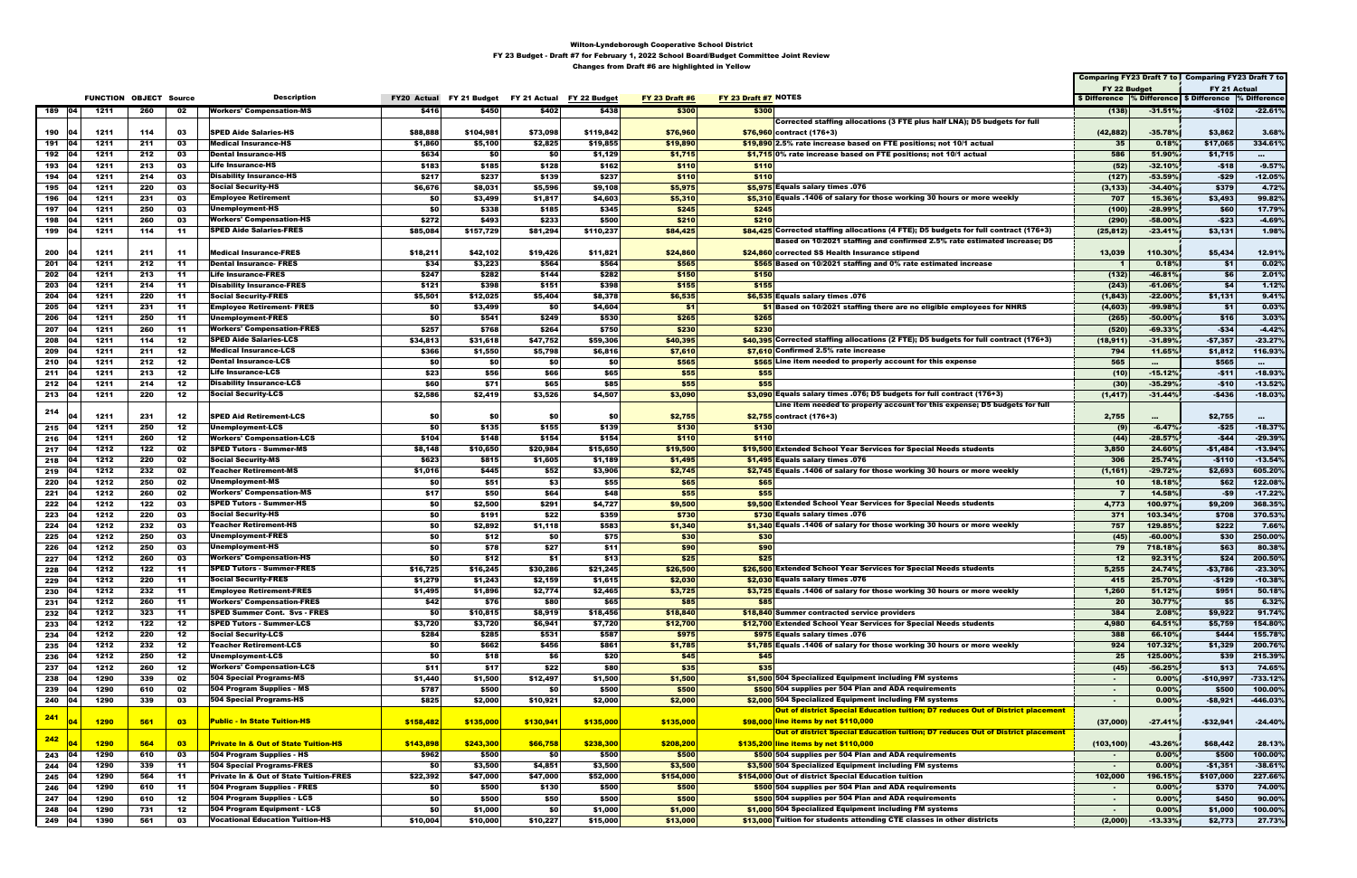# Wilton-Lyndeborough Cooperative School District

## FY 23 Budget - Draft #7 for February 1, 2022 School Board/Budget Committee Joint Review

### Changes from Draft #6 are highlighted in Yellow

| | | FUNCTION | OBJECT | Source | Description | FY20 Actual | FY 21 Budget | FY 21 Actual | FY 22 Budget | FY 23 Draft #6 | FY 23 Draft #7 | NOTES | Comparing FY23 Draft 7 to FY 22 Budget $ Difference | Comparing FY23 Draft 7 to FY 22 Budget % Difference | Comparing FY23 Draft 7 to FY 21 Actual $ Difference | Comparing FY23 Draft 7 to FY 21 Actual % Difference |
|---|---|---|---|---|---|---|---|---|---|---|---|---|---|---|---|---|
| 189 | 04 | 1211 | 260 | 02 | Workers' Compensation-MS | $416 | $450 | $402 | $438 | $300 | $300 | | (138) | -31.51% | -$102 | -22.61% |
| 190 | 04 | 1211 | 114 | 03 | SPED Aide Salaries-HS | $88,888 | $104,981 | $73,098 | $119,842 | $76,960 | $76,960 | Corrected staffing allocations (3 FTE plus half LNA); D5 budgets for full contract (176+3) | (42,882) | -35.78% | $3,862 | 3.68% |
| 191 | 04 | 1211 | 211 | 03 | Medical Insurance-HS | $1,860 | $5,100 | $2,825 | $19,855 | $19,890 | $19,890 | 2.5% rate increase based on FTE positions; not 10/1 actual | 35 | 0.18% | $17,065 | 334.61% |
| 192 | 04 | 1211 | 212 | 03 | Dental Insurance-HS | $634 | $0 | $0 | $1,129 | $1,715 | $1,715 | 0% rate increase based on FTE positions; not 10/1 actual | 586 | 51.90% | $1,715 | ... |
| 193 | 04 | 1211 | 213 | 03 | Life Insurance-HS | $183 | $185 | $128 | $162 | $110 | $110 | | (52) | -32.10% | -$18 | -9.57% |
| 194 | 04 | 1211 | 214 | 03 | Disability Insurance-HS | $217 | $237 | $139 | $237 | $110 | $110 | | (127) | -53.59% | -$29 | -12.05% |
| 195 | 04 | 1211 | 220 | 03 | Social Security-HS | $6,676 | $8,031 | $5,596 | $9,108 | $5,975 | $5,975 | Equals salary times .076 | (3,133) | -34.40% | $379 | 4.72% |
| 196 | 04 | 1211 | 231 | 03 | Employee Retirement | $0 | $3,499 | $1,817 | $4,603 | $5,310 | $5,310 | Equals .1406 of salary for those working 30 hours or more weekly | 707 | 15.36% | $3,493 | 99.82% |
| 197 | 04 | 1211 | 250 | 03 | Unemployment-HS | $0 | $338 | $185 | $345 | $245 | $245 | | (100) | -28.99% | $60 | 17.79% |
| 198 | 04 | 1211 | 260 | 03 | Workers' Compensation-HS | $272 | $493 | $233 | $500 | $210 | $210 | | (290) | -58.00% | -$23 | -4.69% |
| 199 | 04 | 1211 | 114 | 11 | SPED Aide Salaries-FRES | $85,084 | $157,729 | $81,294 | $110,237 | $84,425 | $84,425 | Corrected staffing allocations (4 FTE); D5 budgets for full contract (176+3) | (25,812) | -23.41% | $3,131 | 1.98% |
| 200 | 04 | 1211 | 211 | 11 | Medical Insurance-FRES | $18,211 | $42,102 | $19,426 | $11,821 | $24,860 | $24,860 | Based on 10/2021 staffing and confirmed 2.5% rate estimated increase; D5 corrected SS Health Insurance stipend | 13,039 | 110.30% | $5,434 | 12.91% |
| 201 | 04 | 1211 | 212 | 11 | Dental Insurance- FRES | $34 | $3,223 | $564 | $564 | $565 | $565 | Based on 10/2021 staffing and 0% rate estimated increase | 1 | 0.18% | $1 | 0.02% |
| 202 | 04 | 1211 | 213 | 11 | Life Insurance-FRES | $247 | $282 | $144 | $282 | $150 | $150 | | (132) | -46.81% | $6 | 2.01% |
| 203 | 04 | 1211 | 214 | 11 | Disability Insurance-FRES | $121 | $398 | $151 | $398 | $155 | $155 | | (243) | -61.06% | $4 | 1.12% |
| 204 | 04 | 1211 | 220 | 11 | Social Security-FRES | $5,501 | $12,025 | $5,404 | $8,378 | $6,535 | $6,535 | Equals salary times .076 | (1,843) | -22.00% | $1,131 | 9.41% |
| 205 | 04 | 1211 | 231 | 11 | Employee Retirement- FRES | $0 | $3,499 | $0 | $4,604 | $1 | $1 | Based on 10/2021 staffing there are no eligible employees for NHRS | (4,603) | -99.98% | $1 | 0.03% |
| 206 | 04 | 1211 | 250 | 11 | Unemployment-FRES | $0 | $541 | $249 | $530 | $265 | $265 | | (265) | -50.00% | $16 | 3.03% |
| 207 | 04 | 1211 | 260 | 11 | Workers' Compensation-FRES | $257 | $768 | $264 | $750 | $230 | $230 | | (520) | -69.33% | -$34 | -4.42% |
| 208 | 04 | 1211 | 114 | 12 | SPED Aide Salaries-LCS | $34,813 | $31,618 | $47,752 | $59,306 | $40,395 | $40,395 | Corrected staffing allocations (2 FTE); D5 budgets for full contract (176+3) | (18,911) | -31.89% | -$7,357 | -23.27% |
| 209 | 04 | 1211 | 211 | 12 | Medical Insurance-LCS | $366 | $1,550 | $5,798 | $6,816 | $7,610 | $7,610 | Confirmed 2.5% rate increase | 794 | 11.65% | $1,812 | 116.93% |
| 210 | 04 | 1211 | 212 | 12 | Dental Insurance-LCS | $0 | $0 | $0 | $0 | $565 | $565 | Line item needed to properly account for this expense | 565 | ... | $565 | ... |
| 211 | 04 | 1211 | 213 | 12 | Life Insurance-LCS | $23 | $56 | $66 | $65 | $55 | $55 | | (10) | -15.12% | -$11 | -18.93% |
| 212 | 04 | 1211 | 214 | 12 | Disability Insurance-LCS | $60 | $71 | $65 | $85 | $55 | $55 | | (30) | -35.29% | -$10 | -13.52% |
| 213 | 04 | 1211 | 220 | 12 | Social Security-LCS | $2,586 | $2,419 | $3,526 | $4,507 | $3,090 | $3,090 | Equals salary times .076; D5 budgets for full contract (176+3) | (1,417) | -31.44% | -$436 | -18.03% |
| 214 | 04 | 1211 | 231 | 12 | SPED Aid Retirement-LCS | $0 | $0 | $0 | $0 | $2,755 | $2,755 | Line item needed to properly account for this expense; D5 budgets for full contract (176+3) | 2,755 | ... | $2,755 | ... |
| 215 | 04 | 1211 | 250 | 12 | Unemployment-LCS | $0 | $135 | $155 | $139 | $130 | $130 | | (9) | -6.47% | -$25 | -18.37% |
| 216 | 04 | 1211 | 260 | 12 | Workers' Compensation-LCS | $104 | $148 | $154 | $154 | $110 | $110 | | (44) | -28.57% | -$44 | -29.39% |
| 217 | 04 | 1212 | 122 | 02 | SPED Tutors - Summer-MS | $8,148 | $10,650 | $20,984 | $15,650 | $19,500 | $19,500 | Extended School Year Services for Special Needs students | 3,850 | 24.60% | -$1,484 | -13.94% |
| 218 | 04 | 1212 | 220 | 02 | Social Security-MS | $623 | $815 | $1,605 | $1,189 | $1,495 | $1,495 | Equals salary times .076 | 306 | 25.74% | -$110 | -13.54% |
| 219 | 04 | 1212 | 232 | 02 | Teacher Retirement-MS | $1,016 | $445 | $52 | $3,906 | $2,745 | $2,745 | Equals .1406 of salary for those working 30 hours or more weekly | (1,161) | -29.72% | $2,693 | 605.20% |
| 220 | 04 | 1212 | 250 | 02 | Unemployment-MS | $0 | $51 | $3 | $55 | $65 | $65 | | 10 | 18.18% | $62 | 122.08% |
| 221 | 04 | 1212 | 260 | 02 | Workers' Compensation-MS | $17 | $50 | $64 | $48 | $55 | $55 | | 7 | 14.58% | -$9 | -17.22% |
| 222 | 04 | 1212 | 122 | 03 | SPED Tutors - Summer-HS | $0 | $2,500 | $291 | $4,727 | $9,500 | $9,500 | Extended School Year Services for Special Needs students | 4,773 | 100.97% | $9,209 | 368.35% |
| 223 | 04 | 1212 | 220 | 03 | Social Security-HS | $0 | $191 | $22 | $359 | $730 | $730 | Equals salary times .076 | 371 | 103.34% | $708 | 370.53% |
| 224 | 04 | 1212 | 232 | 03 | Teacher Retirement-HS | $0 | $2,892 | $1,118 | $583 | $1,340 | $1,340 | Equals .1406 of salary for those working 30 hours or more weekly | 757 | 129.85% | $222 | 7.66% |
| 225 | 04 | 1212 | 250 | 03 | Unemployment-FRES | $0 | $12 | $0 | $75 | $30 | $30 | | (45) | -60.00% | $30 | 250.00% |
| 226 | 04 | 1212 | 250 | 03 | Unemployment-HS | $0 | $78 | $27 | $11 | $90 | $90 | | 79 | 718.18% | $63 | 80.38% |
| 227 | 04 | 1212 | 260 | 03 | Workers' Compensation-HS | $0 | $12 | $1 | $13 | $25 | $25 | | 12 | 92.31% | $24 | 200.50% |
| 228 | 04 | 1212 | 122 | 11 | SPED Tutors - Summer-FRES | $16,725 | $16,245 | $30,286 | $21,245 | $26,500 | $26,500 | Extended School Year Services for Special Needs students | 5,255 | 24.74% | -$3,786 | -23.30% |
| 229 | 04 | 1212 | 220 | 11 | Social Security-FRES | $1,279 | $1,243 | $2,159 | $1,615 | $2,030 | $2,030 | Equals salary times .076 | 415 | 25.70% | -$129 | -10.38% |
| 230 | 04 | 1212 | 232 | 11 | Employee Retirement-FRES | $1,495 | $1,896 | $2,774 | $2,465 | $3,725 | $3,725 | Equals .1406 of salary for those working 30 hours or more weekly | 1,260 | 51.12% | $951 | 50.18% |
| 231 | 04 | 1212 | 260 | 11 | Workers' Compensation-FRES | $42 | $76 | $80 | $65 | $85 | $85 | | 20 | 30.77% | $5 | 6.32% |
| 232 | 04 | 1212 | 323 | 11 | SPED Summer Cont. Svs - FRES | $0 | $10,815 | $8,919 | $18,456 | $18,840 | $18,840 | Summer contracted service providers | 384 | 2.08% | $9,922 | 91.74% |
| 233 | 04 | 1212 | 122 | 12 | SPED Tutors - Summer-LCS | $3,720 | $3,720 | $6,941 | $7,720 | $12,700 | $12,700 | Extended School Year Services for Special Needs students | 4,980 | 64.51% | $5,759 | 154.80% |
| 234 | 04 | 1212 | 220 | 12 | Social Security-LCS | $284 | $285 | $531 | $587 | $975 | $975 | Equals salary times .076 | 388 | 66.10% | $444 | 155.78% |
| 235 | 04 | 1212 | 232 | 12 | Teacher Retirement-LCS | $0 | $662 | $456 | $861 | $1,785 | $1,785 | Equals .1406 of salary for those working 30 hours or more weekly | 924 | 107.32% | $1,329 | 200.76% |
| 236 | 04 | 1212 | 250 | 12 | Unemployment-LCS | $0 | $18 | $6 | $20 | $45 | $45 | | 25 | 125.00% | $39 | 215.39% |
| 237 | 04 | 1212 | 260 | 12 | Workers' Compensation-LCS | $11 | $17 | $22 | $80 | $35 | $35 | | (45) | -56.25% | $13 | 74.65% |
| 238 | 04 | 1290 | 339 | 02 | 504 Special Programs-MS | $1,440 | $1,500 | $12,497 | $1,500 | $1,500 | $1,500 | 504 Specialized Equipment including FM systems | - | 0.00% | -$10,997 | -733.12% |
| 239 | 04 | 1290 | 610 | 02 | 504 Program Supplies - MS | $787 | $500 | $0 | $500 | $500 | $500 | 504 supplies per 504 Plan and ADA requirements | - | 0.00% | $500 | 100.00% |
| 240 | 04 | 1290 | 339 | 03 | 504 Special Programs-HS | $825 | $2,000 | $10,921 | $2,000 | $2,000 | $2,000 | 504 Specialized Equipment including FM systems | - | 0.00% | -$8,921 | -446.03% |
| 241 | 04 | 1290 | 561 | 03 | Public - In State Tuition-HS | $158,482 | $135,000 | $130,941 | $135,000 | $135,000 | $98,000 | Out of district Special Education tuition; D7 reduces Out of District placement line items by net $110,000 | (37,000) | -27.41% | -$32,941 | -24.40% |
| 242 | 04 | 1290 | 564 | 03 | Private In & Out of State Tuition-HS | $143,898 | $243,300 | $66,758 | $238,300 | $208,200 | $135,200 | Out of district Special Education tuition; D7 reduces Out of District placement line items by net $110,000 | (103,100) | -43.26% | $68,442 | 28.13% |
| 243 | 04 | 1290 | 610 | 03 | 504 Program Supplies - HS | $962 | $500 | $0 | $500 | $500 | $500 | 504 supplies per 504 Plan and ADA requirements | - | 0.00% | $500 | 100.00% |
| 244 | 04 | 1290 | 339 | 11 | 504 Special Programs-FRES | $0 | $3,500 | $4,851 | $3,500 | $3,500 | $3,500 | 504 Specialized Equipment including FM systems | - | 0.00% | -$1,351 | -38.61% |
| 245 | 04 | 1290 | 564 | 11 | Private In & Out of State Tuition-FRES | $22,392 | $47,000 | $47,000 | $52,000 | $154,000 | $154,000 | Out of district Special Education tuition | 102,000 | 196.15% | $107,000 | 227.66% |
| 246 | 04 | 1290 | 610 | 11 | 504 Program Supplies - FRES | $0 | $500 | $130 | $500 | $500 | $500 | 504 supplies per 504 Plan and ADA requirements | - | 0.00% | $370 | 74.00% |
| 247 | 04 | 1290 | 610 | 12 | 504 Program Supplies - LCS | $0 | $500 | $50 | $500 | $500 | $500 | 504 supplies per 504 Plan and ADA requirements | - | 0.00% | $450 | 90.00% |
| 248 | 04 | 1290 | 731 | 12 | 504 Program Equipment - LCS | $0 | $1,000 | $0 | $1,000 | $1,000 | $1,000 | 504 Specialized Equipment including FM systems | - | 0.00% | $1,000 | 100.00% |
| 249 | 04 | 1390 | 561 | 03 | Vocational Education Tuition-HS | $10,004 | $10,000 | $10,227 | $15,000 | $13,000 | $13,000 | Tuition for students attending CTE classes in other districts | (2,000) | -13.33% | $2,773 | 27.73% |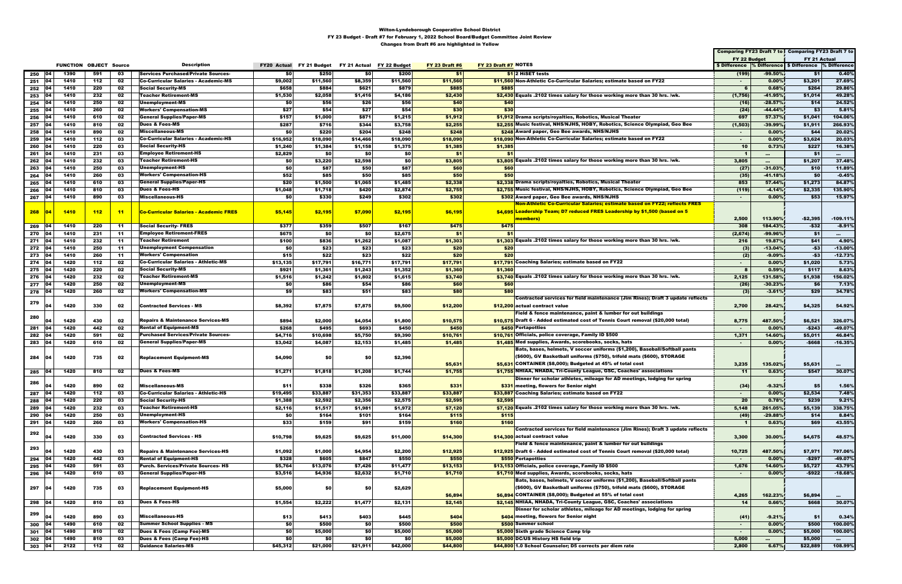# Wilton-Lyndeborough Cooperative School District

## FY 23 Budget - Draft #7 for February 1, 2022 School Board/Budget Committee Joint Review

### Changes from Draft #6 are highlighted in Yellow

| | | FUNCTION | OBJECT | Source | Description | FY20 Actual | FY 21 Budget | FY 21 Actual | FY 22 Budget | FY 23 Draft #6 | FY 23 Draft #7 | NOTES | Comparing FY23 Draft 7 to FY 22 Budget $ Difference | % Difference | Comparing FY23 Draft 7 to FY 21 Actual $ Difference | % Difference |
|---|---|---|---|---|---|---|---|---|---|---|---|---|---|---|---|---|
| 250 | 04 | 1390 | 591 | 03 | Services Purchased/Private Sources- | $0 | $250 | $0 | $200 | $1 | $1 | 2 HISET tests | (199) | -99.50% | $1 | 0.40% |
| 251 | 04 | 1410 | 112 | 02 | Co-Curricular Salaries - Academic-MS | $9,002 | $11,560 | $8,359 | $11,560 | $11,560 | $11,560 | Non-Athletic Co-Curricular Salaries; estimate based on FY22 | - | 0.00% | $3,201 | 27.69% |
| 252 | 04 | 1410 | 220 | 02 | Social Security-MS | $658 | $884 | $621 | $879 | $885 | $885 | | 6 | 0.68% | $264 | 29.86% |
| 253 | 04 | 1410 | 232 | 02 | Teacher Retirement-MS | $1,530 | $2,058 | $1,416 | $4,186 | $2,430 | $2,430 | Equals .2102 times salary for those working more than 30 hrs. /wk. | (1,756) | -41.95% | $1,014 | 49.28% |
| 254 | 04 | 1410 | 250 | 02 | Unemployment-MS | $0 | $56 | $26 | $56 | $40 | $40 | | (16) | -28.57% | $14 | 24.52% |
| 255 | 04 | 1410 | 260 | 02 | Workers' Compensation-MS | $27 | $54 | $27 | $54 | $30 | $30 | | (24) | -44.44% | $3 | 5.81% |
| 256 | 04 | 1410 | 610 | 02 | General Supplies/Paper-MS | $157 | $1,000 | $871 | $1,215 | $1,912 | $1,912 | Drama scripts/royalties, Robotics, Musical Theater | 697 | 57.37% | $1,041 | 104.06% |
| 257 | 04 | 1410 | 810 | 02 | Dues & Fees-MS | $287 | $716 | $344 | $3,758 | $2,255 | $2,255 | Music festival, NHS/NJHS, HOBY, Robotics, Science Olympiad, Geo Bee | (1,503) | -39.99% | $1,911 | 266.93% |
| 258 | 04 | 1410 | 890 | 02 | Miscellaneous-MS | $0 | $220 | $204 | $248 | $248 | $248 | Award paper, Geo Bee awards, NHS/NJHS | - | 0.00% | $44 | 20.02% |
| 259 | 04 | 1410 | 112 | 03 | Co-Curricular Salaries - Academic-HS | $16,952 | $18,090 | $14,466 | $18,090 | $18,090 | $18,090 | Non-Athletic Co-Curricular Salaries; estimate based on FY22 | - | 0.00% | $3,624 | 20.03% |
| 260 | 04 | 1410 | 220 | 03 | Social Security-HS | $1,240 | $1,384 | $1,158 | $1,375 | $1,385 | $1,385 | | 10 | 0.73% | $227 | 16.38% |
| 261 | 04 | 1410 | 231 | 03 | Employee Retirement-HS | $2,829 | $0 | $0 | $0 | $1 | $1 | | 1 | ... | $1 | ... |
| 262 | 04 | 1410 | 232 | 03 | Teacher Retirement-HS | $0 | $3,220 | $2,598 | $0 | $3,805 | $3,805 | Equals .2102 times salary for those working more than 30 hrs. /wk. | 3,805 | ... | $1,207 | 37.48% |
| 263 | 04 | 1410 | 250 | 03 | Unemployment-HS | $0 | $87 | $50 | $87 | $60 | $60 | | (27) | -31.03% | $10 | 11.89% |
| 264 | 04 | 1410 | 260 | 03 | Workers' Compensation-HS | $52 | $85 | $50 | $85 | $50 | $50 | | (35) | -41.18% | $0 | -0.45% |
| 265 | 04 | 1410 | 610 | 03 | General Supplies/Paper-HS | $20 | $1,500 | $1,065 | $1,485 | $2,338 | $2,338 | Drama scripts/royalties, Robotics, Musical Theater | 853 | 57.44% | $1,273 | 84.87% |
| 266 | 04 | 1410 | 810 | 03 | Dues & Fees-HS | $1,048 | $1,718 | $420 | $2,874 | $2,755 | $2,755 | Music festival, NHS/NJHS, HOBY, Robotics, Science Olympiad, Geo Bee | (119) | -4.14% | $2,335 | 135.90% |
| 267 | 04 | 1410 | 890 | 03 | Miscellaneous-HS | $0 | $330 | $249 | $302 | $302 | $302 | Award paper, Geo Bee awards, NHS/NJHS | - | 0.00% | $53 | 15.97% |
| 268 | 04 | 1410 | 112 | 11 | Co-Curricular Salaries - Academic FRES | $5,145 | $2,195 | $7,090 | $2,195 | $6,195 | $4,695 | Non-Athletic Co-Curricular Salaries; estimate based on FY22; reflects FRES Leadership Stipends; D7 reduced FRES Leadership by $1,500 (based on 5 members) | 2,500 | 113.90% | -$2,395 | -109.11% |
| 269 | 04 | 1410 | 220 | 11 | Social Security- FRES | $377 | $359 | $507 | $167 | $475 | $475 | | 308 | 184.43% | -$32 | -8.91% |
| 270 | 04 | 1410 | 231 | 11 | Employee Retirement-FRES | $675 | $0 | $0 | $2,675 | $1 | $1 | | (2,674) | -99.96% | $1 | ... |
| 271 | 04 | 1410 | 232 | 11 | Teacher Retirement | $100 | $836 | $1,262 | $1,087 | $1,303 | $1,303 | Equals .2102 times salary for those working more than 30 hrs. /wk. | 216 | 19.87% | $41 | 4.90% |
| 272 | 04 | 1410 | 250 | 11 | Unemployment Compensation | $0 | $23 | $23 | $23 | $20 | $20 | | (3) | -13.04% | -$3 | -13.00% |
| 273 | 04 | 1410 | 260 | 11 | Workers' Compensation | $15 | $22 | $23 | $22 | $20 | $20 | | (2) | -9.09% | -$3 | -12.73% |
| 274 | 04 | 1420 | 112 | 02 | Co-Curricular Salaries - Athletic-MS | $13,135 | $17,791 | $16,771 | $17,791 | $17,791 | $17,791 | Coaching Salaries; estimate based on FY22 | - | 0.00% | $1,020 | 5.73% |
| 275 | 04 | 1420 | 220 | 02 | Social Security-MS | $921 | $1,361 | $1,243 | $1,352 | $1,360 | $1,360 | | 8 | 0.59% | $117 | 8.63% |
| 276 | 04 | 1420 | 232 | 02 | Teacher Retirement-MS | $1,516 | $1,242 | $1,802 | $1,615 | $3,740 | $3,740 | Equals .2102 times salary for those working more than 30 hrs. /wk. | 2,125 | 131.58% | $1,938 | 156.02% |
| 277 | 04 | 1420 | 250 | 02 | Unemployment-MS | $0 | $86 | $54 | $86 | $60 | $60 | | (26) | -30.23% | $6 | 7.13% |
| 278 | 04 | 1420 | 260 | 02 | Workers' Compensation-MS | $9 | $83 | $51 | $83 | $80 | $80 | | (3) | -3.61% | $29 | 34.78% |
| 279 | 04 | 1420 | 330 | 02 | Contracted Services - MS | $8,392 | $7,875 | $7,875 | $9,500 | $12,200 | $12,200 | Contracted services for field maintenance (Jim Rines); Draft 3 update reflects actual contract value | 2,700 | 28.42% | $4,325 | 54.92% |
| 280 | 04 | 1420 | 430 | 02 | Repairs & Maintenance Services-MS | $894 | $2,000 | $4,054 | $1,800 | $10,575 | $10,575 | Field & fence maintenance, paint & lumber for out buildings Draft 6 - Added estimated cost of Tennis Court removal ($20,000 total) | 8,775 | 487.50% | $6,521 | 326.07% |
| 281 | 04 | 1420 | 442 | 02 | Rental of Equipment-MS | $268 | $495 | $693 | $450 | $450 | $450 | Portapotties | - | 0.00% | -$243 | -49.07% |
| 282 | 04 | 1420 | 591 | 02 | Purchased Services/Private Sources- | $4,716 | $10,698 | $5,750 | $9,390 | $10,761 | $10,761 | Officials, police coverage, Family ID $500 | 1,371 | 14.60% | $5,011 | 46.84% |
| 283 | 04 | 1420 | 610 | 02 | General Supplies/Paper-MS | $3,042 | $4,087 | $2,153 | $1,485 | $1,485 | $1,485 | Med supplies, Awards, scorebooks, socks, hats | - | 0.00% | -$668 | -16.35% |
| 284 | 04 | 1420 | 735 | 02 | Replacement Equipment-MS | $4,090 | $0 | $0 | $2,396 | $5,631 | $5,631 | Bats, bases, helmets, V soccer uniforms ($1,200), Baseball/Softball pants ($600), GV Basketball uniforms ($750), trifold mats ($600), STORAGE CONTAINER ($8,000); Budgeted at 45% of total cost | 3,235 | 135.02% | $5,631 | ... |
| 285 | 04 | 1420 | 810 | 02 | Dues & Fees-MS | $1,271 | $1,818 | $1,208 | $1,744 | $1,755 | $1,755 | NHIAA, NHADA, Tri-County League, GSC, Coaches' associations | 11 | 0.63% | $547 | 30.07% |
| 286 | 04 | 1420 | 890 | 02 | Miscellaneous-MS | $11 | $338 | $326 | $365 | $331 | $331 | Dinner for scholar athletes, mileage for AD meetings, lodging for spring meeting, flowers for Senior night | (34) | -9.32% | $5 | 1.56% |
| 287 | 04 | 1420 | 112 | 03 | Co-Curricular Salaries - Athletic-HS | $19,495 | $33,887 | $31,353 | $33,887 | $33,887 | $33,887 | Coaching Salaries; estimate based on FY22 | - | 0.00% | $2,534 | 7.48% |
| 288 | 04 | 1420 | 220 | 03 | Social Security-HS | $1,388 | $2,592 | $2,356 | $2,575 | $2,595 | $2,595 | | 20 | 0.78% | $239 | 9.21% |
| 289 | 04 | 1420 | 232 | 03 | Teacher Retirement-HS | $2,116 | $1,517 | $1,981 | $1,972 | $7,120 | $7,120 | Equals .2102 times salary for those working more than 30 hrs. /wk. | 5,148 | 261.05% | $5,139 | 338.75% |
| 290 | 04 | 1420 | 250 | 03 | Unemployment-HS | $0 | $164 | $101 | $164 | $115 | $115 | | (49) | -29.88% | $14 | 8.84% |
| 291 | 04 | 1420 | 260 | 03 | Workers' Compensation-HS | $33 | $159 | $91 | $159 | $160 | $160 | | 1 | 0.63% | $69 | 43.55% |
| 292 | 04 | 1420 | 330 | 03 | Contracted Services - HS | $10,798 | $9,625 | $9,625 | $11,000 | $14,300 | $14,300 | Contracted services for field maintenance (Jim Rines); Draft 3 update reflects actual contract value | 3,300 | 30.00% | $4,675 | 48.57% |
| 293 | 04 | 1420 | 430 | 03 | Repairs & Maintenance Services-HS | $1,092 | $1,000 | $4,954 | $2,200 | $12,925 | $12,925 | Field & fence maintenance, paint & lumber for out buildings Draft 6 - Added estimated cost of Tennis Court removal ($20,000 total) | 10,725 | 487.50% | $7,971 | 797.06% |
| 294 | 04 | 1420 | 442 | 03 | Rental of Equipment-HS | $328 | $605 | $847 | $550 | $550 | $550 | Portapotties | - | 0.00% | -$297 | -49.07% |
| 295 | 04 | 1420 | 591 | 03 | Purch. Services/Private Sources- HS | $5,764 | $13,076 | $7,426 | $11,477 | $13,153 | $13,153 | Officials, police coverage, Family ID $500 | 1,676 | 14.60% | $5,727 | 43.79% |
| 296 | 04 | 1420 | 610 | 03 | General Supplies/Paper-HS | $3,516 | $4,936 | $2,632 | $1,710 | $1,710 | $1,710 | Med supplies, Awards, scorebooks, socks, hats | - | 0.00% | -$922 | -18.68% |
| 297 | 04 | 1420 | 735 | 03 | Replacement Equipment-HS | $5,000 | $0 | $0 | $2,629 | $6,894 | $6,894 | Bats, bases, helmets, V soccer uniforms ($1,200), Baseball/Softball pants ($600), GV Basketball uniforms ($750), trifold mats ($600), STORAGE CONTAINER ($8,000); Budgeted at 55% of total cost | 4,265 | 162.23% | $6,894 | ... |
| 298 | 04 | 1420 | 810 | 03 | Dues & Fees-HS | $1,554 | $2,222 | $1,477 | $2,131 | $2,145 | $2,145 | NHIAA, NHADA, Tri-County League, GSC, Coaches' associations | 14 | 0.66% | $668 | 30.07% |
| 299 | 04 | 1420 | 890 | 03 | Miscellaneous-HS | $13 | $413 | $403 | $445 | $404 | $404 | Dinner for scholar athletes, mileage for AD meetings, lodging for spring meeting, flowers for Senior night | (41) | -9.21% | $1 | 0.34% |
| 300 | 04 | 1490 | 610 | 02 | Summer School Supplies - MS | $0 | $500 | $0 | $500 | $500 | $500 | Summer school | - | 0.00% | $500 | 100.00% |
| 301 | 04 | 1490 | 810 | 02 | Dues & Fees (Camp Fee)-MS | $0 | $5,000 | $0 | $5,000 | $5,000 | $5,000 | Sixth grade Science Camp trip | - | 0.00% | $5,000 | 100.00% |
| 302 | 04 | 1490 | 810 | 03 | Dues & Fees (Camp Fee)-HS | $0 | $0 | $0 | $0 | $5,000 | $5,000 | DC/US History HS field trip | 5,000 | ... | $5,000 | ... |
| 303 | 04 | 2122 | 112 | 02 | Guidance Salaries-MS | $45,312 | $21,000 | $21,911 | $42,000 | $44,800 | $44,800 | 1.0 School Counselor; D5 corrects per diem rate | 2,800 | 6.67% | $22,889 | 108.99% |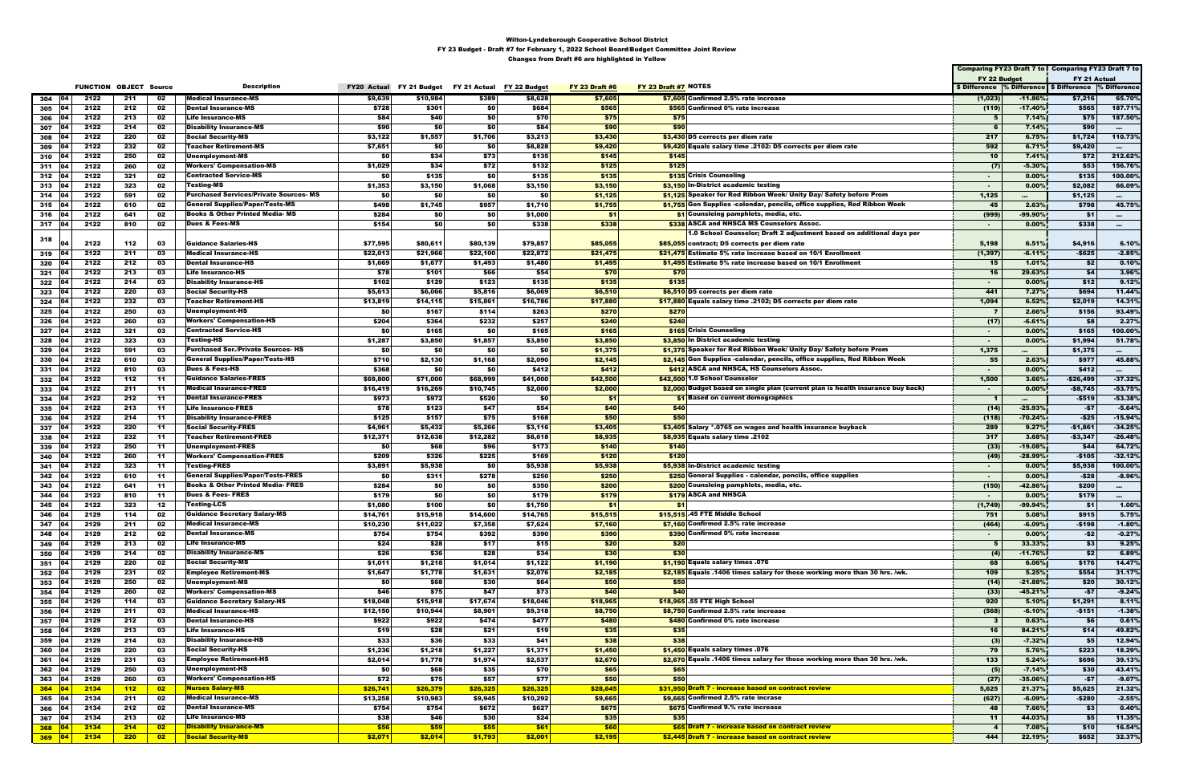Wilton-Lyndeborough Cooperative School District

FY 23 Budget - Draft #7 for February 1, 2022 School Board/Budget Committee Joint Review

Changes from Draft #6 are highlighted in Yellow

| | | FUNCTION | OBJECT | Source | Description | FY20 Actual | FY 21 Budget | FY 21 Actual | FY 22 Budget | FY 23 Draft #6 | FY 23 Draft #7 | NOTES | Comparing FY23 Draft 7 to FY 22 Budget | | Comparing FY23 Draft 7 to FY 21 Actual | |
|---|---|---|---|---|---|---|---|---|---|---|---|---|---|---|---|---|
| | | | | | | | | | | | | | $ Difference | % Difference | $ Difference | % Difference |
| 304 | 04 | 2122 | 211 | 02 | Medical Insurance-MS | $9,639 | $10,984 | $389 | $8,628 | $7,605 | $7,605 | Confirmed 2.5% rate increase | (1,023) | -11.86% | $7,216 | 65.70% |
| 305 | 04 | 2122 | 212 | 02 | Dental Insurance-MS | $728 | $301 | $0 | $684 | $565 | $565 | Confirmed 0% rate increase | (119) | -17.40% | $565 | 187.71% |
| 306 | 04 | 2122 | 213 | 02 | Life Insurance-MS | $84 | $40 | $0 | $70 | $75 | $75 | | 5 | 7.14% | $75 | 187.50% |
| 307 | 04 | 2122 | 214 | 02 | Disability Insurance-MS | $90 | $0 | $0 | $84 | $90 | $90 | | 6 | 7.14% | $90 | ... |
| 308 | 04 | 2122 | 220 | 02 | Social Security-MS | $3,122 | $1,557 | $1,706 | $3,213 | $3,430 | $3,430 | D5 corrects per diem rate | 217 | 6.75% | $1,724 | 110.73% |
| 309 | 04 | 2122 | 232 | 02 | Teacher Retirement-MS | $7,651 | $0 | $0 | $8,828 | $9,420 | $9,420 | Equals salary time .2102: D5 corrects per diem rate | 592 | 6.71% | $9,420 | ... |
| 310 | 04 | 2122 | 250 | 02 | Unemployment-MS | $0 | $34 | $73 | $135 | $145 | $145 | | 10 | 7.41% | $72 | 212.62% |
| 311 | 04 | 2122 | 260 | 02 | Workers' Compensation-MS | $1,029 | $34 | $72 | $132 | $125 | $125 | | (7) | -5.30% | $53 | 156.76% |
| 312 | 04 | 2122 | 321 | 02 | Contracted Service-MS | $0 | $135 | $0 | $135 | $135 | $135 | Crisis Counseling | - | 0.00% | $135 | 100.00% |
| 313 | 04 | 2122 | 323 | 02 | Testing-MS | $1,353 | $3,150 | $1,068 | $3,150 | $3,150 | $3,150 | In-District academic testing | - | 0.00% | $2,082 | 66.09% |
| 314 | 04 | 2122 | 591 | 02 | Purchased Services/Private Sources- MS | $0 | $0 | $0 | $0 | $1,125 | $1,125 | Speaker for Red Ribbon Week/ Unity Day/ Safety before Prom | 1,125 | ... | $1,125 | ... |
| 315 | 04 | 2122 | 610 | 02 | General Supplies/Paper/Tests-MS | $498 | $1,745 | $957 | $1,710 | $1,755 | $1,755 | Gen Supplies -calendar, pencils, office supplies, Red Ribbon Week | 45 | 2.63% | $798 | 45.75% |
| 316 | 04 | 2122 | 641 | 02 | Books & Other Printed Media- MS | $284 | $0 | $0 | $1,000 | $1 | $1 | Counsleing pamphlets, media, etc. | (999) | -99.90% | $1 | ... |
| 317 | 04 | 2122 | 810 | 02 | Dues & Fees-MS | $154 | $0 | $0 | $338 | $338 | $338 | ASCA and NHSCA MS Counselors Assoc. | - | 0.00% | $338 | ... |
| 318 | 04 | 2122 | 112 | 03 | Guidance Salaries-HS | $77,595 | $80,611 | $80,139 | $79,857 | $85,055 | $85,055 | 1.0 School Counselor; Draft 2 adjustment based on additional days per contract; D5 corrects per diem rate | 5,198 | 6.51% | $4,916 | 6.10% |
| 319 | 04 | 2122 | 211 | 03 | Medical Insurance-HS | $22,013 | $21,966 | $22,100 | $22,872 | $21,475 | $21,475 | Estimate 5% rate increase based on 10/1 Enrollment | (1,397) | -6.11% | -$625 | -2.85% |
| 320 | 04 | 2122 | 212 | 03 | Dental Insurance-HS | $1,669 | $1,677 | $1,493 | $1,480 | $1,495 | $1,495 | Estimate 5% rate increase based on 10/1 Enrollment | 15 | 1.01% | $2 | 0.10% |
| 321 | 04 | 2122 | 213 | 03 | Life Insurance-HS | $78 | $101 | $66 | $54 | $70 | $70 | | 16 | 29.63% | $4 | 3.96% |
| 322 | 04 | 2122 | 214 | 03 | Disability Insurance-HS | $102 | $129 | $123 | $135 | $135 | $135 | | - | 0.00% | $12 | 9.12% |
| 323 | 04 | 2122 | 220 | 03 | Social Security-HS | $5,613 | $6,066 | $5,816 | $6,069 | $6,510 | $6,510 | D5 corrects per diem rate | 441 | 7.27% | $694 | 11.44% |
| 324 | 04 | 2122 | 232 | 03 | Teacher Retirement-HS | $13,819 | $14,115 | $15,861 | $16,786 | $17,880 | $17,880 | Equals salary time .2102; D5 corrects per diem rate | 1,094 | 6.52% | $2,019 | 14.31% |
| 325 | 04 | 2122 | 250 | 03 | Unemployment-HS | $0 | $167 | $114 | $263 | $270 | $270 | | 7 | 2.66% | $156 | 93.49% |
| 326 | 04 | 2122 | 260 | 03 | Workers' Compensation-HS | $204 | $364 | $232 | $257 | $240 | $240 | | (17) | -6.61% | $8 | 2.27% |
| 327 | 04 | 2122 | 321 | 03 | Contracted Service-HS | $0 | $165 | $0 | $165 | $165 | $165 | Crisis Counseling | - | 0.00% | $165 | 100.00% |
| 328 | 04 | 2122 | 323 | 03 | Testing-HS | $1,287 | $3,850 | $1,857 | $3,850 | $3,850 | $3,850 | In District academic testing | - | 0.00% | $1,994 | 51.78% |
| 329 | 04 | 2122 | 591 | 03 | Purchased Ser./Private Sources- HS | $0 | $0 | $0 | $0 | $1,375 | $1,375 | Speaker for Red Ribbon Week/ Unity Day/ Safety before Prom | 1,375 | ... | $1,375 | ... |
| 330 | 04 | 2122 | 610 | 03 | General Supplies/Paper/Tests-HS | $710 | $2,130 | $1,168 | $2,090 | $2,145 | $2,145 | Gen Supplies -calendar, pencils, office supplies, Red Ribbon Week | 55 | 2.63% | $977 | 45.88% |
| 331 | 04 | 2122 | 810 | 03 | Dues & Fees-HS | $368 | $0 | $0 | $412 | $412 | $412 | ASCA and NHSCA, HS Counselors Assoc. | - | 0.00% | $412 | ... |
| 332 | 04 | 2122 | 112 | 11 | Guidance Salaries-FRES | $69,800 | $71,000 | $68,999 | $41,000 | $42,500 | $42,500 | 1.0 School Counselor | 1,500 | 3.66% | -$26,499 | -37.32% |
| 333 | 04 | 2122 | 211 | 11 | Medical Insurance-FRES | $16,419 | $16,269 | $10,745 | $2,000 | $2,000 | $2,000 | Budget based on single plan (current plan is health insurance buy back) | - | 0.00% | -$8,745 | -53.75% |
| 334 | 04 | 2122 | 212 | 11 | Dental Insurance-FRES | $973 | $972 | $520 | $0 | $1 | $1 | Based on current demographics | 1 | ... | -$519 | -53.38% |
| 335 | 04 | 2122 | 213 | 11 | Life Insurance-FRES | $78 | $123 | $47 | $54 | $40 | $40 | | (14) | -25.93% | -$7 | -5.64% |
| 336 | 04 | 2122 | 214 | 11 | Disability Insurance-FRES | $125 | $157 | $75 | $168 | $50 | $50 | | (118) | -70.24% | -$25 | -15.94% |
| 337 | 04 | 2122 | 220 | 11 | Social Security-FRES | $4,961 | $5,432 | $5,266 | $3,116 | $3,405 | $3,405 | Salary *.0765 on wages and health insurance buyback | 289 | 9.27% | -$1,861 | -34.25% |
| 338 | 04 | 2122 | 232 | 11 | Teacher Retirement-FRES | $12,371 | $12,638 | $12,282 | $8,618 | $8,935 | $8,935 | Equals salary time .2102 | 317 | 3.68% | -$3,347 | -26.48% |
| 339 | 04 | 2122 | 250 | 11 | Unemployment-FRES | $0 | $68 | $96 | $173 | $140 | $140 | | (33) | -19.08% | $44 | 64.72% |
| 340 | 04 | 2122 | 260 | 11 | Workers' Compensation-FRES | $209 | $326 | $225 | $169 | $120 | $120 | | (49) | -28.99% | -$105 | -32.12% |
| 341 | 04 | 2122 | 323 | 11 | Testing-FRES | $3,891 | $5,938 | $0 | $5,938 | $5,938 | $5,938 | In-District academic testing | - | 0.00% | $5,938 | 100.00% |
| 342 | 04 | 2122 | 610 | 11 | General Supplies/Paper/Tests-FRES | $0 | $311 | $278 | $250 | $250 | $250 | General Supplies - calendar, pencils, office supplies | - | 0.00% | -$28 | -8.96% |
| 343 | 04 | 2122 | 641 | 11 | Books & Other Printed Media- FRES | $284 | $0 | $0 | $350 | $200 | $200 | Counsleing pamphlets, media, etc. | (150) | -42.86% | $200 | ... |
| 344 | 04 | 2122 | 810 | 11 | Dues & Fees- FRES | $179 | $0 | $0 | $179 | $179 | $179 | ASCA and NHSCA | - | 0.00% | $179 | ... |
| 345 | 04 | 2122 | 323 | 12 | Testing-LCS | $1,080 | $100 | $0 | $1,750 | $1 | $1 | | (1,749) | -99.94% | $1 | 1.00% |
| 346 | 04 | 2129 | 114 | 02 | Guidance Secretary Salary-MS | $14,761 | $15,918 | $14,600 | $14,765 | $15,515 | $15,515 | .45 FTE Middle School | 751 | 5.08% | $915 | 5.75% |
| 347 | 04 | 2129 | 211 | 02 | Medical Insurance-MS | $10,230 | $11,022 | $7,358 | $7,624 | $7,160 | $7,160 | Confirmed 2.5% rate increase | (464) | -6.09% | -$198 | -1.80% |
| 348 | 04 | 2129 | 212 | 02 | Dental Insurance-MS | $754 | $754 | $392 | $390 | $390 | $390 | Confirmed 0% rate increase | - | 0.00% | -$2 | -0.27% |
| 349 | 04 | 2129 | 213 | 02 | Life Insurance-MS | $24 | $28 | $17 | $15 | $20 | $20 | | 5 | 33.33% | $3 | 9.25% |
| 350 | 04 | 2129 | 214 | 02 | Disability Insurance-MS | $26 | $36 | $28 | $34 | $30 | $30 | | (4) | -11.76% | $2 | 6.89% |
| 351 | 04 | 2129 | 220 | 02 | Social Security-MS | $1,011 | $1,218 | $1,014 | $1,122 | $1,190 | $1,190 | Equals salary times .076 | 68 | 6.06% | $176 | 14.47% |
| 352 | 04 | 2129 | 231 | 02 | Employee Retirement-MS | $1,647 | $1,778 | $1,631 | $2,076 | $2,185 | $2,185 | Equals .1406 times salary for those working more than 30 hrs. /wk. | 109 | 5.25% | $554 | 31.17% |
| 353 | 04 | 2129 | 250 | 02 | Unemployment-MS | $0 | $68 | $30 | $64 | $50 | $50 | | (14) | -21.88% | $20 | 30.12% |
| 354 | 04 | 2129 | 260 | 02 | Workers' Compensation-MS | $46 | $75 | $47 | $73 | $40 | $40 | | (33) | -45.21% | -$7 | -9.24% |
| 355 | 04 | 2129 | 114 | 03 | Guidance Secretary Salary-HS | $18,048 | $15,918 | $17,674 | $18,046 | $18,965 | $18,965 | .55 FTE High School | 920 | 5.10% | $1,291 | 8.11% |
| 356 | 04 | 2129 | 211 | 03 | Medical Insurance-HS | $12,150 | $10,944 | $8,901 | $9,318 | $8,750 | $8,750 | Confirmed 2.5% rate increase | (568) | -6.10% | -$151 | -1.38% |
| 357 | 04 | 2129 | 212 | 03 | Dental Insurance-HS | $922 | $922 | $474 | $477 | $480 | $480 | Confirmed 0% rate increase | 3 | 0.63% | $6 | 0.61% |
| 358 | 04 | 2129 | 213 | 03 | Life Insurance-HS | $19 | $28 | $21 | $19 | $35 | $35 | | 16 | 84.21% | $14 | 49.82% |
| 359 | 04 | 2129 | 214 | 03 | Disability Insurance-HS | $33 | $36 | $33 | $41 | $38 | $38 | | (3) | -7.32% | $5 | 12.94% |
| 360 | 04 | 2129 | 220 | 03 | Social Security-HS | $1,236 | $1,218 | $1,227 | $1,371 | $1,450 | $1,450 | Equals salary times .076 | 79 | 5.76% | $223 | 18.29% |
| 361 | 04 | 2129 | 231 | 03 | Employee Retirement-HS | $2,014 | $1,778 | $1,974 | $2,537 | $2,670 | $2,670 | Equals .1406 times salary for those working more than 30 hrs. /wk. | 133 | 5.24% | $696 | 39.13% |
| 362 | 04 | 2129 | 250 | 03 | Unemployment-HS | $0 | $68 | $35 | $70 | $65 | $65 | | (5) | -7.14% | $30 | 43.41% |
| 363 | 04 | 2129 | 260 | 03 | Workers' Compensation-HS | $72 | $75 | $57 | $77 | $50 | $50 | | (27) | -35.06% | -$7 | -9.07% |
| 364 | 04 | 2134 | 112 | 02 | Nurses Salary-MS | $26,741 | $26,379 | $26,325 | $26,325 | $28,645 | $31,950 | Draft 7 - increase based on contract review | 5,625 | 21.37% | $5,625 | 21.32% |
| 365 | 04 | 2134 | 211 | 02 | Medical Insurance-MS | $13,258 | $10,983 | $9,945 | $10,292 | $9,665 | $9,665 | Confirmed 2.5% rate increase | (627) | -6.09% | -$280 | -2.55% |
| 366 | 04 | 2134 | 212 | 02 | Dental Insurance-MS | $754 | $754 | $672 | $627 | $675 | $675 | Confirmed 9.% rate increase | 48 | 7.66% | $3 | 0.40% |
| 367 | 04 | 2134 | 213 | 02 | Life Insurance-MS | $38 | $46 | $30 | $24 | $35 | $35 | | 11 | 44.03% | $5 | 11.35% |
| 368 | 04 | 2134 | 214 | 02 | Disability Insurance-MS | $56 | $59 | $55 | $61 | $60 | $65 | Draft 7 - increase based on contract review | 4 | 7.08% | $10 | 16.54% |
| 369 | 04 | 2134 | 220 | 02 | Social Security-MS | $2,071 | $2,014 | $1,793 | $2,001 | $2,195 | $2,445 | Draft 7 - increase based on contract review | 444 | 22.19% | $652 | 32.37% |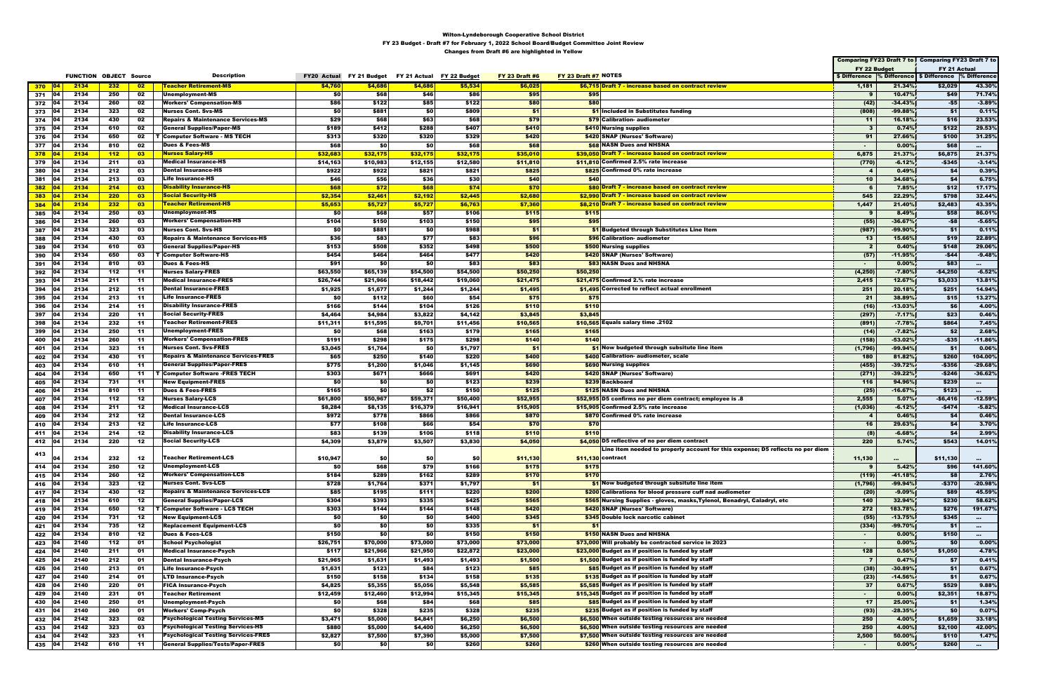Wilton-Lyndeborough Cooperative School District

FY 23 Budget - Draft #7 for February 1, 2022 School Board/Budget Committee Joint Review

Changes from Draft #6 are highlighted in Yellow

| | | FUNCTION | OBJECT | Source | | Description | FY20 Actual | FY 21 Budget | FY 21 Actual | FY 22 Budget | FY 23 Draft #6 | FY 23 Draft #7 | NOTES | Comparing FY23 Draft 7 to FY 22 Budget | | Comparing FY23 Draft 7 to FY 21 Actual | |
|---|---|---|---|---|---|---|---|---|---|---|---|---|---|---|---|---|---|
| | | | | | | | | | | | | | | $ Difference | % Difference | $ Difference | % Difference |
| 370 | 04 | 2134 | 232 | 02 | | Teacher Retirement-MS | $4,760 | $4,686 | $4,686 | $5,534 | $6,025 | $6,715 | Draft 7 - increase based on contract review | 1,181 | 21.34% | $2,029 | 43.30% |
| 371 | 04 | 2134 | 250 | 02 | | Unemployment-MS | $0 | $68 | $46 | $86 | $95 | $95 | | 9 | 10.47% | $49 | 71.74% |
| 372 | 04 | 2134 | 260 | 02 | | Workers' Compensation-MS | $86 | $122 | $85 | $122 | $80 | $80 | | (42) | -34.43% | -$5 | -3.89% |
| 373 | 04 | 2134 | 323 | 02 | | Nurses Cont. Svs-MS | $0 | $881 | $0 | $809 | $1 | $1 | Included in Substitutes funding | (808) | -99.88% | $1 | 0.11% |
| 374 | 04 | 2134 | 430 | 02 | | Repairs & Maintenance Services-MS | $29 | $68 | $63 | $68 | $79 | $79 | Calibration- audiometer | 11 | 16.18% | $16 | 23.53% |
| 375 | 04 | 2134 | 610 | 02 | | General Supplies/Paper-MS | $189 | $412 | $288 | $407 | $410 | $410 | Nursing supplies | 3 | 0.74% | $122 | 29.53% |
| 376 | 04 | 2134 | 650 | 02 | T | Computer Software - MS TECH | $313 | $320 | $320 | $329 | $420 | $420 | SNAP (Nurses' Software) | 91 | 27.66% | $100 | 31.25% |
| 377 | 04 | 2134 | 810 | 02 | | Dues & Fees-MS | $68 | $0 | $0 | $68 | $68 | $68 | NASN Dues and NHSNA | - | 0.00% | $68 | ... |
| 378 | 04 | 2134 | 112 | 03 | | Nurses Salary-HS | $32,683 | $32,175 | $32,175 | $32,175 | $35,010 | $39,050 | Draft 7 - increase based on contract review | 6,875 | 21.37% | $6,875 | 21.37% |
| 379 | 04 | 2134 | 211 | 03 | | Medical Insurance-HS | $14,163 | $10,983 | $12,155 | $12,580 | $11,810 | $11,810 | Confirmed 2.5% rate increase | (770) | -6.12% | -$345 | -3.14% |
| 380 | 04 | 2134 | 212 | 03 | | Dental Insurance-HS | $922 | $922 | $821 | $821 | $825 | $825 | Confirmed 0% rate increase | 4 | 0.49% | $4 | 0.39% |
| 381 | 04 | 2134 | 213 | 03 | | Life Insurance-HS | $46 | $56 | $36 | $30 | $40 | $40 | | 10 | 34.68% | $4 | 6.75% |
| 382 | 04 | 2134 | 214 | 03 | | Disability Insurance-HS | $68 | $72 | $68 | $74 | $70 | $80 | Draft 7 - increase based on contract review | 6 | 7.85% | $12 | 17.17% |
| 383 | 04 | 2134 | 220 | 03 | | Social Security-HS | $2,354 | $2,461 | $2,192 | $2,445 | $2,680 | $2,990 | Draft 7 - increase based on contract review | 545 | 22.29% | $798 | 32.44% |
| 384 | 04 | 2134 | 232 | 03 | | Teacher Retirement-HS | $5,653 | $5,727 | $5,727 | $6,763 | $7,360 | $8,210 | Draft 7 - increase based on contract review | 1,447 | 21.40% | $2,483 | 43.35% |
| 385 | 04 | 2134 | 250 | 03 | | Unemployment-HS | $0 | $68 | $57 | $106 | $115 | $115 | | 9 | 8.49% | $58 | 86.01% |
| 386 | 04 | 2134 | 260 | 03 | | Workers' Compensation-HS | $104 | $150 | $103 | $150 | $95 | $95 | | (55) | -36.67% | -$8 | -5.65% |
| 387 | 04 | 2134 | 323 | 03 | | Nurses Cont. Svs-HS | $0 | $881 | $0 | $988 | $1 | $1 | Budgeted through Substitutes Line Item | (987) | -99.90% | $1 | 0.11% |
| 388 | 04 | 2134 | 430 | 03 | | Repairs & Maintenance Services-HS | $36 | $83 | $77 | $83 | $96 | $96 | Calibration- audiometer | 13 | 15.66% | $19 | 22.89% |
| 389 | 04 | 2134 | 610 | 03 | | General Supplies/Paper-HS | $153 | $508 | $352 | $498 | $500 | $500 | Nursing supplies | 2 | 0.40% | $148 | 29.06% |
| 390 | 04 | 2134 | 650 | 03 | T | Computer Software-HS | $454 | $464 | $464 | $477 | $420 | $420 | SNAP (Nurses' Software) | (57) | -11.95% | -$44 | -9.48% |
| 391 | 04 | 2134 | 810 | 03 | | Dues & Fees-HS | $91 | $0 | $0 | $83 | $83 | $83 | NASN Dues and NHSNA | - | 0.00% | $83 | ... |
| 392 | 04 | 2134 | 112 | 11 | | Nurses Salary-FRES | $63,550 | $65,139 | $54,500 | $54,500 | $50,250 | $50,250 | | (4,250) | -7.80% | -$4,250 | -6.52% |
| 393 | 04 | 2134 | 211 | 11 | | Medical Insurance-FRES | $26,744 | $21,966 | $18,442 | $19,060 | $21,475 | $21,475 | Confirmed 2.% rate increase | 2,415 | 12.67% | $3,033 | 13.81% |
| 394 | 04 | 2134 | 212 | 11 | | Dental Insurance-FRES | $1,925 | $1,677 | $1,244 | $1,244 | $1,495 | $1,495 | Corrected to reflect actual enrollment | 251 | 20.18% | $251 | 14.94% |
| 395 | 04 | 2134 | 213 | 11 | | Life Insurance-FRES | $0 | $112 | $60 | $54 | $75 | $75 | | 21 | 38.89% | $15 | 13.27% |
| 396 | 04 | 2134 | 214 | 11 | | Disability Insurance-FRES | $166 | $144 | $104 | $126 | $110 | $110 | | (16) | -13.03% | $6 | 4.00% |
| 397 | 04 | 2134 | 220 | 11 | | Social Security-FRES | $4,464 | $4,984 | $3,822 | $4,142 | $3,845 | $3,845 | | (297) | -7.17% | $23 | 0.46% |
| 398 | 04 | 2134 | 232 | 11 | | Teacher Retirement-FRES | $11,311 | $11,595 | $9,701 | $11,456 | $10,565 | $10,565 | Equals salary time .2102 | (891) | -7.78% | $864 | 7.45% |
| 399 | 04 | 2134 | 250 | 11 | | Unemployment-FRES | $0 | $68 | $163 | $179 | $165 | $165 | | (14) | -7.82% | $2 | 2.68% |
| 400 | 04 | 2134 | 260 | 11 | | Workers' Compensation-FRES | $191 | $298 | $175 | $298 | $140 | $140 | | (158) | -53.02% | -$35 | -11.86% |
| 401 | 04 | 2134 | 323 | 11 | | Nurses Cont. Svs-FRES | $3,045 | $1,764 | $0 | $1,797 | $1 | $1 | Now budgeted through subsitute line item | (1,796) | -99.94% | $1 | 0.06% |
| 402 | 04 | 2134 | 430 | 11 | | Repairs & Maintenance Services-FRES | $65 | $250 | $140 | $220 | $400 | $400 | Calibration- audiometer, scale | 180 | 81.82% | $260 | 104.00% |
| 403 | 04 | 2134 | 610 | 11 | | General Supplies/Paper-FRES | $775 | $1,200 | $1,046 | $1,145 | $690 | $690 | Nursing supplies | (455) | -39.72% | -$356 | -29.68% |
| 404 | 04 | 2134 | 650 | 11 | T | Computer Software -FRES TECH | $303 | $671 | $666 | $691 | $420 | $420 | SNAP (Nurses' Software) | (271) | -39.22% | -$246 | -36.62% |
| 405 | 04 | 2134 | 731 | 11 | | New Equipment-FRES | $0 | $0 | $0 | $123 | $239 | $239 | Backboard | 116 | 94.96% | $239 | ... |
| 406 | 04 | 2134 | 810 | 11 | | Dues & Fees-FRES | $165 | $0 | $2 | $150 | $125 | $125 | NASN Dues and NHSNA | (25) | -16.67% | $123 | ... |
| 407 | 04 | 2134 | 112 | 12 | | Nurses Salary-LCS | $61,800 | $50,967 | $59,371 | $50,400 | $52,955 | $52,955 | D5 confirms no per diem contract; employee is .8 | 2,555 | 5.07% | -$6,416 | -12.59% |
| 408 | 04 | 2134 | 211 | 12 | | Medical Insurance-LCS | $8,284 | $8,135 | $16,379 | $16,941 | $15,905 | $15,905 | Confirmed 2.5% rate increase | (1,036) | -6.12% | -$474 | -5.82% |
| 409 | 04 | 2134 | 212 | 12 | | Dental Insurance-LCS | $972 | $778 | $866 | $866 | $870 | $870 | Confirmed 0% rate increase | 4 | 0.46% | $4 | 0.46% |
| 410 | 04 | 2134 | 213 | 12 | | Life Insurance-LCS | $77 | $108 | $66 | $54 | $70 | $70 | | 16 | 29.63% | $4 | 3.70% |
| 411 | 04 | 2134 | 214 | 12 | | Disability Insurance-LCS | $83 | $139 | $106 | $118 | $110 | $110 | | (8) | -6.68% | $4 | 2.99% |
| 412 | 04 | 2134 | 220 | 12 | | Social Security-LCS | $4,309 | $3,879 | $3,507 | $3,830 | $4,050 | $4,050 | D5 reflective of no per diem contract | 220 | 5.74% | $543 | 14.01% |
| 413 | 04 | 2134 | 232 | 12 | | Teacher Retirement-LCS | $10,947 | $0 | $0 | $0 | $11,130 | $11,130 | Line item needed to properly account for this expense; D5 reflects no per diem contract | 11,130 | ... | $11,130 | ... |
| 414 | 04 | 2134 | 250 | 12 | | Unemployment-LCS | $0 | $68 | $79 | $166 | $175 | $175 | | 9 | 5.42% | $96 | 141.60% |
| 415 | 04 | 2134 | 260 | 12 | | Workers' Compensation-LCS | $184 | $289 | $162 | $289 | $170 | $170 | | (119) | -41.18% | $8 | 2.76% |
| 416 | 04 | 2134 | 323 | 12 | | Nurses Cont. Svs-LCS | $728 | $1,764 | $371 | $1,797 | $1 | $1 | Now budgeted through subsitute line item | (1,796) | -99.94% | -$370 | -20.98% |
| 417 | 04 | 2134 | 430 | 12 | | Repairs & Maintenance Services-LCS | $85 | $195 | $111 | $220 | $200 | $200 | Calibrations for blood pressure cuff nad audiometer | (20) | -9.09% | $89 | 45.59% |
| 418 | 04 | 2134 | 610 | 12 | | General Supplies/Paper-LCS | $304 | $393 | $335 | $425 | $565 | $565 | Nursing Supplies - gloves, masks,Tylenol, Benadryl, Caladryl, etc | 140 | 32.94% | $230 | 58.62% |
| 419 | 04 | 2134 | 650 | 12 | T | Computer Software - LCS TECH | $303 | $144 | $144 | $148 | $420 | $420 | SNAP (Nurses' Software) | 272 | 183.78% | $276 | 191.67% |
| 420 | 04 | 2134 | 731 | 12 | | New Equipment-LCS | $0 | $0 | $0 | $400 | $345 | $345 | Double lock narcotic cabinet | (55) | -13.75% | $345 | ... |
| 421 | 04 | 2134 | 735 | 12 | | Replacement Equipment-LCS | $0 | $0 | $0 | $335 | $1 | $1 | | (334) | -99.70% | $1 | ... |
| 422 | 04 | 2134 | 810 | 12 | | Dues & Fees-LCS | $150 | $0 | $0 | $150 | $150 | $150 | NASN Dues and NHSNA | - | 0.00% | $150 | ... |
| 423 | 04 | 2140 | 112 | 01 | | School Psychologist | $26,751 | $70,000 | $73,000 | $73,000 | $73,000 | $73,000 | Will probably be contracted service in 2023 | - | 0.00% | $0 | 0.00% |
| 424 | 04 | 2140 | 211 | 01 | | Medical Insurance-Psych | $117 | $21,966 | $21,950 | $22,872 | $23,000 | $23,000 | Budget as if position is funded by staff | 128 | 0.56% | $1,050 | 4.78% |
| 425 | 04 | 2140 | 212 | 01 | | Dental Insurance-Psych | $21,965 | $1,631 | $1,493 | $1,493 | $1,500 | $1,500 | Budget as if position is funded by staff | 7 | 0.47% | $7 | 0.41% |
| 426 | 04 | 2140 | 213 | 01 | | Life Insurance-Psych | $1,631 | $123 | $84 | $123 | $85 | $85 | Budget as if position is funded by staff | (38) | -30.89% | $1 | 0.67% |
| 427 | 04 | 2140 | 214 | 01 | | LTD Insurance-Psych | $150 | $158 | $134 | $158 | $135 | $135 | Budget as if position is funded by staff | (23) | -14.56% | $1 | 0.67% |
| 428 | 04 | 2140 | 220 | 01 | | FICA Insurance-Psych | $4,825 | $5,355 | $5,056 | $5,548 | $5,585 | $5,585 | Budget as if position is funded by staff | 37 | 0.67% | $529 | 9.88% |
| 429 | 04 | 2140 | 231 | 01 | | Teacher Retirement | $12,459 | $12,460 | $12,994 | $15,345 | $15,345 | $15,345 | Budget as if position is funded by staff | - | 0.00% | $2,351 | 18.87% |
| 430 | 04 | 2140 | 250 | 01 | | Unemployment-Psych | $0 | $68 | $84 | $68 | $85 | $85 | Budget as if position is funded by staff | 17 | 25.00% | $1 | 1.34% |
| 431 | 04 | 2140 | 260 | 01 | | Workers' Comp-Psych | $0 | $328 | $235 | $328 | $235 | $235 | Budget as if position is funded by staff | (93) | -28.35% | $0 | 0.07% |
| 432 | 04 | 2142 | 323 | 02 | | Psychological Testing Services-MS | $3,471 | $5,000 | $4,841 | $6,250 | $6,500 | $6,500 | When outside testing resources are needed | 250 | 4.00% | $1,659 | 33.18% |
| 433 | 04 | 2142 | 323 | 03 | | Psychological Testing Services-HS | $880 | $5,000 | $4,400 | $6,250 | $6,500 | $6,500 | When outside testing resources are needed | 250 | 4.00% | $2,100 | 42.00% |
| 434 | 04 | 2142 | 323 | 11 | | Psychological Testing Services-FRES | $2,827 | $7,500 | $7,390 | $5,000 | $7,500 | $7,500 | When outside testing resources are needed | 2,500 | 50.00% | $110 | 1.47% |
| 435 | 04 | 2142 | 610 | 11 | | General Supplies/Tests/Paper-FRES | $0 | $0 | $0 | $260 | $260 | $260 | When outside testing resources are needed | - | 0.00% | $260 | ... |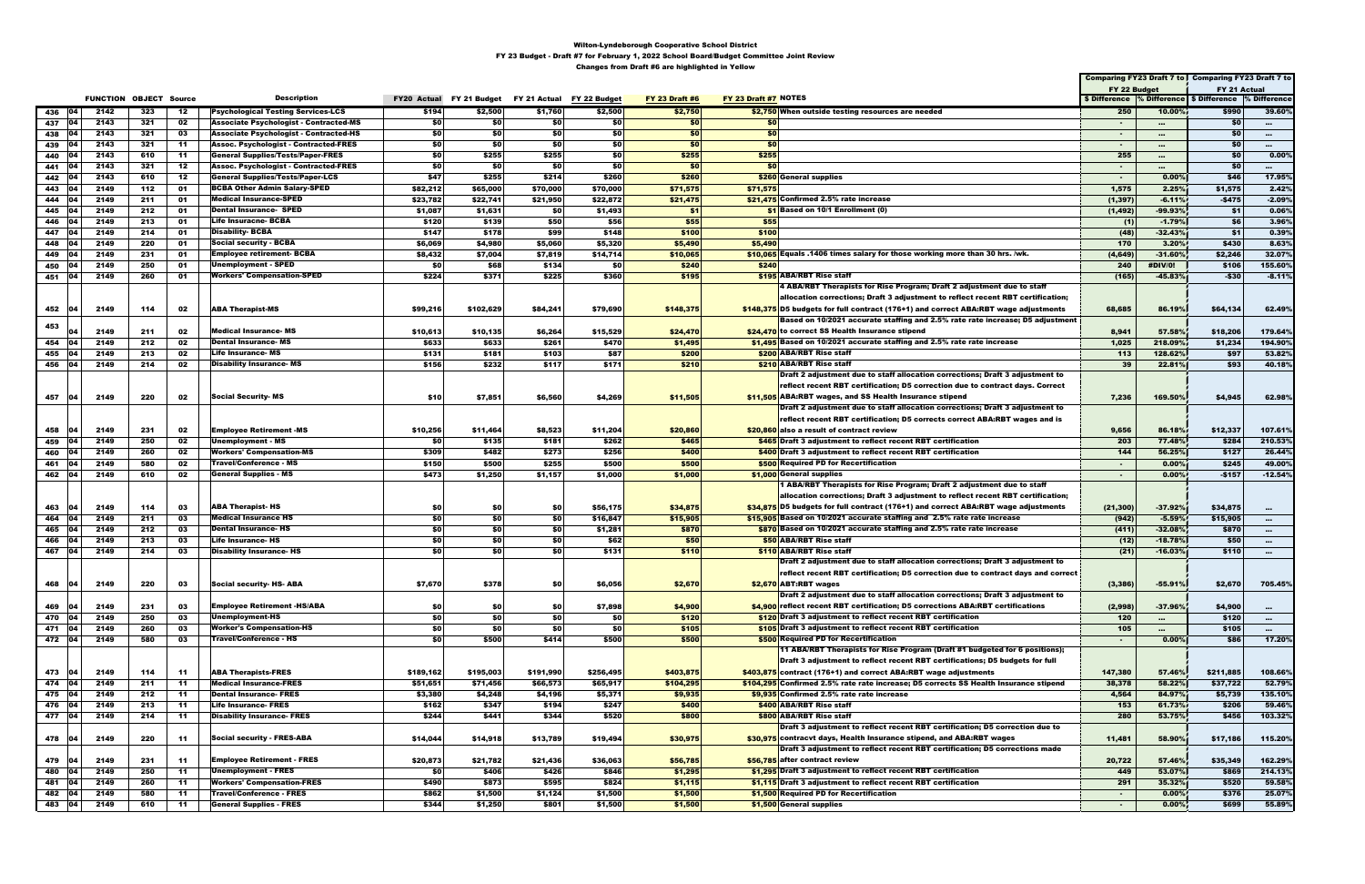Wilton-Lyndeborough Cooperative School District

FY 23 Budget - Draft #7 for February 1, 2022 School Board/Budget Committee Joint Review

Changes from Draft #6 are highlighted in Yellow

| | | FUNCTION | OBJECT | Source | Description | FY20 Actual | FY 21 Budget | FY 21 Actual | FY 22 Budget | FY 23 Draft #6 | FY 23 Draft #7 | NOTES | Comparing FY23 Draft 7 to FY 22 Budget | | Comparing FY23 Draft 7 to FY 21 Actual | |
|---|---|---|---|---|---|---|---|---|---|---|---|---|---|---|---|---|
| | | | | | | | | | | | | | $ Difference | % Difference | $ Difference | % Difference |
| 436 | 04 | 2142 | 323 | 12 | Psychological Testing Services-LCS | $194 | $2,500 | $1,760 | $2,500 | $2,750 | $2,750 | When outside testing resources are needed | 250 | 10.00% | $990 | 39.60% |
| 437 | 04 | 2143 | 321 | 02 | Associate Psychologist - Contracted-MS | $0 | $0 | $0 | $0 | $0 | $0 | | - | ... | $0 | ... |
| 438 | 04 | 2143 | 321 | 03 | Associate Psychologist - Contracted-HS | $0 | $0 | $0 | $0 | $0 | $0 | | - | ... | $0 | ... |
| 439 | 04 | 2143 | 321 | 11 | Assoc. Psychologist - Contracted-FRES | $0 | $0 | $0 | $0 | $0 | $0 | | - | ... | $0 | ... |
| 440 | 04 | 2143 | 610 | 11 | General Supplies/Tests/Paper-FRES | $0 | $255 | $255 | $0 | $255 | $255 | | 255 | ... | $0 | 0.00% |
| 441 | 04 | 2143 | 321 | 12 | Assoc. Psychologist - Contracted-FRES | $0 | $0 | $0 | $0 | $0 | $0 | | - | ... | $0 | ... |
| 442 | 04 | 2143 | 610 | 12 | General Supplies/Tests/Paper-LCS | $47 | $255 | $214 | $260 | $260 | $260 | General supplies | - | 0.00% | $46 | 17.95% |
| 443 | 04 | 2149 | 112 | 01 | BCBA Other Admin Salary-SPED | $82,212 | $65,000 | $70,000 | $70,000 | $71,575 | $71,575 | | 1,575 | 2.25% | $1,575 | 2.42% |
| 444 | 04 | 2149 | 211 | 01 | Medical Insurance-SPED | $23,782 | $22,741 | $21,950 | $22,872 | $21,475 | $21,475 | Confirmed 2.5% rate increase | (1,397) | -6.11% | -$475 | -2.09% |
| 445 | 04 | 2149 | 212 | 01 | Dental Insurance- SPED | $1,087 | $1,631 | $0 | $1,493 | $1 | $1 | Based on 10/1 Enrollment (0) | (1,492) | -99.93% | $1 | 0.06% |
| 446 | 04 | 2149 | 213 | 01 | Life Insurance- BCBA | $120 | $139 | $50 | $56 | $55 | $55 | | (1) | -1.79% | $6 | 3.96% |
| 447 | 04 | 2149 | 214 | 01 | Disability- BCBA | $147 | $178 | $99 | $148 | $100 | $100 | | (48) | -32.43% | $1 | 0.39% |
| 448 | 04 | 2149 | 220 | 01 | Social security - BCBA | $6,069 | $4,980 | $5,060 | $5,320 | $5,490 | $5,490 | | 170 | 3.20% | $430 | 8.63% |
| 449 | 04 | 2149 | 231 | 01 | Employee retirement- BCBA | $8,432 | $7,004 | $7,819 | $14,714 | $10,065 | $10,065 | Equals .1406 times salary for those working more than 30 hrs. /wk. | (4,649) | -31.60% | $2,246 | 32.07% |
| 450 | 04 | 2149 | 250 | 01 | Unemployment - SPED | $0 | $68 | $134 | $0 | $240 | $240 | | 240 | #DIV/0! | $106 | 155.60% |
| 451 | 04 | 2149 | 260 | 01 | Workers' Compensation-SPED | $224 | $371 | $225 | $360 | $195 | $195 | ABA/RBT Rise staff | (165) | -45.83% | -$30 | -8.11% |
| 452 | 04 | 2149 | 114 | 02 | ABA Therapist-MS | $99,216 | $102,629 | $84,241 | $79,690 | $148,375 | $148,375 | 4 ABA/RBT Therapists for Rise Program; Draft 2 adjustment due to staff allocation corrections; Draft 3 adjustment to reflect recent RBT certification; D5 budgets for full contract (176+1) and correct ABA:RBT wage adjustments | 68,685 | 86.19% | $64,134 | 62.49% |
| 453 | 04 | 2149 | 211 | 02 | Medical Insurance- MS | $10,613 | $10,135 | $6,264 | $15,529 | $24,470 | $24,470 | Based on 10/2021 accurate staffing and 2.5% rate increase; D5 adjustment to correct SS Health Insurance stipend | 8,941 | 57.58% | $18,206 | 179.64% |
| 454 | 04 | 2149 | 212 | 02 | Dental Insurance- MS | $633 | $633 | $261 | $470 | $1,495 | $1,495 | Based on 10/2021 accurate staffing and 2.5% rate increase | 1,025 | 218.09% | $1,234 | 194.90% |
| 455 | 04 | 2149 | 213 | 02 | Life Insurance- MS | $131 | $181 | $103 | $87 | $200 | $200 | ABA/RBT Rise staff | 113 | 128.62% | $97 | 53.82% |
| 456 | 04 | 2149 | 214 | 02 | Disability Insurance- MS | $156 | $232 | $117 | $171 | $210 | $210 | ABA/RBT Rise staff | 39 | 22.81% | $93 | 40.18% |
| 457 | 04 | 2149 | 220 | 02 | Social Security- MS | $10 | $7,851 | $6,560 | $4,269 | $11,505 | $11,505 | Draft 2 adjustment due to staff allocation corrections; Draft 3 adjustment to reflect recent RBT certification; D5 correction due to contract days. Correct ABA:RBT wages, and SS Health Insurance stipend | 7,236 | 169.50% | $4,945 | 62.98% |
| 458 | 04 | 2149 | 231 | 02 | Employee Retirement -MS | $10,256 | $11,464 | $8,523 | $11,204 | $20,860 | $20,860 | Draft 2 adjustment due to staff allocation corrections; Draft 3 adjustment to reflect recent RBT certification; D5 corrects correct ABA:RBT wages and is also a result of contract review | 9,656 | 86.18% | $12,337 | 107.61% |
| 459 | 04 | 2149 | 250 | 02 | Unemployment - MS | $0 | $135 | $181 | $262 | $465 | $465 | Draft 3 adjustment to reflect recent RBT certification | 203 | 77.48% | $284 | 210.53% |
| 460 | 04 | 2149 | 260 | 02 | Workers' Compensation-MS | $309 | $482 | $273 | $256 | $400 | $400 | Draft 3 adjustment to reflect recent RBT certification | 144 | 56.25% | $127 | 26.44% |
| 461 | 04 | 2149 | 580 | 02 | Travel/Conference - MS | $150 | $500 | $255 | $500 | $500 | $500 | Required PD for Recertification | - | 0.00% | $245 | 49.00% |
| 462 | 04 | 2149 | 610 | 02 | General Supplies - MS | $473 | $1,250 | $1,157 | $1,000 | $1,000 | $1,000 | General supplies | - | 0.00% | -$157 | -12.54% |
| 463 | 04 | 2149 | 114 | 03 | ABA Therapist- HS | $0 | $0 | $0 | $56,175 | $34,875 | $34,875 | 1 ABA/RBT Therapists for Rise Program; Draft 2 adjustment due to staff allocation corrections; Draft 3 adjustment to reflect recent RBT certification; D5 budgets for full contract (176+1) and correct ABA:RBT wage adjustments | (21,300) | -37.92% | $34,875 | ... |
| 464 | 04 | 2149 | 211 | 03 | Medical Insurance HS | $0 | $0 | $0 | $16,847 | $15,905 | $15,905 | Based on 10/2021 accurate staffing and 2.5% rate increase | (942) | -5.59% | $15,905 | ... |
| 465 | 04 | 2149 | 212 | 03 | Dental Insurance- HS | $0 | $0 | $0 | $1,281 | $870 | $870 | Based on 10/2021 accurate staffing and 2.5% rate increase | (411) | -32.08% | $870 | ... |
| 466 | 04 | 2149 | 213 | 03 | Life Insurance- HS | $0 | $0 | $0 | $62 | $50 | $50 | ABA/RBT Rise staff | (12) | -18.78% | $50 | ... |
| 467 | 04 | 2149 | 214 | 03 | Disability Insurance- HS | $0 | $0 | $0 | $131 | $110 | $110 | ABA/RBT Rise staff | (21) | -16.03% | $110 | ... |
| 468 | 04 | 2149 | 220 | 03 | Social security- HS- ABA | $7,670 | $378 | $0 | $6,056 | $2,670 | $2,670 | Draft 2 adjustment due to staff allocation corrections; Draft 3 adjustment to reflect recent RBT certification; D5 correction due to contract days and correct ABT:RBT wages | (3,386) | -55.91% | $2,670 | 705.45% |
| 469 | 04 | 2149 | 231 | 03 | Employee Retirement -HS/ABA | $0 | $0 | $0 | $7,898 | $4,900 | $4,900 | Draft 2 adjustment due to staff allocation corrections; Draft 3 adjustment to reflect recent RBT certification; D5 corrections ABA:RBT certifications | (2,998) | -37.96% | $4,900 | ... |
| 470 | 04 | 2149 | 250 | 03 | Unemployment-HS | $0 | $0 | $0 | $0 | $120 | $120 | Draft 3 adjustment to reflect recent RBT certification | 120 | ... | $120 | ... |
| 471 | 04 | 2149 | 260 | 03 | Worker's Compensation-HS | $0 | $0 | $0 | $0 | $105 | $105 | Draft 3 adjustment to reflect recent RBT certification | 105 | ... | $105 | ... |
| 472 | 04 | 2149 | 580 | 03 | Travel/Conference - HS | $0 | $500 | $414 | $500 | $500 | $500 | Required PD for Recertification | - | 0.00% | $86 | 17.20% |
| 473 | 04 | 2149 | 114 | 11 | ABA Therapists-FRES | $189,162 | $195,003 | $191,990 | $256,495 | $403,875 | $403,875 | 11 ABA/RBT Therapists for Rise Program (Draft #1 budgeted for 6 positions); Draft 3 adjustment to reflect recent RBT certifications; D5 budgets for full contract (176+1) and correct ABA:RBT wage adjustments | 147,380 | 57.46% | $211,885 | 108.66% |
| 474 | 04 | 2149 | 211 | 11 | Medical Insurance-FRES | $51,651 | $71,456 | $66,573 | $65,917 | $104,295 | $104,295 | Confirmed 2.5% rate increase; D5 corrects SS Health Insurance stipend | 38,378 | 58.22% | $37,722 | 52.79% |
| 475 | 04 | 2149 | 212 | 11 | Dental Insurance- FRES | $3,380 | $4,248 | $4,196 | $5,371 | $9,935 | $9,935 | Confirmed 2.5% rate increase | 4,564 | 84.97% | $5,739 | 135.10% |
| 476 | 04 | 2149 | 213 | 11 | Life Insurance- FRES | $162 | $347 | $194 | $247 | $400 | $400 | ABA/RBT Rise staff | 153 | 61.73% | $206 | 59.46% |
| 477 | 04 | 2149 | 214 | 11 | Disability Insurance- FRES | $244 | $441 | $344 | $520 | $800 | $800 | ABA/RBT Rise staff | 280 | 53.75% | $456 | 103.32% |
| 478 | 04 | 2149 | 220 | 11 | Social security - FRES-ABA | $14,044 | $14,918 | $13,789 | $19,494 | $30,975 | $30,975 | Draft 3 adjustment to reflect recent RBT certification; D5 correction due to contracvt days, Health Insurance stipend, and ABA:RBT wages | 11,481 | 58.90% | $17,186 | 115.20% |
| 479 | 04 | 2149 | 231 | 11 | Employee Retirement - FRES | $20,873 | $21,782 | $21,436 | $36,063 | $56,785 | $56,785 | Draft 3 adjustment to reflect recent RBT certification; D5 corrections made after contract review | 20,722 | 57.46% | $35,349 | 162.29% |
| 480 | 04 | 2149 | 250 | 11 | Unemployment - FRES | $0 | $406 | $426 | $846 | $1,295 | $1,295 | Draft 3 adjustment to reflect recent RBT certification | 449 | 53.07% | $869 | 214.13% |
| 481 | 04 | 2149 | 260 | 11 | Workers' Compensation-FRES | $490 | $873 | $595 | $824 | $1,115 | $1,115 | Draft 3 adjustment to reflect recent RBT certification | 291 | 35.32% | $520 | 59.58% |
| 482 | 04 | 2149 | 580 | 11 | Travel/Conference - FRES | $862 | $1,500 | $1,124 | $1,500 | $1,500 | $1,500 | Required PD for Recertification | - | 0.00% | $376 | 25.07% |
| 483 | 04 | 2149 | 610 | 11 | General Supplies - FRES | $344 | $1,250 | $801 | $1,500 | $1,500 | $1,500 | General supplies | - | 0.00% | $699 | 55.89% |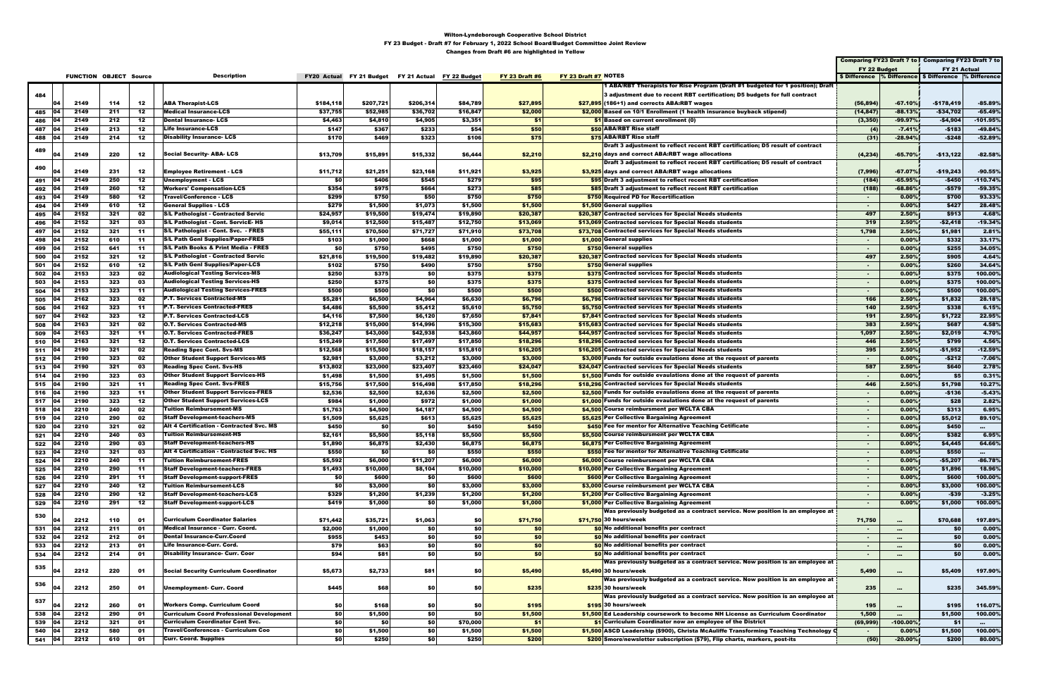**Wilton-Lyndeborough Cooperative School District**

**FY 23 Budget - Draft #7 for February 1, 2022 School Board/Budget Committee Joint Review**

**Changes from Draft #6 are highlighted in Yellow**

| | | FUNCTION | OBJECT | Source | Description | FY20 Actual | FY 21 Budget | FY 21 Actual | FY 22 Budget | FY 23 Draft #6 | FY 23 Draft #7 | NOTES | Comparing FY23 Draft 7 to FY 22 Budget $ Difference | % Difference | Comparing FY23 Draft 7 to FY 21 Actual $ Difference | % Difference |
|---|---|---|---|---|---|---|---|---|---|---|---|---|---|---|---|---|
| 484 | 04 | 2149 | 114 | 12 | ABA Therapist-LCS | $184,118 | $207,721 | $206,314 | $84,789 | $27,895 | $27,895 | 1 ABA/RBT Therapists for Rise Program (Draft #1 budgeted for 1 position); Draft 3 adjustment due to recent RBT certification; D5 budgets for full contract (186+1) and corrects ABA:RBT wages | (56,894) | -67.10% | -$178,419 | -85.89% |
| 485 | 04 | 2149 | 211 | 12 | Medical Insurance-LCS | $37,755 | $52,985 | $36,702 | $16,847 | $2,000 | $2,000 | Based on 10/1 Enrollment (1 health insurance buyback stipend) | (14,847) | -88.13% | -$34,702 | -65.49% |
| 486 | 04 | 2149 | 212 | 12 | Dental Insurance- LCS | $4,463 | $4,810 | $4,905 | $3,351 | $1 | $1 | Based on current enrollment (0) | (3,350) | -99.97% | -$4,904 | -101.95% |
| 487 | 04 | 2149 | 213 | 12 | Life Insurance-LCS | $147 | $367 | $233 | $54 | $50 | $50 | ABA/RBT Rise staff | (4) | -7.41% | -$183 | -49.84% |
| 488 | 04 | 2149 | 214 | 12 | Disability Insurance- LCS | $170 | $469 | $323 | $106 | $75 | $75 | ABA/RBT Rise staff | (31) | -28.94% | -$248 | -52.89% |
| 489 | 04 | 2149 | 220 | 12 | Social Security- ABA- LCS | $13,709 | $15,891 | $15,332 | $6,444 | $2,210 | $2,210 | Draft 3 adjustment to reflect recent RBT certification; D5 result of contract days and correct ABA:RBT wage allocations | (4,234) | -65.70% | -$13,122 | -82.58% |
| 490 | 04 | 2149 | 231 | 12 | Employee Retirement - LCS | $11,712 | $21,251 | $23,168 | $11,921 | $3,925 | $3,925 | Draft 3 adjustment to reflect recent RBT certification; D5 result of contract days and correct ABA:RBT wage allocations | (7,996) | -67.07% | -$19,243 | -90.55% |
| 491 | 04 | 2149 | 250 | 12 | Unemployment - LCS | $0 | $406 | $545 | $279 | $95 | $95 | Draft 3 adjustment to reflect recent RBT certification | (184) | -65.95% | -$450 | -110.74% |
| 492 | 04 | 2149 | 260 | 12 | Workers' Compensation-LCS | $354 | $975 | $664 | $273 | $85 | $85 | Draft 3 adjustment to reflect recent RBT certification | (188) | -68.86% | -$579 | -59.35% |
| 493 | 04 | 2149 | 580 | 12 | Travel/Conference - LCS | $299 | $750 | $50 | $750 | $750 | $750 | Required PD for Recertification | - | 0.00% | $700 | 93.33% |
| 494 | 04 | 2149 | 610 | 12 | General Supplies - LCS | $279 | $1,500 | $1,073 | $1,500 | $1,500 | $1,500 | General supplies | - | 0.00% | $427 | 28.48% |
| 495 | 04 | 2152 | 321 | 02 | S/L Pathologist - Contracted Servic | $24,957 | $19,500 | $19,474 | $19,890 | $20,387 | $20,387 | Contracted services for Special Needs students | 497 | 2.50% | $913 | 4.68% |
| 496 | 04 | 2152 | 321 | 03 | S/L Pathologist - Cont. ServicE- HS | $9,014 | $12,500 | $15,487 | $12,750 | $13,069 | $13,069 | Contracted services for Special Needs students | 319 | 2.50% | -$2,418 | -19.34% |
| 497 | 04 | 2152 | 321 | 11 | S/L Pathologist - Cont. Svc. - FRES | $55,111 | $70,500 | $71,727 | $71,910 | $73,708 | $73,708 | Contracted services for Special Needs students | 1,798 | 2.50% | $1,981 | 2.81% |
| 498 | 04 | 2152 | 610 | 11 | S/L Path Genl Supplies/Paper-FRES | $103 | $1,000 | $668 | $1,000 | $1,000 | $1,000 | General supplies | - | 0.00% | $332 | 33.17% |
| 499 | 04 | 2152 | 641 | 11 | S/L Path Books & Print Media - FRES | $0 | $750 | $495 | $750 | $750 | $750 | General supplies | - | 0.00% | $255 | 34.05% |
| 500 | 04 | 2152 | 321 | 12 | S/L Pathologist - Contracted Servic | $21,816 | $19,500 | $19,482 | $19,890 | $20,387 | $20,387 | Contracted services for Special Needs students | 497 | 2.50% | $905 | 4.64% |
| 501 | 04 | 2152 | 610 | 12 | S/L Path Genl Supplies/Paper-LCS | $102 | $750 | $490 | $750 | $750 | $750 | General supplies | - | 0.00% | $260 | 34.64% |
| 502 | 04 | 2153 | 323 | 02 | Audiological Testing Services-MS | $250 | $375 | $0 | $375 | $375 | $375 | Contracted services for Special Needs students | - | 0.00% | $375 | 100.00% |
| 503 | 04 | 2153 | 323 | 03 | Audiological Testing Services-HS | $250 | $375 | $0 | $375 | $375 | $375 | Contracted services for Special Needs students | - | 0.00% | $375 | 100.00% |
| 504 | 04 | 2153 | 323 | 11 | Audiological Testing Services-FRES | $500 | $500 | $0 | $500 | $500 | $500 | Contracted services for Special Needs students | - | 0.00% | $500 | 100.00% |
| 505 | 04 | 2162 | 323 | 02 | P.T. Services Contracted-MS | $5,281 | $6,500 | $4,964 | $6,630 | $6,796 | $6,796 | Contracted services for Special Needs students | 166 | 2.50% | $1,832 | 28.18% |
| 506 | 04 | 2162 | 323 | 11 | P.T. Services Contracted-FRES | $4,486 | $5,500 | $5,412 | $5,610 | $5,750 | $5,750 | Contracted services for Special Needs students | 140 | 2.50% | $338 | 6.15% |
| 507 | 04 | 2162 | 323 | 12 | P.T. Services Contracted-LCS | $4,116 | $7,500 | $6,120 | $7,650 | $7,841 | $7,841 | Contracted services for Special Needs students | 191 | 2.50% | $1,722 | 22.95% |
| 508 | 04 | 2163 | 321 | 02 | O.T. Services Contracted-MS | $12,218 | $15,000 | $14,996 | $15,300 | $15,683 | $15,683 | Contracted services for Special Needs students | 383 | 2.50% | $687 | 4.58% |
| 509 | 04 | 2163 | 321 | 11 | O.T. Services Contracted-FRES | $36,247 | $43,000 | $42,938 | $43,860 | $44,957 | $44,957 | Contracted services for Special Needs students | 1,097 | 2.50% | $2,019 | 4.70% |
| 510 | 04 | 2163 | 321 | 12 | O.T. Services Contracted-LCS | $15,249 | $17,500 | $17,497 | $17,850 | $18,296 | $18,296 | Contracted services for Special Needs students | 446 | 2.50% | $799 | 4.56% |
| 511 | 04 | 2190 | 321 | 02 | Reading Spec Cont. Svs-MS | $12,568 | $15,500 | $18,157 | $15,810 | $16,205 | $16,205 | Contracted services for Special Needs students | 395 | 2.50% | -$1,952 | -12.59% |
| 512 | 04 | 2190 | 323 | 02 | Other Student Support Services-MS | $2,981 | $3,000 | $3,212 | $3,000 | $3,000 | $3,000 | Funds for outside evaulations done at the request of parents | - | 0.00% | -$212 | -7.06% |
| 513 | 04 | 2190 | 321 | 03 | Reading Spec Cont. Svs-HS | $13,802 | $23,000 | $23,407 | $23,460 | $24,047 | $24,047 | Contracted services for Special Needs students | 587 | 2.50% | $640 | 2.78% |
| 514 | 04 | 2190 | 323 | 03 | Other Student Support Services-HS | $1,498 | $1,500 | $1,495 | $1,500 | $1,500 | $1,500 | Funds for outside evaulations done at the request of parents | - | 0.00% | $5 | 0.31% |
| 515 | 04 | 2190 | 321 | 11 | Reading Spec Cont. Svs-FRES | $15,756 | $17,500 | $16,498 | $17,850 | $18,296 | $18,296 | Contracted services for Special Needs students | 446 | 2.50% | $1,798 | 10.27% |
| 516 | 04 | 2190 | 323 | 11 | Other Student Support Services-FRES | $2,536 | $2,500 | $2,636 | $2,500 | $2,500 | $2,500 | Funds for outside evaulations done at the request of parents | - | 0.00% | -$136 | -5.43% |
| 517 | 04 | 2190 | 323 | 12 | Other Student Support Services-LCS | $984 | $1,000 | $972 | $1,000 | $1,000 | $1,000 | Funds for outside evaulations done at the request of parents | - | 0.00% | $28 | 2.82% |
| 518 | 04 | 2210 | 240 | 02 | Tuition Reimbursement-MS | $1,763 | $4,500 | $4,187 | $4,500 | $4,500 | $4,500 | Course reimbursment per WCLTA CBA | - | 0.00% | $313 | 6.95% |
| 519 | 04 | 2210 | 290 | 02 | Staff Development-teachers-MS | $1,509 | $5,625 | $613 | $5,625 | $5,625 | $5,625 | Per Collective Bargaining Agreement | - | 0.00% | $5,012 | 89.10% |
| 520 | 04 | 2210 | 321 | 02 | Alt 4 Certification - Contracted Svc. MS | $450 | $0 | $0 | $450 | $450 | $450 | Fee for mentor for Alternative Teaching Ceticifate | - | 0.00% | $450 | ... |
| 521 | 04 | 2210 | 240 | 03 | Tuition Reimbursement-HS | $2,161 | $5,500 | $5,118 | $5,500 | $5,500 | $5,500 | Course reimbursment per WCLTA CBA | - | 0.00% | $382 | 6.95% |
| 522 | 04 | 2210 | 290 | 03 | Staff Development-teachers-HS | $1,890 | $6,875 | $2,430 | $6,875 | $6,875 | $6,875 | Per Collective Bargaining Agreement | - | 0.00% | $4,445 | 64.66% |
| 523 | 04 | 2210 | 321 | 03 | Alt 4 Certification - Contracted Svc. HS | $550 | $0 | $0 | $550 | $550 | $550 | Fee for mentor for Alternative Teaching Ceticifate | - | 0.00% | $550 | ... |
| 524 | 04 | 2210 | 240 | 11 | Tuition Reimbursement-FRES | $5,592 | $6,000 | $11,207 | $6,000 | $6,000 | $6,000 | Course reimbursment per WCLTA CBA | - | 0.00% | -$5,207 | -86.78% |
| 525 | 04 | 2210 | 290 | 11 | Staff Development-teachers-FRES | $1,493 | $10,000 | $8,104 | $10,000 | $10,000 | $10,000 | Per Collective Bargaining Agreement | - | 0.00% | $1,896 | 18.96% |
| 526 | 04 | 2210 | 291 | 11 | Staff Development-support-FRES | $0 | $600 | $0 | $600 | $600 | $600 | Per Collective Bargaining Agreement | - | 0.00% | $600 | 100.00% |
| 527 | 04 | 2210 | 240 | 12 | Tuition Reimbursement-LCS | $0 | $3,000 | $0 | $3,000 | $3,000 | $3,000 | Course reimbursment per WCLTA CBA | - | 0.00% | $3,000 | 100.00% |
| 528 | 04 | 2210 | 290 | 12 | Staff Development-teachers-LCS | $329 | $1,200 | $1,239 | $1,200 | $1,200 | $1,200 | Per Collective Bargaining Agreement | - | 0.00% | -$39 | -3.25% |
| 529 | 04 | 2210 | 291 | 12 | Staff Development-support-LCS | $419 | $1,000 | $0 | $1,000 | $1,000 | $1,000 | Per Collective Bargaining Agreement | - | 0.00% | $1,000 | 100.00% |
| 530 | 04 | 2212 | 110 | 01 | Curriculum Coordinator Salaries | $71,442 | $35,721 | $1,063 | $0 | $71,750 | $71,750 | Was previously budgeted as a contract service. Now position is an employee at 30 hours/week | 71,750 | ... | $70,688 | 197.89% |
| 531 | 04 | 2212 | 211 | 01 | Medical Insurance - Curr. Coord. | $2,000 | $1,000 | $0 | $0 | $0 | $0 | No additional benefits per contract | - | ... | $0 | 0.00% |
| 532 | 04 | 2212 | 212 | 01 | Dental Insurance-Curr.Coord | $955 | $453 | $0 | $0 | $0 | $0 | No additional benefits per contract | - | ... | $0 | 0.00% |
| 533 | 04 | 2212 | 213 | 01 | Life Insurance-Curr. Coord. | $79 | $63 | $0 | $0 | $0 | $0 | No additional benefits per contract | - | ... | $0 | 0.00% |
| 534 | 04 | 2212 | 214 | 01 | Disability Insurance- Curr. Coor | $94 | $81 | $0 | $0 | $0 | $0 | No additional benefits per contract | - | ... | $0 | 0.00% |
| 535 | 04 | 2212 | 220 | 01 | Social Security Curriculum Coordinator | $5,673 | $2,733 | $81 | $0 | $5,490 | $5,490 | Was previously budgeted as a contract service. Now position is an employee at 30 hours/week | 5,490 | ... | $5,409 | 197.90% |
| 536 | 04 | 2212 | 250 | 01 | Unemployment- Curr. Coord | $445 | $68 | $0 | $0 | $235 | $235 | Was previously budgeted as a contract service. Now position is an employee at 30 hours/week | 235 | ... | $235 | 345.59% |
| 537 | 04 | 2212 | 260 | 01 | Workers Comp. Curriculum Coord | $0 | $168 | $0 | $0 | $195 | $195 | Was previously budgeted as a contract service. Now position is an employee at 30 hours/week | 195 | ... | $195 | 116.07% |
| 538 | 04 | 2212 | 290 | 01 | Curriculum Coordinator Professional Development | $0 | $1,500 | $0 | $0 | $1,500 | $1,500 | Ed Leadership coursework to become NH License as Curriculum Coordinator | 1,500 | ... | $1,500 | 100.00% |
| 539 | 04 | 2212 | 321 | 01 | Curriculum Coordinator Cont Svc. | $0 | $0 | $0 | $70,000 | $1 | $1 | Curriculum Coordinator now an employee of the District | (69,999) | -100.00% | $1 | ... |
| 540 | 04 | 2212 | 580 | 01 | Travel/Conferences - Curriculum Coo | $0 | $1,500 | $0 | $1,500 | $1,500 | $1,500 | ASCD Leadership ($900), Christa McAuliffe Transforming Teaching Technology C | - | 0.00% | $1,500 | 100.00% |
| 541 | 04 | 2212 | 610 | 01 | Curr. Coord. Supplies | $0 | $250 | $0 | $250 | $200 | $200 | Smore/newsletter subscription ($79), Flip charts, markers, post-its | (50) | -20.00% | $200 | 80.00% |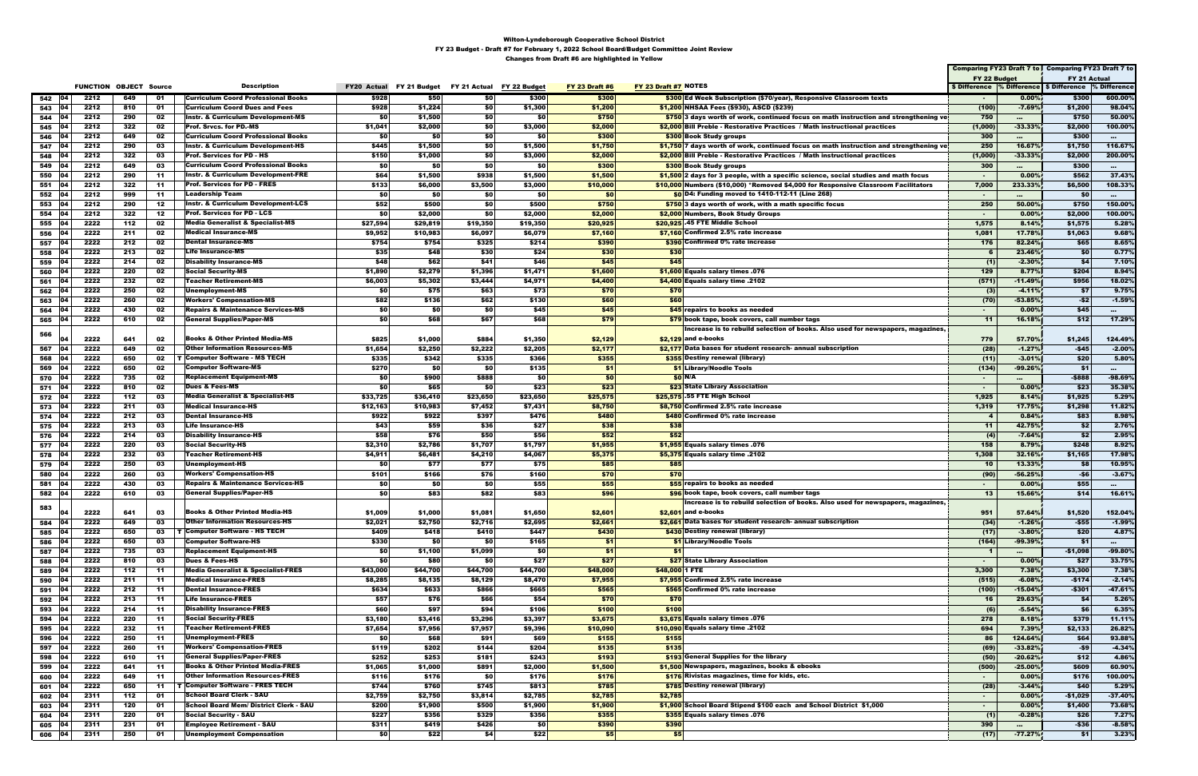# Wilton-Lyndeborough Cooperative School District

## FY 23 Budget - Draft #7 for February 1, 2022 School Board/Budget Committee Joint Review

### Changes from Draft #6 are highlighted in Yellow

| | | FUNCTION | OBJECT | Source | | Description | FY20 Actual | FY 21 Budget | FY 21 Actual | FY 22 Budget | FY 23 Draft #6 | FY 23 Draft #7 | NOTES | Comparing FY23 Draft 7 to FY 22 Budget $ Difference | % Difference | Comparing FY23 Draft 7 to FY 21 Actual $ Difference | % Difference |
|---|---|---|---|---|---|---|---|---|---|---|---|---|---|---|---|---|---|
| 542 | 04 | 2212 | 649 | 01 | | Curriculum Coord Professional Books | $928 | $50 | $0 | $300 | $300 | $300 | Ed Week Subscription ($70/year), Responsive Classroom texts | - | 0.00% | $300 | 600.00% |
| 543 | 04 | 2212 | 810 | 01 | | Curriculum Coord Dues and Fees | $928 | $1,224 | $0 | $1,300 | $1,200 | $1,200 | NHSAA Fees ($930), ASCD ($239) | (100) | -7.69% | $1,200 | 98.04% |
| 544 | 04 | 2212 | 290 | 02 | | Instr. & Curriculum Development-MS | $0 | $1,500 | $0 | $0 | $750 | $750 | 3 days worth of work, continued focus on math instruction and strengthening ve | 750 | ... | $750 | 50.00% |
| 545 | 04 | 2212 | 322 | 02 | | Prof. Srvcs. for PD.-MS | $1,041 | $2,000 | $0 | $3,000 | $2,000 | $2,000 | Bill Preble - Restorative Practices / Math instructional practices | (1,000) | -33.33% | $2,000 | 100.00% |
| 546 | 04 | 2212 | 649 | 02 | | Curriculum Coord Professional Books | $0 | $0 | $0 | $0 | $300 | $300 | Book Study groups | 300 | ... | $300 | ... |
| 547 | 04 | 2212 | 290 | 03 | | Instr. & Curriculum Development-HS | $445 | $1,500 | $0 | $1,500 | $1,750 | $1,750 | 7 days worth of work, continued focus on math instruction and strengthening ve | 250 | 16.67% | $1,750 | 116.67% |
| 548 | 04 | 2212 | 322 | 03 | | Prof. Services for PD - HS | $150 | $1,000 | $0 | $3,000 | $2,000 | $2,000 | Bill Preble - Restorative Practices / Math instructional practices | (1,000) | -33.33% | $2,000 | 200.00% |
| 549 | 04 | 2212 | 649 | 03 | | Curriculum Coord Professional Books | $0 | $0 | $0 | $0 | $300 | $300 | Book Study groups | 300 | ... | $300 | ... |
| 550 | 04 | 2212 | 290 | 11 | | Instr. & Curriculum Development-FRE | $64 | $1,500 | $938 | $1,500 | $1,500 | $1,500 | 2 days for 3 people, with a specific science, social studies and math focus | - | 0.00% | $562 | 37.43% |
| 551 | 04 | 2212 | 322 | 11 | | Prof. Services for PD - FRES | $133 | $6,000 | $3,500 | $3,000 | $10,000 | $10,000 | Numbers ($10,000) *Removed $4,000 for Responsive Classroom Facilitators | 7,000 | 233.33% | $6,500 | 108.33% |
| 552 | 04 | 2212 | 999 | 11 | | Leadership Team | $0 | $0 | $0 | $0 | $0 | $0 | D4: Funding moved to 1410-112-11 (Line 268) | - | ... | $0 | ... |
| 553 | 04 | 2212 | 290 | 12 | | Instr. & Curriculum Development-LCS | $52 | $500 | $0 | $500 | $750 | $750 | 3 days worth of work, with a math specific focus | 250 | 50.00% | $750 | 150.00% |
| 554 | 04 | 2212 | 322 | 12 | | Prof. Services for PD - LCS | $0 | $2,000 | $0 | $2,000 | $2,000 | $2,000 | Numbers, Book Study Groups | - | 0.00% | $2,000 | 100.00% |
| 555 | 04 | 2222 | 112 | 02 | | Media Generalist & Specialist-MS | $27,594 | $29,819 | $19,350 | $19,350 | $20,925 | $20,925 | .45 FTE Middle School | 1,575 | 8.14% | $1,575 | 5.28% |
| 556 | 04 | 2222 | 211 | 02 | | Medical Insurance-MS | $9,952 | $10,983 | $6,097 | $6,079 | $7,160 | $7,160 | Confirmed 2.5% rate increase | 1,081 | 17.78% | $1,063 | 9.68% |
| 557 | 04 | 2222 | 212 | 02 | | Dental Insurance-MS | $754 | $754 | $325 | $214 | $390 | $390 | Confirmed 0% rate increase | 176 | 82.24% | $65 | 8.65% |
| 558 | 04 | 2222 | 213 | 02 | | Life Insurance-MS | $35 | $48 | $30 | $24 | $30 | $30 | | 6 | 23.46% | $0 | 0.77% |
| 559 | 04 | 2222 | 214 | 02 | | Disability Insurance-MS | $48 | $62 | $41 | $46 | $45 | $45 | | (1) | -2.30% | $4 | 7.10% |
| 560 | 04 | 2222 | 220 | 02 | | Social Security-MS | $1,890 | $2,279 | $1,396 | $1,471 | $1,600 | $1,600 | Equals salary times .076 | 129 | 8.77% | $204 | 8.94% |
| 561 | 04 | 2222 | 232 | 02 | | Teacher Retirement-MS | $6,003 | $5,302 | $3,444 | $4,971 | $4,400 | $4,400 | Equals salary time .2102 | (571) | -11.49% | $956 | 18.02% |
| 562 | 04 | 2222 | 250 | 02 | | Unemployment-MS | $0 | $75 | $63 | $73 | $70 | $70 | | (3) | -4.11% | $7 | 9.75% |
| 563 | 04 | 2222 | 260 | 02 | | Workers' Compensation-MS | $82 | $136 | $62 | $130 | $60 | $60 | | (70) | -53.85% | -$2 | -1.59% |
| 564 | 04 | 2222 | 430 | 02 | | Repairs & Maintenance Services-MS | $0 | $0 | $0 | $45 | $45 | $45 | repairs to books as needed | - | 0.00% | $45 | ... |
| 565 | 04 | 2222 | 610 | 02 | | General Supplies/Paper-MS | $0 | $68 | $67 | $68 | $79 | $79 | book tape, book covers, call number tags | 11 | 16.18% | $12 | 17.29% |
| 566 | 04 | 2222 | 641 | 02 | | Books & Other Printed Media-MS | $825 | $1,000 | $884 | $1,350 | $2,129 | $2,129 | Increase is to rebuild selection of books. Also used for newspapers, magazines, and e-books | 779 | 57.70% | $1,245 | 124.49% |
| 567 | 04 | 2222 | 649 | 02 | | Other Information Resources-MS | $1,654 | $2,250 | $2,222 | $2,205 | $2,177 | $2,177 | Data bases for student research- annual subscription | (28) | -1.27% | -$45 | -2.00% |
| 568 | 04 | 2222 | 650 | 02 | T | Computer Software - MS TECH | $335 | $342 | $335 | $366 | $355 | $355 | Destiny renewal (library) | (11) | -3.01% | $20 | 5.80% |
| 569 | 04 | 2222 | 650 | 02 | | Computer Software-MS | $270 | $0 | $0 | $135 | $1 | $1 | Library/Noodle Tools | (134) | -99.26% | $1 | ... |
| 570 | 04 | 2222 | 735 | 02 | | Replacement Equipment-MS | $0 | $900 | $888 | $0 | $0 | $0 | N/A | - | ... | -$888 | -98.69% |
| 571 | 04 | 2222 | 810 | 02 | | Dues & Fees-MS | $0 | $65 | $0 | $23 | $23 | $23 | State Library Association | - | 0.00% | $23 | 35.38% |
| 572 | 04 | 2222 | 112 | 03 | | Media Generalist & Specialist-HS | $33,725 | $36,410 | $23,650 | $23,650 | $25,575 | $25,575 | .55 FTE High School | 1,925 | 8.14% | $1,925 | 5.29% |
| 573 | 04 | 2222 | 211 | 03 | | Medical Insurance-HS | $12,163 | $10,983 | $7,452 | $7,431 | $8,750 | $8,750 | Confirmed 2.5% rate increase | 1,319 | 17.75% | $1,298 | 11.82% |
| 574 | 04 | 2222 | 212 | 03 | | Dental Insurance-HS | $922 | $922 | $397 | $476 | $480 | $480 | Confirmed 0% rate increase | 4 | 0.84% | $83 | 8.98% |
| 575 | 04 | 2222 | 213 | 03 | | Life Insurance-HS | $43 | $59 | $36 | $27 | $38 | $38 | | 11 | 42.75% | $2 | 2.76% |
| 576 | 04 | 2222 | 214 | 03 | | Disability Insurance-HS | $58 | $76 | $50 | $56 | $52 | $52 | | (4) | -7.64% | $2 | 2.95% |
| 577 | 04 | 2222 | 220 | 03 | | Social Security-HS | $2,310 | $2,786 | $1,707 | $1,797 | $1,955 | $1,955 | Equals salary times .076 | 158 | 8.79% | $248 | 8.92% |
| 578 | 04 | 2222 | 232 | 03 | | Teacher Retirement-HS | $4,911 | $6,481 | $4,210 | $4,067 | $5,375 | $5,375 | Equals salary time .2102 | 1,308 | 32.16% | $1,165 | 17.98% |
| 579 | 04 | 2222 | 250 | 03 | | Unemployment-HS | $0 | $77 | $77 | $75 | $85 | $85 | | 10 | 13.33% | $8 | 10.95% |
| 580 | 04 | 2222 | 260 | 03 | | Workers' Compensation-HS | $101 | $166 | $76 | $160 | $70 | $70 | | (90) | -56.25% | -$6 | -3.67% |
| 581 | 04 | 2222 | 430 | 03 | | Repairs & Maintenance Services-HS | $0 | $0 | $0 | $55 | $55 | $55 | repairs to books as needed | - | 0.00% | $55 | ... |
| 582 | 04 | 2222 | 610 | 03 | | General Supplies/Paper-HS | $0 | $83 | $82 | $83 | $96 | $96 | book tape, book covers, call number tags | 13 | 15.66% | $14 | 16.61% |
| 583 | 04 | 2222 | 641 | 03 | | Books & Other Printed Media-HS | $1,009 | $1,000 | $1,081 | $1,650 | $2,601 | $2,601 | Increase is to rebuild selection of books. Also used for newspapers, magazines, and e-books | 951 | 57.64% | $1,520 | 152.04% |
| 584 | 04 | 2222 | 649 | 03 | | Other Information Resources-HS | $2,021 | $2,750 | $2,716 | $2,695 | $2,661 | $2,661 | Data bases for student research- annual subscription | (34) | -1.26% | -$55 | -1.99% |
| 585 | 04 | 2222 | 650 | 03 | T | Computer Software - HS TECH | $409 | $418 | $410 | $447 | $430 | $430 | Destiny renewal (library) | (17) | -3.80% | $20 | 4.87% |
| 586 | 04 | 2222 | 650 | 03 | | Computer Software-HS | $330 | $0 | $0 | $165 | $1 | $1 | Library/Noodle Tools | (164) | -99.39% | $1 | ... |
| 587 | 04 | 2222 | 735 | 03 | | Replacement Equipment-HS | $0 | $1,100 | $1,099 | $0 | $1 | $1 | | 1 | ... | -$1,098 | -99.80% |
| 588 | 04 | 2222 | 810 | 03 | | Dues & Fees-HS | $0 | $80 | $0 | $27 | $27 | $27 | State Library Association | - | 0.00% | $27 | 33.75% |
| 589 | 04 | 2222 | 112 | 11 | | Media Generalist & Specialist-FRES | $43,000 | $44,700 | $44,700 | $44,700 | $48,000 | $48,000 | 1 FTE | 3,300 | 7.38% | $3,300 | 7.38% |
| 590 | 04 | 2222 | 211 | 11 | | Medical Insurance-FRES | $8,285 | $8,135 | $8,129 | $8,470 | $7,955 | $7,955 | Confirmed 2.5% rate increase | (515) | -6.08% | -$174 | -2.14% |
| 591 | 04 | 2222 | 212 | 11 | | Dental Insurance-FRES | $634 | $633 | $866 | $665 | $565 | $565 | Confirmed 0% rate increase | (100) | -15.04% | -$301 | -47.61% |
| 592 | 04 | 2222 | 213 | 11 | | Life Insurance-FRES | $57 | $76 | $66 | $54 | $70 | $70 | | 16 | 29.63% | $4 | 5.26% |
| 593 | 04 | 2222 | 214 | 11 | | Disability Insurance-FRES | $60 | $97 | $94 | $106 | $100 | $100 | | (6) | -5.54% | $6 | 6.35% |
| 594 | 04 | 2222 | 220 | 11 | | Social Security-FRES | $3,180 | $3,416 | $3,296 | $3,397 | $3,675 | $3,675 | Equals salary times .076 | 278 | 8.18% | $379 | 11.11% |
| 595 | 04 | 2222 | 232 | 11 | | Teacher Retirement-FRES | $7,654 | $7,956 | $7,957 | $9,396 | $10,090 | $10,090 | Equals salary time .2102 | 694 | 7.39% | $2,133 | 26.82% |
| 596 | 04 | 2222 | 250 | 11 | | Unemployment-FRES | $0 | $68 | $91 | $69 | $155 | $155 | | 86 | 124.64% | $64 | 93.88% |
| 597 | 04 | 2222 | 260 | 11 | | Workers' Compensation-FRES | $119 | $202 | $144 | $204 | $135 | $135 | | (69) | -33.82% | -$9 | -4.34% |
| 598 | 04 | 2222 | 610 | 11 | | General Supplies/Paper-FRES | $252 | $253 | $181 | $243 | $193 | $193 | General Supplies for the library | (50) | -20.62% | $12 | 4.86% |
| 599 | 04 | 2222 | 641 | 11 | | Books & Other Printed Media-FRES | $1,065 | $1,000 | $891 | $2,000 | $1,500 | $1,500 | Newspapers, magazines, books & ebooks | (500) | -25.00% | $609 | 60.90% |
| 600 | 04 | 2222 | 649 | 11 | | Other Information Resources-FRES | $116 | $176 | $0 | $176 | $176 | $176 | Rivistas magazines, time for kids, etc. | - | 0.00% | $176 | 100.00% |
| 601 | 04 | 2222 | 650 | 11 | T | Computer Software - FRES TECH | $744 | $760 | $745 | $813 | $785 | $785 | Destiny renewal (library) | (28) | -3.44% | $40 | 5.29% |
| 602 | 04 | 2311 | 112 | 01 | | School Board Clerk - SAU | $2,759 | $2,750 | $3,814 | $2,785 | $2,785 | $2,785 | | - | 0.00% | -$1,029 | -37.40% |
| 603 | 04 | 2311 | 120 | 01 | | School Board Mem/ District Clerk - SAU | $200 | $1,900 | $500 | $1,900 | $1,900 | $1,900 | School Board Stipend $100 each and School District $1,000 | - | 0.00% | $1,400 | 73.68% |
| 604 | 04 | 2311 | 220 | 01 | | Social Security - SAU | $227 | $356 | $329 | $356 | $355 | $355 | Equals salary times .076 | (1) | -0.28% | $26 | 7.27% |
| 605 | 04 | 2311 | 231 | 01 | | Employee Retirement - SAU | $311 | $419 | $426 | $0 | $390 | $390 | | 390 | ... | -$36 | -8.58% |
| 606 | 04 | 2311 | 250 | 01 | | Unemployment Compensation | $0 | $22 | $4 | $22 | $5 | $5 | | (17) | -77.27% | $1 | 3.23% |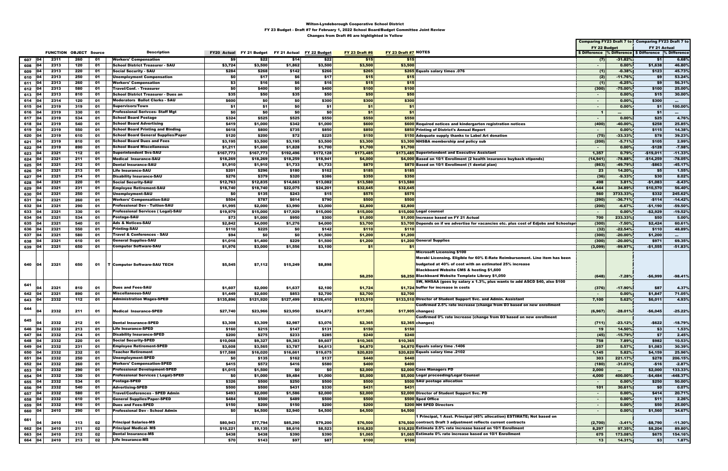Wilton-Lyndeborough Cooperative School District

FY 23 Budget - Draft #7 for February 1, 2022 School Board/Budget Committee Joint Review

Changes from Draft #6 are highlighted in Yellow

| | | FUNCTION | OBJECT | Source | | Description | FY20 Actual | FY 21 Budget | FY 21 Actual | FY 22 Budget | FY 23 Draft #6 | FY 23 Draft #7 | NOTES | Comparing FY23 Draft 7 to FY 22 Budget $ Difference | Comparing FY23 Draft 7 to FY 22 Budget % Difference | Comparing FY23 Draft 7 to FY 21 Actual $ Difference | Comparing FY23 Draft 7 to FY 21 Actual % Difference |
|---|---|---|---|---|---|---|---|---|---|---|---|---|---|---|---|---|---|
| 607 | 04 | 2311 | 260 | 01 | | Workers' Compensation | $9 | $22 | $14 | $22 | $15 | $15 | | (7) | -31.82% | $1 | 6.68% |
| 608 | 04 | 2313 | 120 | 01 | | School District Treasurer - SAU | $3,724 | $3,500 | $1,862 | $3,500 | $3,500 | $3,500 | | - | 0.00% | $1,638 | 46.80% |
| 609 | 04 | 2313 | 220 | 01 | | Social Security - SAU | $284 | $268 | $142 | $266 | $265 | $265 | Equals salary times .076 | (1) | -0.38% | $123 | 45.73% |
| 610 | 04 | 2313 | 250 | 01 | | Unemployment Compensation | $0 | $17 | $6 | $17 | $15 | $15 | | (2) | -11.76% | $9 | 53.24% |
| 611 | 04 | 2313 | 260 | 01 | | Workers' Compensation | $3 | $16 | $6 | $16 | $15 | $15 | | (1) | -6.25% | $9 | 56.31% |
| 612 | 04 | 2313 | 580 | 01 | | Travel/Conf. - Treasurer | $0 | $400 | $0 | $400 | $100 | $100 | | (300) | -75.00% | $100 | 25.00% |
| 613 | 04 | 2313 | 810 | 01 | | School District Treasurer - Dues an | $35 | $50 | $35 | $50 | $50 | $50 | | - | 0.00% | $15 | 30.00% |
| 614 | 04 | 2314 | 120 | 01 | | Moderators Ballot Clerks - SAU | $600 | $0 | $0 | $300 | $300 | $300 | | - | 0.00% | $300 | ... |
| 615 | 04 | 2319 | 319 | 01 | | Supervisors/Town | $1 | $1 | $0 | $1 | $1 | $1 | | - | 0.00% | $1 | 100.00% |
| 616 | 04 | 2319 | 330 | 01 | | Professional Serivces- Staff Mgt | $0 | $0 | $0 | $0 | $1 | $1 | | 1 | ... | $1 | ... |
| 617 | 04 | 2319 | 534 | 01 | | School Board Postage | $324 | $525 | $525 | $550 | $550 | $550 | | - | 0.00% | $25 | 4.76% |
| 618 | 04 | 2319 | 540 | 01 | | School Board Advertising | $419 | $1,000 | $342 | $1,000 | $600 | $600 | Required notices and kindergarten registration notices | (400) | -40.00% | $258 | 25.85% |
| 619 | 04 | 2319 | 550 | 01 | | School Board Printing and Binding | $618 | $800 | $735 | $850 | $850 | $850 | Printing of District's Annual Report | - | 0.00% | $115 | 14.38% |
| 620 | 04 | 2319 | 610 | 01 | | School Board General Supplies/Paper | $120 | $200 | $72 | $225 | $150 | $150 | Adequate supply thanks to Label Art donation | (75) | -33.33% | $78 | 39.23% |
| 621 | 04 | 2319 | 810 | 01 | | School Board Dues and Fees | $3,195 | $3,500 | $3,195 | $3,500 | $3,300 | $3,300 | NHSBA membership and policy sub | (200) | -5.71% | $105 | 2.99% |
| 622 | 04 | 2319 | 890 | 01 | | School Board Miscellaneous | $1,211 | $1,600 | $1,828 | $1,700 | $1,700 | $1,700 | | - | 0.00% | -$128 | -7.98% |
| 623 | 04 | 2321 | 112 | 01 | | Superintendent Svs-SAU | $167,773 | $167,773 | $192,496 | $172,128 | $173,485 | $173,485 | Superintendent and Executive Assistant | 1,357 | 0.79% | -$19,011 | -11.33% |
| 624 | 04 | 2321 | 211 | 01 | | Medical Insurance-SAU | $18,269 | $18,269 | $18,259 | $18,941 | $4,000 | $4,000 | Based on 10/1 Enrollment (2 health insurance buyback stipends) | (14,941) | -78.88% | -$14,259 | -78.05% |
| 625 | 04 | 2321 | 212 | 01 | | Dental Insurance-SAU | $1,910 | $1,910 | $1,733 | $1,733 | $870 | $870 | Based on 10/1 Enrollment (1 dental plan) | (863) | -49.79% | -$863 | -45.17% |
| 626 | 04 | 2321 | 213 | 01 | | Life Insurance-SAU | $201 | $296 | $180 | $162 | $185 | $185 | | 23 | 14.20% | $5 | 1.55% |
| 627 | 04 | 2321 | 214 | 01 | | Disability Insurance-SAU | $276 | $379 | $320 | $386 | $350 | $350 | | (36) | -9.33% | $30 | 8.02% |
| 628 | 04 | 2321 | 220 | 01 | | Social Security-SAU | $12,763 | $12,835 | $14,663 | $13,082 | $13,580 | $13,580 | | 498 | 3.81% | -$1,083 | -8.43% |
| 629 | 04 | 2321 | 231 | 01 | | Employee Retirement-SAU | $18,740 | $18,740 | $22,075 | $24,201 | $32,645 | $32,645 | | 8,444 | 34.89% | $10,570 | 56.40% |
| 630 | 04 | 2321 | 250 | 01 | | Unemployment-SAU | $0 | $135 | $243 | $15 | $575 | $575 | | 560 | 3733.33% | $332 | 245.62% |
| 631 | 04 | 2321 | 260 | 01 | | Workers' Compensation-SAU | $504 | $787 | $614 | $790 | $500 | $500 | | (290) | -36.71% | -$114 | -14.42% |
| 632 | 04 | 2321 | 290 | 01 | | Professional Dev - Tuition-SAU | $1,995 | $2,000 | $3,990 | $3,000 | $2,800 | $2,800 | | (200) | -6.67% | -$1,190 | -59.50% |
| 633 | 04 | 2321 | 330 | 01 | | Professional Services ( Legal)-SAU | $19,979 | $15,000 | $17,929 | $15,000 | $15,000 | $15,000 | Legal counsel | - | 0.00% | -$2,929 | -19.52% |
| 634 | 04 | 2321 | 534 | 01 | | Postage-SAU | $73 | $1,000 | $950 | $300 | $1,000 | $1,000 | Increase based on FY 21 Actual | 700 | 233.33% | $50 | 5.00% |
| 635 | 04 | 2321 | 540 | 01 | | Ads & Notices-SAU | $2,842 | $4,000 | $1,276 | $4,000 | $3,700 | $3,700 | Depends on if we advertise for vacancies etc. plus cost of Edjobs and Schoolspr | (300) | -7.50% | $2,424 | 60.61% |
| 636 | 04 | 2321 | 550 | 01 | | Printing-SAU | $110 | $225 | $0 | $142 | $110 | $110 | | (32) | -22.54% | $110 | 48.89% |
| 637 | 04 | 2321 | 580 | 01 | | Travel & Conferences - SAU | $94 | $0 | $0 | $1,500 | $1,200 | $1,200 | | (300) | -20.00% | $1,200 | ... |
| 638 | 04 | 2321 | 610 | 01 | | General Supplies-SAU | $1,016 | $1,400 | $229 | $1,500 | $1,200 | $1,200 | General Supplies | (300) | -20.00% | $971 | 69.35% |
| 639 | 04 | 2321 | 650 | 01 | | Computer Software-SAU | $1,976 | $3,000 | $1,556 | $3,100 | $1 | $1 | | (3,099) | -99.97% | -$1,555 | -51.83% |
| 640 | 04 | 2321 | 650 | 01 | T | Computer Software-SAU TECH | $5,545 | $7,112 | $15,249 | $8,898 | $8,250 | $8,250 | Microsoft Licensing $100; Meraki Licensing. Eligible for 60% E-Rate Reimbursement. Line item has been budgeted at 40% of cost with an estimated 25% increase; Blackboard Website CMS & hosting $1,600; Blackboard Website Template Library $1,050 | (648) | -7.28% | -$6,999 | -98.41% |
| 641 | 04 | 2321 | 810 | 01 | | Dues and Fees-SAU | $1,607 | $2,000 | $1,637 | $2,100 | $1,724 | $1,724 | SW, NHSAA (goes by salary x 1.3%, plus wants to add ASCD $40, also $100 buffer for increase in costs | (376) | -17.90% | $87 | 4.37% |
| 642 | 04 | 2321 | 890 | 01 | | Miscellaneous-SAU | $1,449 | $2,600 | $853 | $2,700 | $2,700 | $2,700 | | - | 0.00% | $1,847 | 71.05% |
| 643 | 04 | 2332 | 112 | 01 | | Administration Wages-SPED | $135,896 | $121,920 | $127,499 | $126,410 | $133,510 | $133,510 | Director of Student Support Svc. and Admin. Assistant | 7,100 | 5.62% | $6,011 | 4.93% |
| 644 | 04 | 2332 | 211 | 01 | | Medical Insurance-SPED | $27,740 | $23,966 | $23,950 | $24,872 | $17,905 | $17,905 | Confirmed 2.5% rate increase (change from D3 based on new enrollment changes) | (6,967) | -28.01% | -$6,045 | -25.22% |
| 645 | 04 | 2332 | 212 | 01 | | Dental Insurance-SPED | $3,308 | $3,309 | $2,987 | $3,076 | $2,365 | $2,365 | Confirmed 0% rate increase (change from D3 based on new enrollment changes) | (711) | -23.12% | -$622 | -18.79% |
| 646 | 04 | 2332 | 213 | 01 | | Life Insurance-SPED | $160 | $215 | $147 | $131 | $150 | $150 | | 19 | 14.50% | $3 | 1.53% |
| 647 | 04 | 2332 | 214 | 01 | | Disability Insurance-SPED | $200 | $275 | $233 | $285 | $240 | $240 | | (45) | -15.79% | $7 | 2.45% |
| 648 | 04 | 2332 | 220 | 01 | | Social Security-SPED | $10,068 | $9,327 | $9,383 | $9,607 | $10,365 | $10,365 | | 758 | 7.89% | $982 | 10.53% |
| 649 | 04 | 2332 | 231 | 01 | | Employee Retirement-SPED | $3,608 | $3,565 | $3,787 | $4,613 | $4,870 | $4,870 | Equals salary time .1406 | 257 | 5.57% | $1,083 | 30.39% |
| 650 | 04 | 2332 | 232 | 01 | | Teacher Retirement | $17,588 | $16,020 | $16,661 | $19,675 | $20,820 | $20,820 | Equals salary time .2102 | 1,145 | 5.82% | $4,159 | 25.96% |
| 651 | 04 | 2332 | 250 | 01 | | Unemployment-SPED | $0 | $135 | $162 | $137 | $440 | $440 | | 303 | 221.17% | $278 | 206.15% |
| 652 | 04 | 2332 | 260 | 01 | | Workers' Compensation-SPED | $415 | $572 | $416 | $580 | $400 | $400 | | (180) | -31.03% | -$16 | -2.87% |
| 653 | 04 | 2332 | 290 | 01 | | Professional Development-SPED | $1,015 | $1,500 | $0 | $0 | $2,000 | $2,000 | Case Managers PD | 2,000 | ... | $2,000 | 133.33% |
| 654 | 04 | 2332 | 330 | 01 | | Professional Services ( Legal)-SPED | $0 | $1,000 | $9,484 | $1,000 | $5,000 | $5,000 | Legal proceeding/Legal Counsel | 4,000 | 400.00% | -$4,484 | -448.37% |
| 655 | 04 | 2332 | 534 | 01 | | Postage-SPED | $326 | $500 | $250 | $500 | $500 | $500 | SAU postage allocation | - | 0.00% | $250 | 50.00% |
| 656 | 04 | 2332 | 540 | 01 | | Advertising-SPED | $500 | $500 | $431 | $330 | $431 | $431 | | 101 | 30.61% | $0 | 0.07% |
| 657 | 04 | 2332 | 580 | 01 | | Travel/Conferences - SPED Admin | $493 | $2,000 | $1,586 | $2,000 | $2,000 | $2,000 | Director of Student Support Svc. PD | - | 0.00% | $414 | 20.71% |
| 658 | 04 | 2332 | 610 | 01 | | General Supplies/Paper-SPED | $484 | $500 | $489 | $500 | $500 | $500 | Sped Office | - | 0.00% | $11 | 2.26% |
| 659 | 04 | 2332 | 810 | 01 | | Dues and Fees-SPED | $150 | $200 | $150 | $200 | $200 | $200 | NH SPED Directors | - | 0.00% | $50 | 25.00% |
| 660 | 04 | 2410 | 290 | 01 | | Professional Dev - School Admin | $0 | $4,500 | $2,940 | $4,500 | $4,500 | $4,500 | | - | 0.00% | $1,560 | 34.67% |
| 661 | 04 | 2410 | 113 | 02 | | Principal Salaries-MS | $80,943 | $77,794 | $85,290 | $79,200 | $76,500 | $76,500 | 1 Principal, 1 Asst. Principal (45% allocation) ESTIMATE; Not based on contract; Draft 3 adjustment reflects current contracts | (2,700) | -3.41% | -$8,790 | -11.30% |
| 662 | 04 | 2410 | 211 | 02 | | Principal Medical- MS | $10,221 | $9,135 | $8,616 | $8,523 | $16,820 | $16,820 | Estimate 2.5% rate increase based on 10/1 Enrollment | 8,297 | 97.35% | $8,204 | 89.80% |
| 663 | 04 | 2410 | 212 | 02 | | Dental Insurance-MS | $438 | $438 | $390 | $390 | $1,065 | $1,065 | Estimate 0% rate increase based on 10/1 Enrollment | 675 | 173.08% | $675 | 154.16% |
| 664 | 04 | 2410 | 213 | 02 | | Life Insurance-MS | $70 | $143 | $97 | $87 | $100 | $100 | | 13 | 14.31% | $3 | 1.87% |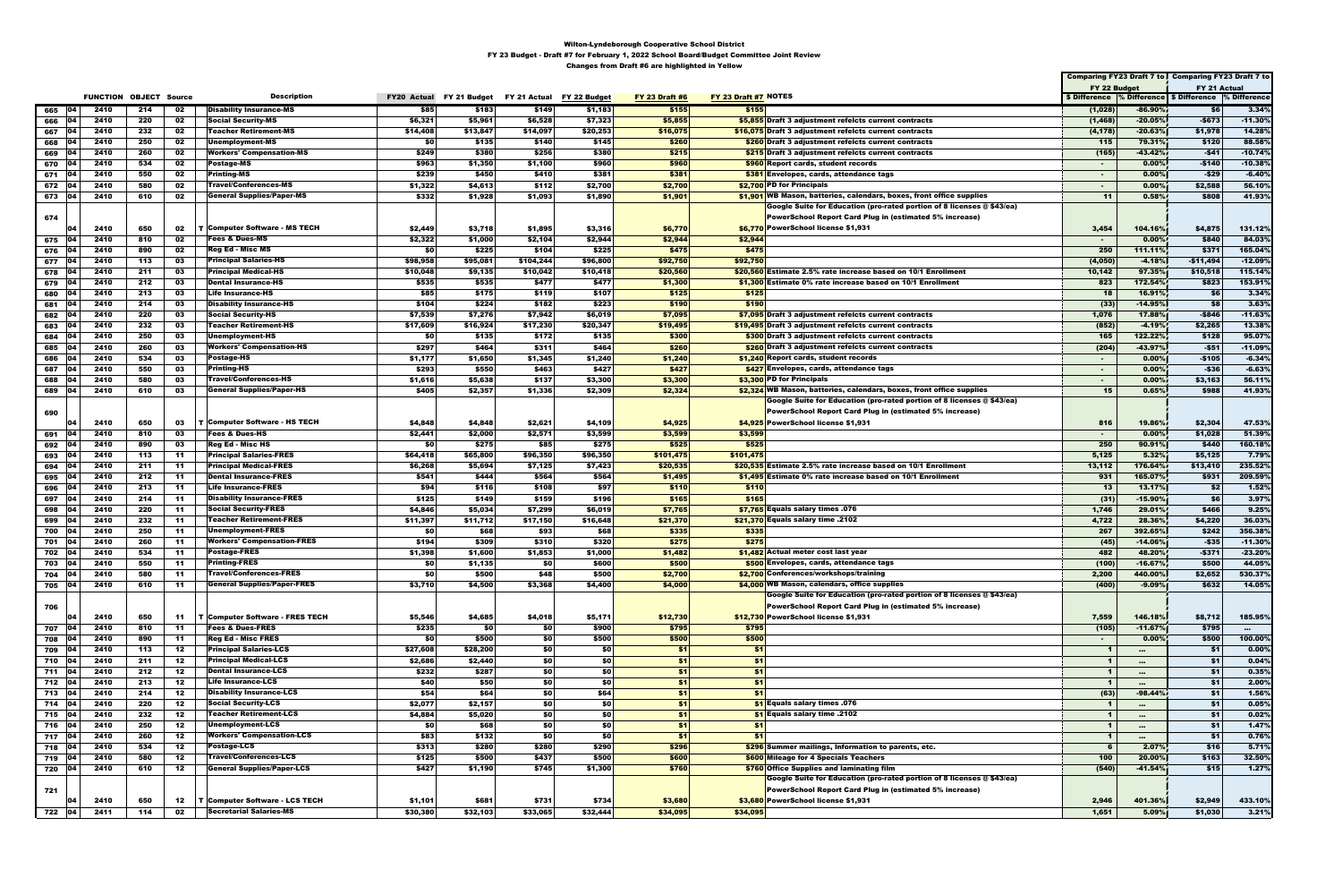# Wilton-Lyndeborough Cooperative School District

## FY 23 Budget - Draft #7 for February 1, 2022 School Board/Budget Committee Joint Review

### Changes from Draft #6 are highlighted in Yellow

| | | FUNCTION | OBJECT | Source | | Description | FY20 Actual | FY 21 Budget | FY 21 Actual | FY 22 Budget | FY 23 Draft #6 | FY 23 Draft #7 | NOTES | Comparing FY23 Draft 7 to FY 22 Budget $ Difference | % Difference | Comparing FY23 Draft 7 to FY 21 Actual $ Difference | % Difference |
|---|---|---|---|---|---|---|---|---|---|---|---|---|---|---|---|---|---|
| 665 | 04 | 2410 | 214 | 02 | | Disability Insurance-MS | $85 | $183 | $149 | $1,183 | $155 | $155 | | (1,028) | -86.90% | $6 | 3.34% |
| 666 | 04 | 2410 | 220 | 02 | | Social Security-MS | $6,321 | $5,961 | $6,528 | $7,323 | $5,855 | $5,855 | Draft 3 adjustment refelcts current contracts | (1,468) | -20.05% | -$673 | -11.30% |
| 667 | 04 | 2410 | 232 | 02 | | Teacher Retirement-MS | $14,408 | $13,847 | $14,097 | $20,253 | $16,075 | $16,075 | Draft 3 adjustment refelcts current contracts | (4,178) | -20.63% | $1,978 | 14.28% |
| 668 | 04 | 2410 | 250 | 02 | | Unemployment-MS | $0 | $135 | $140 | $145 | $260 | $260 | Draft 3 adjustment refelcts current contracts | 115 | 79.31% | $120 | 88.58% |
| 669 | 04 | 2410 | 260 | 02 | | Workers' Compensation-MS | $249 | $380 | $256 | $380 | $215 | $215 | Draft 3 adjustment refelcts current contracts | (165) | -43.42% | -$41 | -10.74% |
| 670 | 04 | 2410 | 534 | 02 | | Postage-MS | $963 | $1,350 | $1,100 | $960 | $960 | $960 | Report cards, student records | - | 0.00% | -$140 | -10.38% |
| 671 | 04 | 2410 | 550 | 02 | | Printing-MS | $239 | $450 | $410 | $381 | $381 | $381 | Envelopes, cards, attendance tags | - | 0.00% | -$29 | -6.40% |
| 672 | 04 | 2410 | 580 | 02 | | Travel/Conferences-MS | $1,322 | $4,613 | $112 | $2,700 | $2,700 | $2,700 | PD for Principals | - | 0.00% | $2,588 | 56.10% |
| 673 | 04 | 2410 | 610 | 02 | | General Supplies/Paper-MS | $332 | $1,928 | $1,093 | $1,890 | $1,901 | $1,901 | WB Mason, batteries, calendars, boxes, front office supplies | 11 | 0.58% | $808 | 41.93% |
| 674 | 04 | 2410 | 650 | 02 | T | Computer Software - MS TECH | $2,449 | $3,718 | $1,895 | $3,316 | $6,770 | $6,770 | Google Suite for Education (pro-rated portion of 8 licenses @ $43/ea) PowerSchool Report Card Plug in (estimated 5% increase) PowerSchool license $1,931 | 3,454 | 104.16% | $4,875 | 131.12% |
| 675 | 04 | 2410 | 810 | 02 | | Fees & Dues-MS | $2,322 | $1,000 | $2,104 | $2,944 | $2,944 | $2,944 | | - | 0.00% | $840 | 84.03% |
| 676 | 04 | 2410 | 890 | 02 | | Reg Ed - Misc MS | $0 | $225 | $104 | $225 | $475 | $475 | | 250 | 111.11% | $371 | 165.04% |
| 677 | 04 | 2410 | 113 | 03 | | Principal Salaries-HS | $98,958 | $95,081 | $104,244 | $96,800 | $92,750 | $92,750 | | (4,050) | -4.18% | -$11,494 | -12.09% |
| 678 | 04 | 2410 | 211 | 03 | | Principal Medical-HS | $10,048 | $9,135 | $10,042 | $10,418 | $20,560 | $20,560 | Estimate 2.5% rate increase based on 10/1 Enrollment | 10,142 | 97.35% | $10,518 | 115.14% |
| 679 | 04 | 2410 | 212 | 03 | | Dental Insurance-HS | $535 | $535 | $477 | $477 | $1,300 | $1,300 | Estimate 0% rate increase based on 10/1 Enrollment | 823 | 172.54% | $823 | 153.91% |
| 680 | 04 | 2410 | 213 | 03 | | Life Insurance-HS | $85 | $175 | $119 | $107 | $125 | $125 | | 18 | 16.91% | $6 | 3.34% |
| 681 | 04 | 2410 | 214 | 03 | | Disability Insurance-HS | $104 | $224 | $182 | $223 | $190 | $190 | | (33) | -14.95% | $8 | 3.63% |
| 682 | 04 | 2410 | 220 | 03 | | Social Security-HS | $7,539 | $7,276 | $7,942 | $6,019 | $7,095 | $7,095 | Draft 3 adjustment refelcts current contracts | 1,076 | 17.88% | -$846 | -11.63% |
| 683 | 04 | 2410 | 232 | 03 | | Teacher Retirement-HS | $17,609 | $16,924 | $17,230 | $20,347 | $19,495 | $19,495 | Draft 3 adjustment refelcts current contracts | (852) | -4.19% | $2,265 | 13.38% |
| 684 | 04 | 2410 | 250 | 03 | | Unemployment-HS | $0 | $135 | $172 | $135 | $300 | $300 | Draft 3 adjustment refelcts current contracts | 165 | 122.22% | $128 | 95.07% |
| 685 | 04 | 2410 | 260 | 03 | | Workers' Compensation-HS | $297 | $464 | $311 | $464 | $260 | $260 | Draft 3 adjustment refelcts current contracts | (204) | -43.97% | -$51 | -11.09% |
| 686 | 04 | 2410 | 534 | 03 | | Postage-HS | $1,177 | $1,650 | $1,345 | $1,240 | $1,240 | $1,240 | Report cards, student records | - | 0.00% | -$105 | -6.34% |
| 687 | 04 | 2410 | 550 | 03 | | Printing-HS | $293 | $550 | $463 | $427 | $427 | $427 | Envelopes, cards, attendance tags | - | 0.00% | -$36 | -6.63% |
| 688 | 04 | 2410 | 580 | 03 | | Travel/Conferences-HS | $1,616 | $5,638 | $137 | $3,300 | $3,300 | $3,300 | PD for Principals | - | 0.00% | $3,163 | 56.11% |
| 689 | 04 | 2410 | 610 | 03 | | General Supplies/Paper-HS | $405 | $2,357 | $1,336 | $2,309 | $2,324 | $2,324 | WB Mason, batteries, calendars, boxes, front office supplies | 15 | 0.65% | $988 | 41.93% |
| 690 | 04 | 2410 | 650 | 03 | T | Computer Software - HS TECH | $4,848 | $4,848 | $2,621 | $4,109 | $4,925 | $4,925 | Google Suite for Education (pro-rated portion of 8 licenses @ $43/ea) PowerSchool Report Card Plug in (estimated 5% increase) PowerSchool license $1,931 | 816 | 19.86% | $2,304 | 47.53% |
| 691 | 04 | 2410 | 810 | 03 | | Fees & Dues-HS | $2,441 | $2,000 | $2,571 | $3,599 | $3,599 | $3,599 | | - | 0.00% | $1,028 | 51.39% |
| 692 | 04 | 2410 | 890 | 03 | | Reg Ed - Misc HS | $0 | $275 | $85 | $275 | $525 | $525 | | 250 | 90.91% | $440 | 160.18% |
| 693 | 04 | 2410 | 113 | 11 | | Principal Salaries-FRES | $64,418 | $65,800 | $96,350 | $96,350 | $101,475 | $101,475 | | 5,125 | 5.32% | $5,125 | 7.79% |
| 694 | 04 | 2410 | 211 | 11 | | Principal Medical-FRES | $6,268 | $5,694 | $7,125 | $7,423 | $20,535 | $20,535 | Estimate 2.5% rate increase based on 10/1 Enrollment | 13,112 | 176.64% | $13,410 | 235.52% |
| 695 | 04 | 2410 | 212 | 11 | | Dental Insurance-FRES | $541 | $444 | $564 | $564 | $1,495 | $1,495 | Estimate 0% rate increase based on 10/1 Enrollment | 931 | 165.07% | $931 | 209.59% |
| 696 | 04 | 2410 | 213 | 11 | | Life Insurance-FRES | $94 | $116 | $108 | $97 | $110 | $110 | | 13 | 13.17% | $2 | 1.52% |
| 697 | 04 | 2410 | 214 | 11 | | Disability Insurance-FRES | $125 | $149 | $159 | $196 | $165 | $165 | | (31) | -15.90% | $6 | 3.97% |
| 698 | 04 | 2410 | 220 | 11 | | Social Security-FRES | $4,846 | $5,034 | $7,299 | $6,019 | $7,765 | $7,765 | Equals salary times .076 | 1,746 | 29.01% | $466 | 9.25% |
| 699 | 04 | 2410 | 232 | 11 | | Teacher Retirement-FRES | $11,397 | $11,712 | $17,150 | $16,648 | $21,370 | $21,370 | Equals salary time .2102 | 4,722 | 28.36% | $4,220 | 36.03% |
| 700 | 04 | 2410 | 250 | 11 | | Unemployment-FRES | $0 | $68 | $93 | $68 | $335 | $335 | | 267 | 392.65% | $242 | 356.38% |
| 701 | 04 | 2410 | 260 | 11 | | Workers' Compensation-FRES | $194 | $309 | $310 | $320 | $275 | $275 | | (45) | -14.06% | -$35 | -11.30% |
| 702 | 04 | 2410 | 534 | 11 | | Postage-FRES | $1,398 | $1,600 | $1,853 | $1,000 | $1,482 | $1,482 | Actual meter cost last year | 482 | 48.20% | -$371 | -23.20% |
| 703 | 04 | 2410 | 550 | 11 | | Printing-FRES | $0 | $1,135 | $0 | $600 | $500 | $500 | Envelopes, cards, attendance tags | (100) | -16.67% | $500 | 44.05% |
| 704 | 04 | 2410 | 580 | 11 | | Travel/Conferences-FRES | $0 | $500 | $48 | $500 | $2,700 | $2,700 | Conferences/workshops/training | 2,200 | 440.00% | $2,652 | 530.37% |
| 705 | 04 | 2410 | 610 | 11 | | General Supplies/Paper-FRES | $3,710 | $4,500 | $3,368 | $4,400 | $4,000 | $4,000 | WB Mason, calendars, office supplies | (400) | -9.09% | $632 | 14.05% |
| 706 | 04 | 2410 | 650 | 11 | T | Computer Software - FRES TECH | $5,546 | $4,685 | $4,018 | $5,171 | $12,730 | $12,730 | Google Suite for Education (pro-rated portion of 8 licenses @ $43/ea) PowerSchool Report Card Plug in (estimated 5% increase) PowerSchool license $1,931 | 7,559 | 146.18% | $8,712 | 185.95% |
| 707 | 04 | 2410 | 810 | 11 | | Fees & Dues-FRES | $235 | $0 | $0 | $900 | $795 | $795 | | (105) | -11.67% | $795 | ... |
| 708 | 04 | 2410 | 890 | 11 | | Reg Ed - Misc FRES | $0 | $500 | $0 | $500 | $500 | $500 | | - | 0.00% | $500 | 100.00% |
| 709 | 04 | 2410 | 113 | 12 | | Principal Salaries-LCS | $27,608 | $28,200 | $0 | $0 | $1 | $1 | | 1 | ... | $1 | 0.00% |
| 710 | 04 | 2410 | 211 | 12 | | Principal Medical-LCS | $2,686 | $2,440 | $0 | $0 | $1 | $1 | | 1 | ... | $1 | 0.04% |
| 711 | 04 | 2410 | 212 | 12 | | Dental Insurance-LCS | $232 | $287 | $0 | $0 | $1 | $1 | | 1 | ... | $1 | 0.35% |
| 712 | 04 | 2410 | 213 | 12 | | Life Insurance-LCS | $40 | $50 | $0 | $0 | $1 | $1 | | 1 | ... | $1 | 2.00% |
| 713 | 04 | 2410 | 214 | 12 | | Disability Insurance-LCS | $54 | $64 | $0 | $64 | $1 | $1 | | (63) | -98.44% | $1 | 1.56% |
| 714 | 04 | 2410 | 220 | 12 | | Social Security-LCS | $2,077 | $2,157 | $0 | $0 | $1 | $1 | Equals salary times .076 | 1 | ... | $1 | 0.05% |
| 715 | 04 | 2410 | 232 | 12 | | Teacher Retirement-LCS | $4,884 | $5,020 | $0 | $0 | $1 | $1 | Equals salary time .2102 | 1 | ... | $1 | 0.02% |
| 716 | 04 | 2410 | 250 | 12 | | Unemployment-LCS | $0 | $68 | $0 | $0 | $1 | $1 | | 1 | ... | $1 | 1.47% |
| 717 | 04 | 2410 | 260 | 12 | | Workers' Compensation-LCS | $83 | $132 | $0 | $0 | $1 | $1 | | 1 | ... | $1 | 0.76% |
| 718 | 04 | 2410 | 534 | 12 | | Postage-LCS | $313 | $280 | $280 | $290 | $296 | $296 | Summer mailings, information to parents, etc. | 6 | 2.07% | $16 | 5.71% |
| 719 | 04 | 2410 | 580 | 12 | | Travel/Conferences-LCS | $125 | $500 | $437 | $500 | $600 | $600 | Mileage for 4 Specials Teachers | 100 | 20.00% | $163 | 32.50% |
| 720 | 04 | 2410 | 610 | 12 | | General Supplies/Paper-LCS | $427 | $1,190 | $745 | $1,300 | $760 | $760 | Office Supplies and laminating film | (540) | -41.54% | $15 | 1.27% |
| 721 | 04 | 2410 | 650 | 12 | T | Computer Software - LCS TECH | $1,101 | $681 | $731 | $734 | $3,680 | $3,680 | Google Suite for Education (pro-rated portion of 8 licenses @ $43/ea) PowerSchool Report Card Plug in (estimated 5% increase) PowerSchool license $1,931 | 2,946 | 401.36% | $2,949 | 433.10% |
| 722 | 04 | 2411 | 114 | 02 | | Secretarial Salaries-MS | $30,380 | $32,103 | $33,065 | $32,444 | $34,095 | $34,095 | | 1,651 | 5.09% | $1,030 | 3.21% |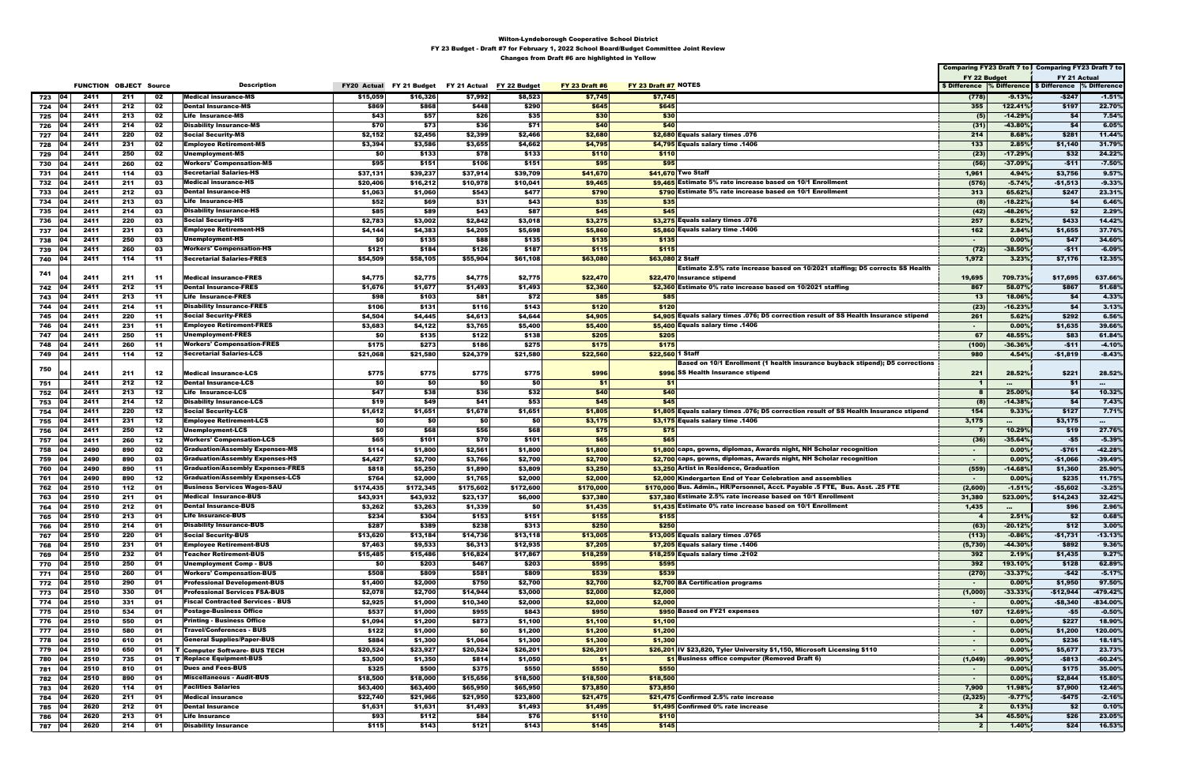Wilton-Lyndeborough Cooperative School District

FY 23 Budget - Draft #7 for February 1, 2022 School Board/Budget Committee Joint Review

Changes from Draft #6 are highlighted in Yellow

| | | FUNCTION | OBJECT | Source | | Description | FY20 Actual | FY 21 Budget | FY 21 Actual | FY 22 Budget | FY 23 Draft #6 | FY 23 Draft #7 | NOTES | Comparing FY23 Draft 7 to FY 22 Budget $ Difference | Comparing FY23 Draft 7 to FY 22 Budget % Difference | Comparing FY23 Draft 7 to FY 21 Actual $ Difference | Comparing FY23 Draft 7 to FY 21 Actual % Difference |
|---|---|---|---|---|---|---|---|---|---|---|---|---|---|---|---|---|---|
| 723 | 04 | 2411 | 211 | 02 | | Medical insurance-MS | $15,059 | $16,326 | $7,992 | $8,523 | $7,745 | $7,745 | | (778) | -9.13% | -$247 | -1.51% |
| 724 | 04 | 2411 | 212 | 02 | | Dental Insurance-MS | $869 | $868 | $448 | $290 | $645 | $645 | | 355 | 122.41% | $197 | 22.70% |
| 725 | 04 | 2411 | 213 | 02 | | Life Insurance-MS | $43 | $57 | $26 | $35 | $30 | $30 | | (5) | -14.29% | $4 | 7.54% |
| 726 | 04 | 2411 | 214 | 02 | | Disability Insurance-MS | $70 | $73 | $36 | $71 | $40 | $40 | | (31) | -43.80% | $4 | 6.05% |
| 727 | 04 | 2411 | 220 | 02 | | Social Security-MS | $2,152 | $2,456 | $2,399 | $2,466 | $2,680 | $2,680 | Equals salary times .076 | 214 | 8.68% | $281 | 11.44% |
| 728 | 04 | 2411 | 231 | 02 | | Employee Retirement-MS | $3,394 | $3,586 | $3,655 | $4,662 | $4,795 | $4,795 | Equals salary time .1406 | 133 | 2.85% | $1,140 | 31.79% |
| 729 | 04 | 2411 | 250 | 02 | | Unemployment-MS | $0 | $133 | $78 | $133 | $110 | $110 | | (23) | -17.29% | $32 | 24.22% |
| 730 | 04 | 2411 | 260 | 02 | | Workers' Compensation-MS | $95 | $151 | $106 | $151 | $95 | $95 | | (56) | -37.09% | -$11 | -7.50% |
| 731 | 04 | 2411 | 114 | 03 | | Secretarial Salaries-HS | $37,131 | $39,237 | $37,914 | $39,709 | $41,670 | $41,670 | Two Staff | 1,961 | 4.94% | $3,756 | 9.57% |
| 732 | 04 | 2411 | 211 | 03 | | Medical insurance-HS | $20,406 | $16,212 | $10,978 | $10,041 | $9,465 | $9,465 | Estimate 5% rate increase based on 10/1 Enrollment | (576) | -5.74% | -$1,513 | -9.33% |
| 733 | 04 | 2411 | 212 | 03 | | Dental Insurance-HS | $1,063 | $1,060 | $543 | $477 | $790 | $790 | Estimate 5% rate increase based on 10/1 Enrollment | 313 | 65.62% | $247 | 23.31% |
| 734 | 04 | 2411 | 213 | 03 | | Life Insurance-HS | $52 | $69 | $31 | $43 | $35 | $35 | | (8) | -18.22% | $4 | 6.46% |
| 735 | 04 | 2411 | 214 | 03 | | Disability Insurance-HS | $85 | $89 | $43 | $87 | $45 | $45 | | (42) | -48.26% | $2 | 2.29% |
| 736 | 04 | 2411 | 220 | 03 | | Social Security-HS | $2,783 | $3,002 | $2,842 | $3,018 | $3,275 | $3,275 | Equals salary times .076 | 257 | 8.52% | $433 | 14.42% |
| 737 | 04 | 2411 | 231 | 03 | | Employee Retirement-HS | $4,144 | $4,383 | $4,205 | $5,698 | $5,860 | $5,860 | Equals salary time .1406 | 162 | 2.84% | $1,655 | 37.76% |
| 738 | 04 | 2411 | 250 | 03 | | Unemployment-HS | $0 | $135 | $88 | $135 | $135 | $135 | | - | 0.00% | $47 | 34.60% |
| 739 | 04 | 2411 | 260 | 03 | | Workers' Compensation-HS | $121 | $184 | $126 | $187 | $115 | $115 | | (72) | -38.50% | -$11 | -6.09% |
| 740 | 04 | 2411 | 114 | 11 | | Secretarial Salaries-FRES | $54,509 | $58,105 | $55,904 | $61,108 | $63,080 | $63,080 | 2 Staff | 1,972 | 3.23% | $7,176 | 12.35% |
| 741 | 04 | 2411 | 211 | 11 | | Medical insurance-FRES | $4,775 | $2,775 | $4,775 | $2,775 | $22,470 | $22,470 | Estimate 2.5% rate increase based on 10/2021 staffing; D5 corrects SS Health Insurance stipend | 19,695 | 709.73% | $17,695 | 637.66% |
| 742 | 04 | 2411 | 212 | 11 | | Dental Insurance-FRES | $1,676 | $1,677 | $1,493 | $1,493 | $2,360 | $2,360 | Estimate 0% rate increase based on 10/2021 staffing | 867 | 58.07% | $867 | 51.68% |
| 743 | 04 | 2411 | 213 | 11 | | Life Insurance-FRES | $98 | $103 | $81 | $72 | $85 | $85 | | 13 | 18.06% | $4 | 4.33% |
| 744 | 04 | 2411 | 214 | 11 | | Disability Insurance-FRES | $106 | $131 | $116 | $143 | $120 | $120 | | (23) | -16.23% | $4 | 3.13% |
| 745 | 04 | 2411 | 220 | 11 | | Social Security-FRES | $4,504 | $4,445 | $4,613 | $4,644 | $4,905 | $4,905 | Equals salary times .076; D5 correction result of SS Health Insurance stipend | 261 | 5.62% | $292 | 6.56% |
| 746 | 04 | 2411 | 231 | 11 | | Employee Retirement-FRES | $3,683 | $4,122 | $3,765 | $5,400 | $5,400 | $5,400 | Equals salary time .1406 | - | 0.00% | $1,635 | 39.66% |
| 747 | 04 | 2411 | 250 | 11 | | Unemployment-FRES | $0 | $135 | $122 | $138 | $205 | $205 | | 67 | 48.55% | $83 | 61.84% |
| 748 | 04 | 2411 | 260 | 11 | | Workers' Compensation-FRES | $175 | $273 | $186 | $275 | $175 | $175 | | (100) | -36.36% | -$11 | -4.10% |
| 749 | 04 | 2411 | 114 | 12 | | Secretarial Salaries-LCS | $21,068 | $21,580 | $24,379 | $21,580 | $22,560 | $22,560 | 1 Staff | 980 | 4.54% | -$1,819 | -8.43% |
| 750 | 04 | 2411 | 211 | 12 | | Medical insurance-LCS | $775 | $775 | $775 | $775 | $996 | $996 | Based on 10/1 Enrollment (1 health insurance buyback stipend); D5 corrections SS Health Insurance stipend | 221 | 28.52% | $221 | 28.52% |
| 751 | | 2411 | 212 | 12 | | Dental Insurance-LCS | $0 | $0 | $0 | $0 | $1 | $1 | | 1 | ... | $1 | ... |
| 752 | 04 | 2411 | 213 | 12 | | Life Insurance-LCS | $47 | $38 | $36 | $32 | $40 | $40 | | 8 | 25.00% | $4 | 10.32% |
| 753 | 04 | 2411 | 214 | 12 | | Disability Insurance-LCS | $19 | $49 | $41 | $53 | $45 | $45 | | (8) | -14.38% | $4 | 7.43% |
| 754 | 04 | 2411 | 220 | 12 | | Social Security-LCS | $1,612 | $1,651 | $1,678 | $1,651 | $1,805 | $1,805 | Equals salary times .076; D5 correction result of SS Health Insurance stipend | 154 | 9.33% | $127 | 7.71% |
| 755 | 04 | 2411 | 231 | 12 | | Employee Retirement-LCS | $0 | $0 | $0 | $0 | $3,175 | $3,175 | Equals salary time .1406 | 3,175 | ... | $3,175 | ... |
| 756 | 04 | 2411 | 250 | 12 | | Unemployment-LCS | $0 | $68 | $56 | $68 | $75 | $75 | | 7 | 10.29% | $19 | 27.76% |
| 757 | 04 | 2411 | 260 | 12 | | Workers' Compensation-LCS | $65 | $101 | $70 | $101 | $65 | $65 | | (36) | -35.64% | -$5 | -5.39% |
| 758 | 04 | 2490 | 890 | 02 | | Graduation/Assembly Expenses-MS | $114 | $1,800 | $2,561 | $1,800 | $1,800 | $1,800 | caps, gowns, diplomas, Awards night, NH Scholar recognition | - | 0.00% | -$761 | -42.28% |
| 759 | 04 | 2490 | 890 | 03 | | Graduation/Assembly Expenses-HS | $4,427 | $2,700 | $3,766 | $2,700 | $2,700 | $2,700 | caps, gowns, diplomas, Awards night, NH Scholar recognition | - | 0.00% | -$1,066 | -39.49% |
| 760 | 04 | 2490 | 890 | 11 | | Graduation/Assembly Expenses-FRES | $818 | $5,250 | $1,890 | $3,809 | $3,250 | $3,250 | Artist in Residence, Graduation | (559) | -14.68% | $1,360 | 25.90% |
| 761 | 04 | 2490 | 890 | 12 | | Graduation/Assembly Expenses-LCS | $764 | $2,000 | $1,765 | $2,000 | $2,000 | $2,000 | Kindergarten End of Year Celebration and assemblies | - | 0.00% | $235 | 11.75% |
| 762 | 04 | 2510 | 112 | 01 | | Business Services Wages-SAU | $174,435 | $172,345 | $175,602 | $172,600 | $170,000 | $170,000 | Bus. Admin., HR/Personnel, Acct. Payable .5 FTE, Bus. Asst. .25 FTE | (2,600) | -1.51% | -$5,602 | -3.25% |
| 763 | 04 | 2510 | 211 | 01 | | Medical Insurance-BUS | $43,931 | $43,932 | $23,137 | $6,000 | $37,380 | $37,380 | Estimate 2.5% rate increase based on 10/1 Enrollment | 31,380 | 523.00% | $14,243 | 32.42% |
| 764 | 04 | 2510 | 212 | 01 | | Dental Insurance-BUS | $3,262 | $3,263 | $1,339 | $0 | $1,435 | $1,435 | Estimate 0% rate increase based on 10/1 Enrollment | 1,435 | ... | $96 | 2.96% |
| 765 | 04 | 2510 | 213 | 01 | | Life Insurance-BUS | $234 | $304 | $153 | $151 | $155 | $155 | | 4 | 2.51% | $2 | 0.68% |
| 766 | 04 | 2510 | 214 | 01 | | Disability Insurance-BUS | $287 | $389 | $238 | $313 | $250 | $250 | | (63) | -20.12% | $12 | 3.00% |
| 767 | 04 | 2510 | 220 | 01 | | Social Security-BUS | $13,620 | $13,184 | $14,736 | $13,118 | $13,005 | $13,005 | Equals salary times .0765 | (113) | -0.86% | -$1,731 | -13.13% |
| 768 | 04 | 2510 | 231 | 01 | | Employee Retirement-BUS | $7,463 | $9,533 | $6,313 | $12,935 | $7,205 | $7,205 | Equals salary time .1406 | (5,730) | -44.30% | $892 | 9.36% |
| 769 | 04 | 2510 | 232 | 01 | | Teacher Retirement-BUS | $15,485 | $15,486 | $16,824 | $17,867 | $18,259 | $18,259 | Equals salary time .2102 | 392 | 2.19% | $1,435 | 9.27% |
| 770 | 04 | 2510 | 250 | 01 | | Unemployment Comp - BUS | $0 | $203 | $467 | $203 | $595 | $595 | | 392 | 193.10% | $128 | 62.89% |
| 771 | 04 | 2510 | 260 | 01 | | Workers' Compensation-BUS | $508 | $809 | $581 | $809 | $539 | $539 | | (270) | -33.37% | -$42 | -5.17% |
| 772 | 04 | 2510 | 290 | 01 | | Professional Development-BUS | $1,400 | $2,000 | $750 | $2,700 | $2,700 | $2,700 | BA Certification programs | - | 0.00% | $1,950 | 97.50% |
| 773 | 04 | 2510 | 330 | 01 | | Professional Services FSA-BUS | $2,078 | $2,700 | $14,944 | $3,000 | $2,000 | $2,000 | | (1,000) | -33.33% | -$12,944 | -479.42% |
| 774 | 04 | 2510 | 331 | 01 | | Fiscal Contracted Services - BUS | $2,925 | $1,000 | $10,340 | $2,000 | $2,000 | $2,000 | | - | 0.00% | -$8,340 | -834.00% |
| 775 | 04 | 2510 | 534 | 01 | | Postage-Business Office | $537 | $1,000 | $955 | $843 | $950 | $950 | Based on FY21 expenses | 107 | 12.69% | -$5 | -0.50% |
| 776 | 04 | 2510 | 550 | 01 | | Printing - Business Office | $1,094 | $1,200 | $873 | $1,100 | $1,100 | $1,100 | | - | 0.00% | $227 | 18.90% |
| 777 | 04 | 2510 | 580 | 01 | | Travel/Conferences - BUS | $122 | $1,000 | $0 | $1,200 | $1,200 | $1,200 | | - | 0.00% | $1,200 | 120.00% |
| 778 | 04 | 2510 | 610 | 01 | | General Supplies/Paper-BUS | $884 | $1,300 | $1,064 | $1,300 | $1,300 | $1,300 | | - | 0.00% | $236 | 18.18% |
| 779 | 04 | 2510 | 650 | 01 | T | Computer Software- BUS TECH | $20,524 | $23,927 | $20,524 | $26,201 | $26,201 | $26,201 | IV $23,820, Tyler University $1,150, Microsoft Licensing $110 | - | 0.00% | $5,677 | 23.73% |
| 780 | 04 | 2510 | 735 | 01 | T | Replace Equipment-BUS | $3,500 | $1,350 | $814 | $1,050 | $1 | $1 | Business office computer (Removed Draft 6) | (1,049) | -99.90% | -$813 | -60.24% |
| 781 | 04 | 2510 | 810 | 01 | | Dues and Fees-BUS | $325 | $500 | $375 | $550 | $550 | $550 | | - | 0.00% | $175 | 35.00% |
| 782 | 04 | 2510 | 890 | 01 | | Miscellaneous - Audit-BUS | $18,500 | $18,000 | $15,656 | $18,500 | $18,500 | $18,500 | | - | 0.00% | $2,844 | 15.80% |
| 783 | 04 | 2620 | 114 | 01 | | Facilties Salaries | $63,400 | $63,400 | $65,950 | $65,950 | $73,850 | $73,850 | | 7,900 | 11.98% | $7,900 | 12.46% |
| 784 | 04 | 2620 | 211 | 01 | | Medical insurance | $22,740 | $21,966 | $21,950 | $23,800 | $21,475 | $21,475 | Confirmed 2.5% rate increase | (2,325) | -9.77% | -$475 | -2.16% |
| 785 | 04 | 2620 | 212 | 01 | | Dental Insurance | $1,631 | $1,631 | $1,493 | $1,493 | $1,495 | $1,495 | Confirmed 0% rate increase | 2 | 0.13% | $2 | 0.10% |
| 786 | 04 | 2620 | 213 | 01 | | Life Insurance | $93 | $112 | $84 | $76 | $110 | $110 | | 34 | 45.50% | $26 | 23.05% |
| 787 | 04 | 2620 | 214 | 01 | | Disability Insurance | $115 | $143 | $121 | $143 | $145 | $145 | | 2 | 1.40% | $24 | 16.53% |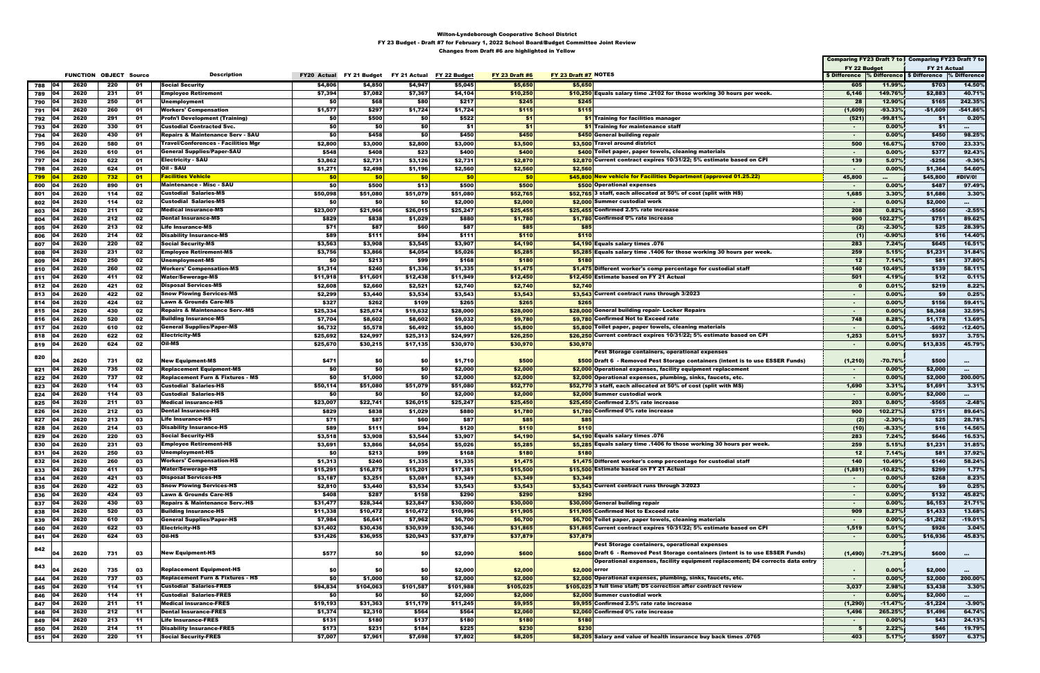Wilton-Lyndeborough Cooperative School District

FY 23 Budget - Draft #7 for February 1, 2022 School Board/Budget Committee Joint Review

Changes from Draft #6 are highlighted in Yellow

| | | FUNCTION | OBJECT | Source | Description | FY20 Actual | FY21 Budget | FY 21 Actual | FY 22 Budget | FY 23 Draft #6 | FY 23 Draft #7 | NOTES | Comparing FY23 Draft 7 to FY 22 Budget $ Difference | % Difference | Comparing FY23 Draft 7 to FY 21 Actual $ Difference | % Difference |
|---|---|---|---|---|---|---|---|---|---|---|---|---|---|---|---|---|
| 788 | 04 | 2620 | 220 | 01 | Social Security | $4,806 | $4,850 | $4,947 | $5,045 | $5,650 | $5,650 | | 605 | 11.99% | $703 | 14.50% |
| 789 | 04 | 2620 | 231 | 01 | Employee Retirement | $7,394 | $7,082 | $7,367 | $4,104 | $10,250 | $10,250 | Equals salary time .2102 for those working 30 hours per week. | 6,146 | 149.76% | $2,883 | 40.71% |
| 790 | 04 | 2620 | 250 | 01 | Unemployment | $0 | $68 | $80 | $217 | $245 | $245 | | 28 | 12.90% | $165 | 242.35% |
| 791 | 04 | 2620 | 260 | 01 | Workers' Compensation | $1,577 | $297 | $1,724 | $1,724 | $115 | $115 | | (1,609) | -93.33% | -$1,609 | -541.86% |
| 792 | 04 | 2620 | 291 | 01 | Profn'l Development (Training) | $0 | $500 | $0 | $522 | $1 | $1 | Training for facilities manager | (521) | -99.81% | $1 | 0.20% |
| 793 | 04 | 2620 | 330 | 01 | Custodial Contracted Svc. | $0 | $0 | $0 | $1 | $1 | $1 | Training for maintenance staff | - | 0.00% | $1 | ... |
| 794 | 04 | 2620 | 430 | 01 | Repairs & Maintenance Serv - SAU | $0 | $458 | $0 | $450 | $450 | $450 | General building repair | - | 0.00% | $450 | 98.25% |
| 795 | 04 | 2620 | 580 | 01 | Travel/Conferences - Facilities Mgr | $2,800 | $3,000 | $2,800 | $3,000 | $3,500 | $3,500 | Travel around district | 500 | 16.67% | $700 | 23.33% |
| 796 | 04 | 2620 | 610 | 01 | General Supplies/Paper-SAU | $548 | $408 | $23 | $400 | $400 | $400 | Toilet paper, paper towels, cleaning materials | - | 0.00% | $377 | 92.43% |
| 797 | 04 | 2620 | 622 | 01 | Electricity - SAU | $3,862 | $2,731 | $3,126 | $2,731 | $2,870 | $2,870 | Current contract expires 10/31/22; 5% estimate based on CPI | 139 | 5.07% | -$256 | -9.36% |
| 798 | 04 | 2620 | 624 | 01 | Oil - SAU | $1,271 | $2,498 | $1,196 | $2,560 | $2,560 | $2,560 | | - | 0.00% | $1,364 | 54.60% |
| 799 | 04 | 2620 | 732 | 01 | Facilities Vehicle | $0 | $0 | $0 | $0 | $0 | $45,800 | New vehicle for Facilities Department (approved 01.25.22) | 45,800 | ... | $45,800 | #DIV/0! |
| 800 | 04 | 2620 | 890 | 01 | Maintenance - Misc - SAU | $0 | $500 | $13 | $500 | $500 | $500 | Operational expenses | - | 0.00% | $487 | 97.49% |
| 801 | 04 | 2620 | 114 | 02 | Custodial Salaries-MS | $50,098 | $51,080 | $51,079 | $51,080 | $52,765 | $52,765 | 3 staff, each allocated at 50% of cost (split with HS) | 1,685 | 3.30% | $1,686 | 3.30% |
| 802 | 04 | 2620 | 114 | 02 | Custodial Salaries-MS | $0 | $0 | $0 | $2,000 | $2,000 | $2,000 | Summer custodial work | - | 0.00% | $2,000 | ... |
| 803 | 04 | 2620 | 211 | 02 | Medical insurance-MS | $23,007 | $21,966 | $26,015 | $25,247 | $25,455 | $25,455 | Confirmed 2.5% rate increase | 208 | 0.82% | -$560 | -2.55% |
| 804 | 04 | 2620 | 212 | 02 | Dental Insurance-MS | $829 | $838 | $1,029 | $880 | $1,780 | $1,780 | Confirmed 0% rate increase | 900 | 102.27% | $751 | 89.62% |
| 805 | 04 | 2620 | 213 | 02 | Life Insurance-MS | $71 | $87 | $60 | $87 | $85 | $85 | | (2) | -2.30% | $25 | 28.39% |
| 806 | 04 | 2620 | 214 | 02 | Disability Insurance-MS | $89 | $111 | $94 | $111 | $110 | $110 | | (1) | -0.90% | $16 | 14.40% |
| 807 | 04 | 2620 | 220 | 02 | Social Security-MS | $3,563 | $3,908 | $3,545 | $3,907 | $4,190 | $4,190 | Equals salary times .076 | 283 | 7.24% | $645 | 16.51% |
| 808 | 04 | 2620 | 231 | 02 | Employee Retirement-MS | $3,756 | $3,866 | $4,054 | $5,026 | $5,285 | $5,285 | Equals salary time .1406 for those working 30 hours per week. | 259 | 5.15% | $1,231 | 31.84% |
| 809 | 04 | 2620 | 250 | 02 | Unemployment-MS | $0 | $213 | $99 | $168 | $180 | $180 | | 12 | 7.14% | $81 | 37.80% |
| 810 | 04 | 2620 | 260 | 02 | Workers' Compensation-MS | $1,314 | $240 | $1,336 | $1,335 | $1,475 | $1,475 | Different worker's comp percentage for custodial staff | 140 | 10.49% | $139 | 58.11% |
| 811 | 04 | 2620 | 411 | 02 | Water/Sewerage-MS | $11,918 | $11,601 | $12,438 | $11,949 | $12,450 | $12,450 | Estimate based on FY 21 Actual | 501 | 4.19% | $12 | 0.11% |
| 812 | 04 | 2620 | 421 | 02 | Disposal Services-MS | $2,608 | $2,660 | $2,521 | $2,740 | $2,740 | $2,740 | | 0 | 0.01% | $219 | 8.22% |
| 813 | 04 | 2620 | 422 | 02 | Snow Plowing Services-MS | $2,299 | $3,440 | $3,534 | $3,543 | $3,543 | $3,543 | Current contract runs through 3/2023 | - | 0.00% | $9 | 0.25% |
| 814 | 04 | 2620 | 424 | 02 | Lawn & Grounds Care-MS | $327 | $262 | $109 | $265 | $265 | $265 | | - | 0.00% | $156 | 59.41% |
| 815 | 04 | 2620 | 430 | 02 | Repairs & Maintenance Serv.-MS | $25,334 | $25,674 | $19,632 | $28,000 | $28,000 | $28,000 | General building repair- Locker Repairs | - | 0.00% | $8,368 | 32.59% |
| 816 | 04 | 2620 | 520 | 02 | Building Insurance-MS | $7,704 | $8,602 | $8,602 | $9,032 | $9,780 | $9,780 | Confirmed Not to Exceed rate | 748 | 8.28% | $1,178 | 13.69% |
| 817 | 04 | 2620 | 610 | 02 | General Supplies/Paper-MS | $6,732 | $5,578 | $6,492 | $5,800 | $5,800 | $5,800 | Toilet paper, paper towels, cleaning materials | - | 0.00% | -$692 | -12.40% |
| 818 | 04 | 2620 | 622 | 02 | Electricity-MS | $25,692 | $24,997 | $25,313 | $24,997 | $26,250 | $26,250 | Current contract expires 10/31/22; 5% estimate based on CPI | 1,253 | 5.01% | $937 | 3.75% |
| 819 | 04 | 2620 | 624 | 02 | Oil-MS | $25,670 | $30,215 | $17,135 | $30,970 | $30,970 | $30,970 | | - | 0.00% | $13,835 | 45.79% |
| 820 | 04 | 2620 | 731 | 02 | New Equipment-MS | $471 | $0 | $0 | $1,710 | $500 | $500 | Pest Storage containers, operational expenses Draft 6 - Removed Pest Storage containers (intent is to use ESSER Funds) | (1,210) | -70.76% | $500 | ... |
| 821 | 04 | 2620 | 735 | 02 | Replacement Equipment-MS | $0 | $0 | $0 | $2,000 | $2,000 | $2,000 | Operational expenses, facility equipment replacement | - | 0.00% | $2,000 | ... |
| 822 | 04 | 2620 | 737 | 02 | Replacement Furn & Fixtures - MS | $0 | $1,000 | $0 | $2,000 | $2,000 | $2,000 | Operational expenses, plumbing, sinks, faucets, etc. | - | 0.00% | $2,000 | 200.00% |
| 823 | 04 | 2620 | 114 | 03 | Custodial Salaries-HS | $50,114 | $51,080 | $51,079 | $51,080 | $52,770 | $52,770 | 3 staff, each allocated at 50% of cost (split with MS) | 1,690 | 3.31% | $1,691 | 3.31% |
| 824 | 04 | 2620 | 114 | 03 | Custodial Salaries-HS | $0 | $0 | $0 | $2,000 | $2,000 | $2,000 | Summer custodial work | - | 0.00% | $2,000 | ... |
| 825 | 04 | 2620 | 211 | 03 | Medical insurance-HS | $23,007 | $22,741 | $26,015 | $25,247 | $25,450 | $25,450 | Confirmed 2.5% rate increase | 203 | 0.80% | -$565 | -2.48% |
| 826 | 04 | 2620 | 212 | 03 | Dental Insurance-HS | $829 | $838 | $1,029 | $880 | $1,780 | $1,780 | Confirmed 0% rate increase | 900 | 102.27% | $751 | 89.64% |
| 827 | 04 | 2620 | 213 | 03 | Life Insurance-HS | $71 | $87 | $60 | $87 | $85 | $85 | | (2) | -2.30% | $25 | 28.78% |
| 828 | 04 | 2620 | 214 | 03 | Disability Insurance-HS | $89 | $111 | $94 | $120 | $110 | $110 | | (10) | -8.33% | $16 | 14.56% |
| 829 | 04 | 2620 | 220 | 03 | Social Security-HS | $3,518 | $3,908 | $3,544 | $3,907 | $4,190 | $4,190 | Equals salary times .076 | 283 | 7.24% | $646 | 16.53% |
| 830 | 04 | 2620 | 231 | 03 | Employee Retirement-HS | $3,691 | $3,866 | $4,054 | $5,026 | $5,285 | $5,285 | Equals salary time .1406 fo those working 30 hours per week. | 259 | 5.15% | $1,231 | 31.85% |
| 831 | 04 | 2620 | 250 | 03 | Unemployment-HS | $0 | $213 | $99 | $168 | $180 | $180 | | 12 | 7.14% | $81 | 37.92% |
| 832 | 04 | 2620 | 260 | 03 | Workers' Compensation-HS | $1,313 | $240 | $1,335 | $1,335 | $1,475 | $1,475 | Different worker's comp percentage for custodial staff | 140 | 10.49% | $140 | 58.24% |
| 833 | 04 | 2620 | 411 | 03 | Water/Sewerage-HS | $15,291 | $16,875 | $15,201 | $17,381 | $15,500 | $15,500 | Estimate based on FY 21 Actual | (1,881) | -10.82% | $299 | 1.77% |
| 834 | 04 | 2620 | 421 | 03 | Disposal Services-HS | $3,187 | $3,251 | $3,081 | $3,349 | $3,349 | $3,349 | | - | 0.00% | $268 | 8.23% |
| 835 | 04 | 2620 | 422 | 03 | Snow Plowing Services-HS | $2,810 | $3,440 | $3,534 | $3,543 | $3,543 | $3,543 | Current contract runs through 3/2023 | - | 0.00% | $9 | 0.25% |
| 836 | 04 | 2620 | 424 | 03 | Lawn & Grounds Care-HS | $408 | $287 | $158 | $290 | $290 | $290 | | - | 0.00% | $132 | 45.82% |
| 837 | 04 | 2620 | 430 | 03 | Repairs & Maintenance Serv.-HS | $31,477 | $28,344 | $23,847 | $30,000 | $30,000 | $30,000 | General building repair | - | 0.00% | $6,153 | 21.71% |
| 838 | 04 | 2620 | 520 | 03 | Building Insurance-HS | $11,338 | $10,472 | $10,472 | $10,996 | $11,905 | $11,905 | Confirmed Not to Exceed rate | 909 | 8.27% | $1,433 | 13.68% |
| 839 | 04 | 2620 | 610 | 03 | General Supplies/Paper-HS | $7,984 | $6,641 | $7,962 | $6,700 | $6,700 | $6,700 | Toilet paper, paper towels, cleaning materials | - | 0.00% | -$1,262 | -19.01% |
| 840 | 04 | 2620 | 622 | 03 | Electricity-HS | $31,402 | $30,436 | $30,939 | $30,346 | $31,865 | $31,865 | Current contract expires 10/31/22; 5% estimate based on CPI | 1,519 | 5.01% | $926 | 3.04% |
| 841 | 04 | 2620 | 624 | 03 | Oil-HS | $31,426 | $36,955 | $20,943 | $37,879 | $37,879 | $37,879 | | - | 0.00% | $16,936 | 45.83% |
| 842 | 04 | 2620 | 731 | 03 | New Equipment-HS | $577 | $0 | $0 | $2,090 | $600 | $600 | Pest Storage containers, operational expenses Draft 6 - Removed Pest Storage containers (intent is to use ESSER Funds) | (1,490) | -71.29% | $600 | ... |
| 843 | 04 | 2620 | 735 | 03 | Replacement Equipment-HS | $0 | $0 | $0 | $2,000 | $2,000 | $2,000 | Operational expenses, facility equipment replacement; D4 corrects data entry error | - | 0.00% | $2,000 | ... |
| 844 | 04 | 2620 | 737 | 03 | Replacement Furn & Fixtures - HS | $0 | $1,000 | $0 | $2,000 | $2,000 | $2,000 | Operational expenses, plumbing, sinks, faucets, etc. | - | 0.00% | $2,000 | 200.00% |
| 845 | 04 | 2620 | 114 | 11 | Custodial Salaries-FRES | $94,834 | $104,063 | $101,587 | $101,988 | $105,025 | $105,025 | 3 full time staff; D5 correction after contract review | 3,037 | 2.98% | $3,438 | 3.30% |
| 846 | 04 | 2620 | 114 | 11 | Custodial Salaries-FRES | $0 | $0 | $0 | $2,000 | $2,000 | $2,000 | Summer custodial work | - | 0.00% | $2,000 | ... |
| 847 | 04 | 2620 | 211 | 11 | Medical insurance-FRES | $19,193 | $31,363 | $11,179 | $11,245 | $9,955 | $9,955 | Confirmed 2.5% rate rate increase | (1,290) | -11.47% | -$1,224 | -3.90% |
| 848 | 04 | 2620 | 212 | 11 | Dental Insurance-FRES | $1,374 | $2,310 | $564 | $564 | $2,060 | $2,060 | Confirmed 0% rate increase | 1,496 | 265.25% | $1,496 | 64.74% |
| 849 | 04 | 2620 | 213 | 11 | Life Insurance-FRES | $131 | $180 | $137 | $180 | $180 | $180 | | - | 0.00% | $43 | 24.13% |
| 850 | 04 | 2620 | 214 | 11 | Disability Insurance-FRES | $173 | $231 | $184 | $225 | $230 | $230 | | 5 | 2.22% | $46 | 19.79% |
| 851 | 04 | 2620 | 220 | 11 | Social Security-FRES | $7,007 | $7,961 | $7,698 | $7,802 | $8,205 | $8,205 | Salary and value of health insurance buy back times .0765 | 403 | 5.17% | $507 | 6.37% |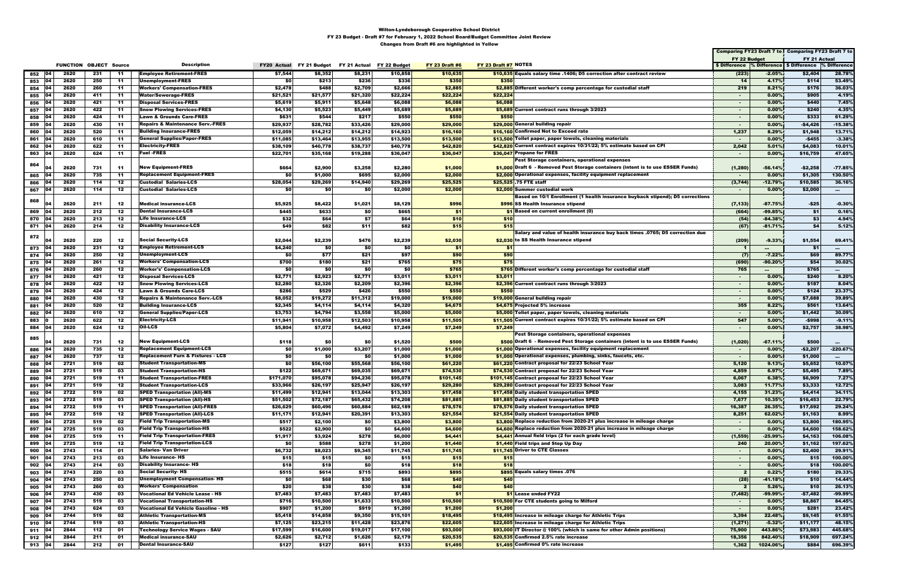# Wilton-Lyndeborough Cooperative School District

## FY 23 Budget - Draft #7 for February 1, 2022 School Board/Budget Committee Joint Review

### Changes from Draft #6 are highlighted in Yellow

| | | FUNCTION | OBJECT | Source | Description | FY20 Actual | FY 21 Budget | FY 21 Actual | FY 22 Budget | FY 23 Draft #6 | FY 23 Draft #7 | NOTES | Comparing FY23 Draft 7 to FY 22 Budget $ Difference | % Difference | Comparing FY23 Draft 7 to FY 21 Actual $ Difference | % Difference |
|---|---|---|---|---|---|---|---|---|---|---|---|---|---|---|---|---|
| 852 | 04 | 2620 | 231 | 11 | Employee Retirement-FRES | $7,544 | $8,352 | $8,231 | $10,858 | $10,635 | $10,635 | Equals salary time .1406; D5 correction after contract review | (223) | -2.05% | $2,404 | 28.78% |
| 853 | 04 | 2620 | 250 | 11 | Unemployment-FRES | $0 | $213 | $236 | $336 | $350 | $350 | | 14 | 4.17% | $114 | 53.49% |
| 854 | 04 | 2620 | 260 | 11 | Workers' Compensation-FRES | $2,478 | $488 | $2,709 | $2,666 | $2,885 | $2,885 | Different worker's comp percentage for custodial staff | 219 | 8.21% | $176 | 36.03% |
| 855 | 04 | 2620 | 411 | 11 | Water/Sewerage-FRES | $21,521 | $21,577 | $21,320 | $22,224 | $22,224 | $22,224 | | - | 0.00% | $905 | 4.19% |
| 856 | 04 | 2620 | 421 | 11 | Disposal Services-FRES | $5,619 | $5,911 | $5,648 | $6,088 | $6,088 | $6,088 | | - | 0.00% | $440 | 7.45% |
| 857 | 04 | 2620 | 422 | 11 | Snow Plowing Services-FRES | $4,130 | $5,523 | $5,449 | $5,689 | $5,689 | $5,689 | Current contract runs through 3/2023 | - | 0.00% | $240 | 4.35% |
| 858 | 04 | 2620 | 424 | 11 | Lawn & Grounds Care-FRES | $631 | $544 | $217 | $550 | $550 | $550 | | - | 0.00% | $333 | 61.29% |
| 859 | 04 | 2620 | 430 | 11 | Repairs & Maintenance Serv.-FRES | $29,937 | $28,782 | $33,426 | $29,000 | $29,000 | $29,000 | General building repair | - | 0.00% | -$4,426 | -15.38% |
| 860 | 04 | 2620 | 520 | 11 | Building Insurance-FRES | $12,059 | $14,212 | $14,212 | $14,923 | $16,160 | $16,160 | Confirmed Not to Exceed rate | 1,237 | 8.29% | $1,948 | 13.71% |
| 861 | 04 | 2620 | 610 | 11 | General Supplies/Paper-FRES | $11,085 | $13,464 | $13,955 | $13,500 | $13,500 | $13,500 | Toilet paper, paper towels, cleaning materials | - | 0.00% | -$455 | -3.38% |
| 862 | 04 | 2620 | 622 | 11 | Electricity-FRES | $38,109 | $40,778 | $38,737 | $40,778 | $42,820 | $42,820 | Current contract expires 10/31/22; 5% estimate based on CPI | 2,042 | 5.01% | $4,083 | 10.01% |
| 863 | 04 | 2620 | 624 | 11 | Fuel -FRES | $22,701 | $35,168 | $19,288 | $36,047 | $36,047 | $36,047 | Propane for FRES | - | 0.00% | $16,759 | 47.65% |
| 864 | 04 | 2620 | 731 | 11 | New Equipment-FRES | $664 | $2,900 | $3,258 | $2,280 | $1,000 | $1,000 | Pest Storage containers, operational expenses Draft 6 - Removed Pest Storage containers (intent is to use ESSER Funds) | (1,280) | -56.14% | -$2,258 | -77.85% |
| 865 | 04 | 2620 | 735 | 11 | Replacement Equipment-FRES | $0 | $1,000 | $695 | $2,000 | $2,000 | $2,000 | Operational expenses, facility equipment replacement | - | 0.00% | $1,305 | 130.50% |
| 866 | 04 | 2620 | 114 | 12 | Custodial Salaries-LCS | $28,054 | $29,269 | $14,940 | $29,269 | $25,525 | $25,525 | .75 FTE staff | (3,744) | -12.79% | $10,585 | 36.16% |
| 867 | 04 | 2620 | 114 | 12 | Custodial Salaries-LCS | $0 | $0 | $0 | $2,000 | $2,000 | $2,000 | Summer custodial work | - | 0.00% | $2,000 | ... |
| 868 | 04 | 2620 | 211 | 12 | Medical insurance-LCS | $5,925 | $8,422 | $1,021 | $8,129 | $996 | $996 | Based on 10/1 Enrollment (1 health insurance buyback stipend); D5 corrections SS Health Insurance stipend | (7,133) | -87.75% | -$25 | -0.30% |
| 869 | 04 | 2620 | 212 | 12 | Dental Insurance-LCS | $445 | $633 | $0 | $665 | $1 | $1 | Based on current enrollment (0) | (664) | -99.85% | $1 | 0.16% |
| 870 | 04 | 2620 | 213 | 12 | Life Insurance-LCS | $32 | $64 | $7 | $64 | $10 | $10 | | (54) | -84.38% | $3 | 4.94% |
| 871 | 04 | 2620 | 214 | 12 | Disability Insurance-LCS | $49 | $82 | $11 | $82 | $15 | $15 | | (67) | -81.71% | $4 | 5.12% |
| 872 | 04 | 2620 | 220 | 12 | Social Security-LCS | $2,044 | $2,239 | $476 | $2,239 | $2,030 | $2,030 | Salary and value of health insurance buy back times .0765; D5 correction due to SS Health Insurance stipend | (209) | -9.33% | $1,554 | 69.41% |
| 873 | 04 | 2620 | 231 | 12 | Employee Retirement-LCS | $4,240 | $0 | $0 | $0 | $1 | $1 | | 1 | ... | $1 | ... |
| 874 | 04 | 2620 | 250 | 12 | Unemployment-LCS | $0 | $77 | $21 | $97 | $90 | $90 | | (7) | -7.22% | $69 | 89.77% |
| 875 | 04 | 2620 | 261 | 12 | Workers' Compensation-LCS | $700 | $180 | $21 | $765 | $75 | $75 | | (690) | -90.20% | $54 | 30.02% |
| 876 | 04 | 2620 | 260 | 12 | Worker's' Compensation-LCS | $0 | $0 | $0 | $0 | $765 | $765 | Different worker's comp percentage for custodial staff | 765 | ... | $765 | ... |
| 877 | 04 | 2620 | 421 | 12 | Disposal Services-LCS | $2,771 | $2,923 | $2,771 | $3,011 | $3,011 | $3,011 | | - | 0.00% | $240 | 8.20% |
| 878 | 04 | 2620 | 422 | 12 | Snow Plowing Services-LCS | $2,280 | $2,326 | $2,209 | $2,396 | $2,396 | $2,396 | Current contract runs through 3/2023 | - | 0.00% | $187 | 8.04% |
| 879 | 04 | 2620 | 424 | 12 | Lawn & Grounds Care-LCS | $286 | $529 | $426 | $550 | $550 | $550 | | - | 0.00% | $124 | 23.37% |
| 880 | 04 | 2620 | 430 | 12 | Repairs & Maintenance Serv.-LCS | $8,052 | $19,272 | $11,312 | $19,000 | $19,000 | $19,000 | General building repair | - | 0.00% | $7,688 | 39.89% |
| 881 | 04 | 2620 | 520 | 12 | Building Insurance-LCS | $2,345 | $4,114 | $4,114 | $4,320 | $4,675 | $4,675 | Projected 5% increase | 355 | 8.22% | $561 | 13.64% |
| 882 | 04 | 2620 | 610 | 12 | General Supplies/Paper-LCS | $3,753 | $4,794 | $3,558 | $5,000 | $5,000 | $5,000 | Toilet paper, paper towels, cleaning materials | - | 0.00% | $1,442 | 30.09% |
| 883 | 0 | 2620 | 622 | 12 | Electricity-LCS | $11,941 | $10,958 | $12,503 | $10,958 | $11,505 | $11,505 | Current contract expires 10/31/22; 5% estimate based on CPI | 547 | 5.00% | -$998 | -9.11% |
| 884 | 04 | 2620 | 624 | 12 | Oil-LCS | $5,804 | $7,072 | $4,492 | $7,249 | $7,249 | $7,249 | | - | 0.00% | $2,757 | 38.98% |
| 885 | 04 | 2620 | 731 | 12 | New Equipment-LCS | $118 | $0 | $0 | $1,520 | $500 | $500 | Pest Storage containers, operational expenses Draft 6 - Removed Pest Storage containers (intent is to use ESSER Funds) | (1,020) | -67.11% | $500 | ... |
| 886 | 04 | 2620 | 735 | 12 | Replacement Equipment-LCS | $0 | $1,000 | $3,207 | $1,000 | $1,000 | $1,000 | Operational expenses, facility equipment replacement | - | 0.00% | -$2,207 | -220.67% |
| 887 | 04 | 2620 | 737 | 12 | Replacement Furn & Fixtures - LCS | $0 | $0 | $0 | $1,000 | $1,000 | $1,000 | Operational expenses, plumbing, sinks, faucets, etc. | - | 0.00% | $1,000 | ... |
| 888 | 04 | 2721 | 519 | 02 | Student Transportation-MS | $0 | $56,100 | $55,568 | $56,100 | $61,220 | $61,220 | Contract proposal for 22/23 School Year | 5,120 | 9.13% | $5,652 | 10.07% |
| 889 | 04 | 2721 | 519 | 03 | Student Transportation-HS | $122 | $69,671 | $69,035 | $69,671 | $74,530 | $74,530 | Contract proposal for 22/23 School Year | 4,859 | 6.97% | $5,495 | 7.89% |
| 890 | 04 | 2721 | 519 | 11 | Student Transportation-FRES | $171,070 | $95,078 | $94,236 | $95,078 | $101,145 | $101,145 | Contract proposal for 22/23 School Year | 6,067 | 6.38% | $6,909 | 7.27% |
| 891 | 04 | 2721 | 519 | 12 | Student Transportation-LCS | $33,966 | $26,197 | $25,947 | $26,197 | $29,280 | $29,280 | Contract proposal for 22/23 School Year | 3,083 | 11.77% | $3,333 | 12.72% |
| 892 | 04 | 2722 | 519 | 02 | SPED Transportation (All)-MS | $11,499 | $12,941 | $13,044 | $13,303 | $17,458 | $17,458 | Daily student transportation SPED | 4,155 | 31.23% | $4,414 | 34.11% |
| 893 | 04 | 2722 | 519 | 03 | SPED Transportation (All)-HS | $51,502 | $72,187 | $65,432 | $74,208 | $81,885 | $81,885 | Daily student transportation SPED | 7,677 | 10.35% | $16,453 | 22.79% |
| 894 | 04 | 2722 | 519 | 11 | SPED Transportation (All)-FRES | $26,629 | $60,496 | $60,884 | $62,189 | $78,576 | $78,576 | Daily student transportation SPED | 16,387 | 26.35% | $17,692 | 29.24% |
| 895 | 04 | 2722 | 519 | 12 | SPED Transportation (All)-LCS | $11,171 | $12,941 | $20,391 | $13,303 | $21,554 | $21,554 | Daily student transportation SPED | 8,251 | 62.02% | $1,163 | 8.99% |
| 896 | 04 | 2725 | 519 | 02 | Field Trip Transportation-MS | $517 | $2,100 | $0 | $3,800 | $3,800 | $3,800 | Replace reduction from 2020-21 plus increase in mileage charge | - | 0.00% | $3,800 | 180.95% |
| 897 | 04 | 2725 | 519 | 03 | Field Trip Transportation-HS | $522 | $2,900 | $0 | $4,600 | $4,600 | $4,600 | Replace reduction from 2020-21 plus increase in mileage charge | - | 0.00% | $4,600 | 158.62% |
| 898 | 04 | 2725 | 519 | 11 | Field Trip Transportation-FRES | $1,917 | $3,924 | $278 | $6,000 | $4,441 | $4,441 | Annual field trips (2 for each grade level) | (1,559) | -25.99% | $4,163 | 106.08% |
| 899 | 04 | 2725 | 519 | 12 | Field Trip Transportation-LCS | $0 | $588 | $278 | $1,200 | $1,440 | $1,440 | Field trips and Step Up Day | 240 | 20.00% | $1,162 | 197.62% |
| 900 | 04 | 2743 | 114 | 01 | Salaries- Van Driver | $6,732 | $8,023 | $9,345 | $11,745 | $11,745 | $11,745 | Driver to CTE Classes | - | 0.00% | $2,400 | 29.91% |
| 901 | 04 | 2743 | 213 | 03 | Life Insurance- HS | $15 | $15 | $0 | $15 | $15 | $15 | | - | 0.00% | $15 | 100.00% |
| 902 | 04 | 2743 | 214 | 03 | Disability Insurance- HS | $18 | $18 | $0 | $18 | $18 | $18 | | - | 0.00% | $18 | 100.00% |
| 903 | 04 | 2743 | 220 | 03 | Social Security- HS | $515 | $614 | $715 | $893 | $895 | $895 | Equals salary times .076 | 2 | 0.22% | $180 | 29.33% |
| 904 | 04 | 2743 | 250 | 03 | Unemployment Compensation- HS | $0 | $68 | $30 | $68 | $40 | $40 | | (28) | -41.18% | $10 | 14.44% |
| 905 | 04 | 2743 | 260 | 03 | Workers' Compensation | $20 | $38 | $30 | $38 | $40 | $40 | | 2 | 5.26% | $10 | 26.13% |
| 906 | 04 | 2743 | 430 | 03 | Vocational Ed Vehicle Lease - HS | $7,483 | $7,483 | $7,483 | $7,483 | $1 | $1 | Lease ended FY22 | (7,482) | -99.99% | -$7,482 | -99.99% |
| 907 | 04 | 2743 | 519 | 03 | Vocational Transportation-HS | $716 | $10,500 | $1,633 | $10,500 | $10,500 | $10,500 | For CTE students going to Milford | - | 0.00% | $8,867 | 84.45% |
| 908 | 04 | 2743 | 624 | 03 | Vocational Ed Vehicle Gasoline - HS | $907 | $1,200 | $919 | $1,200 | $1,200 | $1,200 | | - | 0.00% | $281 | 23.42% |
| 909 | 04 | 2744 | 519 | 02 | Athletic Transportation-MS | $5,418 | $14,858 | $9,350 | $15,101 | $18,495 | $18,495 | Increase in mileage charge for Athletic Trips | 3,394 | 22.48% | $9,145 | 61.55% |
| 910 | 04 | 2744 | 519 | 03 | Athletic Transportation-HS | $7,125 | $23,215 | $11,428 | $23,876 | $22,605 | $22,605 | Increase in mileage charge for Athletic Trips | (1,271) | -5.32% | $11,177 | 48.15% |
| 911 | 04 | 2844 | 112 | 01 | Technology Service Wages - SAU | $17,599 | $16,600 | $19,017 | $17,100 | $93,000 | $93,000 | IT Director @ 100% (which is same for other Admin positions) | 75,900 | 443.86% | $73,983 | 445.68% |
| 912 | 04 | 2844 | 211 | 01 | Medical insurance-SAU | $2,626 | $2,712 | $1,626 | $2,179 | $20,535 | $20,535 | Confirmed 2.5% rate increase | 18,356 | 842.40% | $18,909 | 697.24% |
| 913 | 04 | 2844 | 212 | 01 | Dental Insurance-SAU | $127 | $127 | $611 | $133 | $1,495 | $1,495 | Confirmed 0% rate increase | 1,362 | 1024.06% | $884 | 696.39% |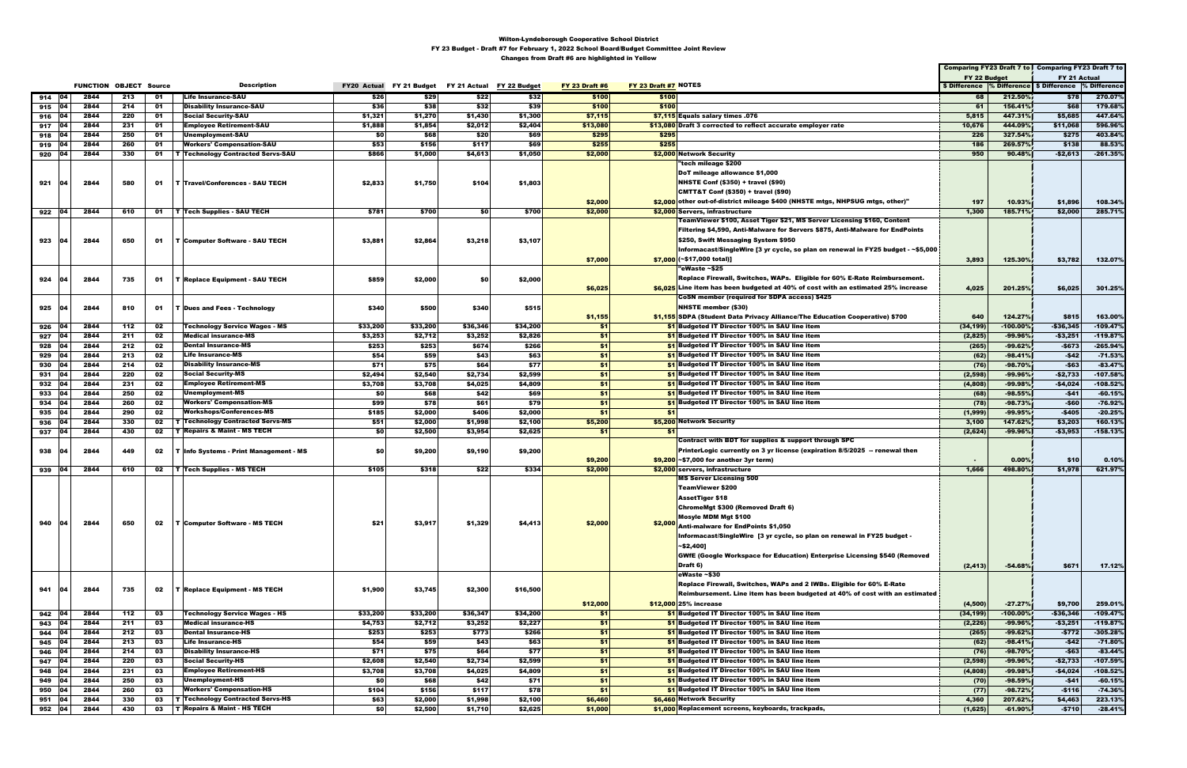Wilton-Lyndeborough Cooperative School District

FY 23 Budget - Draft #7 for February 1, 2022 School Board/Budget Committee Joint Review

Changes from Draft #6 are highlighted in Yellow

| | | FUNCTION | OBJECT | Source | | Description | FY20 Actual | FY 21 Budget | FY 21 Actual | FY 22 Budget | FY 23 Draft #6 | FY 23 Draft #7 | NOTES | Comparing FY23 Draft 7 to FY 22 Budget $ Difference | % Difference | Comparing FY23 Draft 7 to FY 21 Actual $ Difference | % Difference |
|---|---|---|---|---|---|---|---|---|---|---|---|---|---|---|---|---|---|
| 914 | 04 | 2844 | 213 | 01 | | Life Insurance-SAU | $26 | $29 | $22 | $32 | $100 | $100 | | 68 | 212.50% | $78 | 270.07% |
| 915 | 04 | 2844 | 214 | 01 | | Disability Insurance-SAU | $36 | $38 | $32 | $39 | $100 | $100 | | 61 | 156.41% | $68 | 179.68% |
| 916 | 04 | 2844 | 220 | 01 | | Social Security-SAU | $1,321 | $1,270 | $1,430 | $1,300 | $7,115 | $7,115 | Equals salary times .076 | 5,815 | 447.31% | $5,685 | 447.64% |
| 917 | 04 | 2844 | 231 | 01 | | Employee Retirement-SAU | $1,888 | $1,854 | $2,012 | $2,404 | $13,080 | $13,080 | Draft 3 corrected to reflect accurate employer rate | 10,676 | 444.09% | $11,068 | 596.96% |
| 918 | 04 | 2844 | 250 | 01 | | Unemployment-SAU | $0 | $68 | $20 | $69 | $295 | $295 | | 226 | 327.54% | $275 | 403.84% |
| 919 | 04 | 2844 | 260 | 01 | | Workers' Compensation-SAU | $53 | $156 | $117 | $69 | $255 | $255 | | 186 | 269.57% | $138 | 88.53% |
| 920 | 04 | 2844 | 330 | 01 | T | Technology Contracted Servs-SAU | $866 | $1,000 | $4,613 | $1,050 | $2,000 | $2,000 | Network Security | 950 | 90.48% | -$2,613 | -261.35% |
| 921 | 04 | 2844 | 580 | 01 | T | Travel/Conferences - SAU TECH | $2,833 | $1,750 | $104 | $1,803 | $2,000 | $2,000 | "tech mileage $200<br>DoT mileage allowance $1,000<br>NHSTE Conf ($350) + travel ($90)<br>CMTT&T Conf ($350) + travel ($90)<br>other out-of-district mileage $400 (NHSTE mtgs, NHPSUG mtgs, other)" | 197 | 10.93% | $1,896 | 108.34% |
| 922 | 04 | 2844 | 610 | 01 | T | Tech Supplies - SAU TECH | $781 | $700 | $0 | $700 | $2,000 | $2,000 | Servers, infrastructure | 1,300 | 185.71% | $2,000 | 285.71% |
| 923 | 04 | 2844 | 650 | 01 | T | Computer Software - SAU TECH | $3,881 | $2,864 | $3,218 | $3,107 | $7,000 | $7,000 | TeamViewer $100, Asset Tiger $21, MS Server Licensing $160, Content Filtering $4,590, Anti-Malware for Servers $875, Anti-Malware for EndPoints $250, Swift Messaging System $950<br>Informacast/SingleWire [3 yr cycle, so plan on renewal in FY25 budget - ~$5,000 (~$17,000 total)] | 3,893 | 125.30% | $3,782 | 132.07% |
| 924 | 04 | 2844 | 735 | 01 | T | Replace Equipment - SAU TECH | $859 | $2,000 | $0 | $2,000 | $6,025 | $6,025 | "eWaste ~$25<br>Replace Firewall, Switches, WAPs. Eligible for 60% E-Rate Reimbursement. Line item has been budgeted at 40% of cost with an estimated 25% increase | 4,025 | 201.25% | $6,025 | 301.25% |
| 925 | 04 | 2844 | 810 | 01 | T | Dues and Fees - Technology | $340 | $500 | $340 | $515 | $1,155 | $1,155 | CoSN member (required for SDPA access) $425<br>NHSTE member ($30)<br>SDPA (Student Data Privacy Alliance/The Education Cooperative) $700 | 640 | 124.27% | $815 | 163.00% |
| 926 | 04 | 2844 | 112 | 02 | | Technology Service Wages - MS | $33,200 | $33,200 | $36,346 | $34,200 | $1 | $1 | Budgeted IT Director 100% in SAU line item | (34,199) | -100.00% | -$36,345 | -109.47% |
| 927 | 04 | 2844 | 211 | 02 | | Medical insurance-MS | $3,253 | $2,712 | $3,252 | $2,826 | $1 | $1 | Budgeted IT Director 100% in SAU line item | (2,825) | -99.96% | -$3,251 | -119.87% |
| 928 | 04 | 2844 | 212 | 02 | | Dental Insurance-MS | $253 | $253 | $674 | $266 | $1 | $1 | Budgeted IT Director 100% in SAU line item | (265) | -99.62% | -$673 | -265.94% |
| 929 | 04 | 2844 | 213 | 02 | | Life Insurance-MS | $54 | $59 | $43 | $63 | $1 | $1 | Budgeted IT Director 100% in SAU line item | (62) | -98.41% | -$42 | -71.53% |
| 930 | 04 | 2844 | 214 | 02 | | Disability Insurance-MS | $71 | $75 | $64 | $77 | $1 | $1 | Budgeted IT Director 100% in SAU line item | (76) | -98.70% | -$63 | -83.47% |
| 931 | 04 | 2844 | 220 | 02 | | Social Security-MS | $2,494 | $2,540 | $2,734 | $2,599 | $1 | $1 | Budgeted IT Director 100% in SAU line item | (2,598) | -99.96% | -$2,733 | -107.58% |
| 932 | 04 | 2844 | 231 | 02 | | Employee Retirement-MS | $3,708 | $3,708 | $4,025 | $4,809 | $1 | $1 | Budgeted IT Director 100% in SAU line item | (4,808) | -99.98% | -$4,024 | -108.52% |
| 933 | 04 | 2844 | 250 | 02 | | Unemployment-MS | $0 | $68 | $42 | $69 | $1 | $1 | Budgeted IT Director 100% in SAU line item | (68) | -98.55% | -$41 | -60.15% |
| 934 | 04 | 2844 | 260 | 02 | | Workers' Compensation-MS | $99 | $78 | $61 | $79 | $1 | $1 | Budgeted IT Director 100% in SAU line item | (78) | -98.73% | -$60 | -76.92% |
| 935 | 04 | 2844 | 290 | 02 | | Workshops/Conferences-MS | $185 | $2,000 | $406 | $2,000 | $1 | $1 | | (1,999) | -99.95% | -$405 | -20.25% |
| 936 | 04 | 2844 | 330 | 02 | T | Technology Contracted Servs-MS | $51 | $2,000 | $1,998 | $2,100 | $5,200 | $5,200 | Network Security | 3,100 | 147.62% | $3,203 | 160.13% |
| 937 | 04 | 2844 | 430 | 02 | T | Repairs & Maint - MS TECH | $0 | $2,500 | $3,954 | $2,625 | $1 | $1 | | (2,624) | -99.96% | -$3,953 | -158.13% |
| 938 | 04 | 2844 | 449 | 02 | T | Info Systems - Print Management - MS | $0 | $9,200 | $9,190 | $9,200 | $9,200 | $9,200 | Contract with BDT for supplies & support through SPC<br>PrinterLogic currently on 3 yr license (expiration 8/5/2025 -- renewal then ~$7,000 for another 3yr term) | - | 0.00% | $10 | 0.10% |
| 939 | 04 | 2844 | 610 | 02 | T | Tech Supplies - MS TECH | $105 | $318 | $22 | $334 | $2,000 | $2,000 | servers, infrastructure | 1,666 | 498.80% | $1,978 | 621.97% |
| 940 | 04 | 2844 | 650 | 02 | T | Computer Software - MS TECH | $21 | $3,917 | $1,329 | $4,413 | $2,000 | $2,000 | MS Server Licensing 500<br>TeamViewer $200<br>AssetTiger $18<br>ChromeMgt $300 (Removed Draft 6)<br>Mosyle MDM Mgt $100<br>Anti-malware for EndPoints $1,050<br>Informacast/SingleWire [3 yr cycle, so plan on renewal in FY25 budget - ~$2,400]<br>GWfE (Google Workspace for Education) Enterprise Licensing $540 (Removed Draft 6) | (2,413) | -54.68% | $671 | 17.12% |
| 941 | 04 | 2844 | 735 | 02 | T | Replace Equipment - MS TECH | $1,900 | $3,745 | $2,300 | $16,500 | $12,000 | $12,000 | eWaste ~$30<br>Replace Firewall, Switches, WAPs and 2 IWBs. Eligible for 60% E-Rate Reimbursement. Line item has been budgeted at 40% of cost with an estimated 25% increase | (4,500) | -27.27% | $9,700 | 259.01% |
| 942 | 04 | 2844 | 112 | 03 | | Technology Service Wages - HS | $33,200 | $33,200 | $36,347 | $34,200 | $1 | $1 | Budgeted IT Director 100% in SAU line item | (34,199) | -100.00% | -$36,346 | -109.47% |
| 943 | 04 | 2844 | 211 | 03 | | Medical insurance-HS | $4,753 | $2,712 | $3,252 | $2,227 | $1 | $1 | Budgeted IT Director 100% in SAU line item | (2,226) | -99.96% | -$3,251 | -119.87% |
| 944 | 04 | 2844 | 212 | 03 | | Dental Insurance-HS | $253 | $253 | $773 | $266 | $1 | $1 | Budgeted IT Director 100% in SAU line item | (265) | -99.62% | -$772 | -305.28% |
| 945 | 04 | 2844 | 213 | 03 | | Life Insurance-HS | $54 | $59 | $43 | $63 | $1 | $1 | Budgeted IT Director 100% in SAU line item | (62) | -98.41% | -$42 | -71.80% |
| 946 | 04 | 2844 | 214 | 03 | | Disability Insurance-HS | $71 | $75 | $64 | $77 | $1 | $1 | Budgeted IT Director 100% in SAU line item | (76) | -98.70% | -$63 | -83.44% |
| 947 | 04 | 2844 | 220 | 03 | | Social Security-HS | $2,608 | $2,540 | $2,734 | $2,599 | $1 | $1 | Budgeted IT Director 100% in SAU line item | (2,598) | -99.96% | -$2,733 | -107.59% |
| 948 | 04 | 2844 | 231 | 03 | | Employee Retirement-HS | $3,708 | $3,708 | $4,025 | $4,809 | $1 | $1 | Budgeted IT Director 100% in SAU line item | (4,808) | -99.98% | -$4,024 | -108.52% |
| 949 | 04 | 2844 | 250 | 03 | | Unemployment-HS | $0 | $68 | $42 | $71 | $1 | $1 | Budgeted IT Director 100% in SAU line item | (70) | -98.59% | -$41 | -60.15% |
| 950 | 04 | 2844 | 260 | 03 | | Workers' Compensation-HS | $104 | $156 | $117 | $78 | $1 | $1 | Budgeted IT Director 100% in SAU line item | (77) | -98.72% | -$116 | -74.36% |
| 951 | 04 | 2844 | 330 | 03 | T | Technology Contracted Servs-HS | $63 | $2,000 | $1,998 | $2,100 | $6,460 | $6,460 | Network Security | 4,360 | 207.62% | $4,463 | 223.13% |
| 952 | 04 | 2844 | 430 | 03 | T | Repairs & Maint - HS TECH | $0 | $2,500 | $1,710 | $2,625 | $1,000 | $1,000 | Replacement screens, keyboards, trackpads, | (1,625) | -61.90% | -$710 | -28.41% |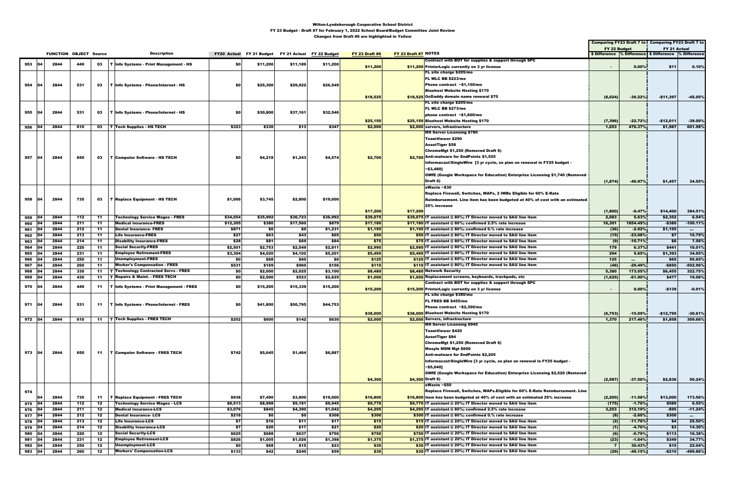# Wilton-Lyndeborough Cooperative School District

## FY 23 Budget - Draft #7 for February 1, 2022 School Board/Budget Committee Joint Review

### Changes from Draft #6 are highlighted in Yellow

| | | FUNCTION | OBJECT | Source | | Description | FY20 Actual | FY 21 Budget | FY 21 Actual | FY 22 Budget | FY 23 Draft #6 | FY 23 Draft #7 | NOTES | Comparing FY23 Draft 7 to FY 22 Budget | | Comparing FY23 Draft 7 to FY 21 Actual | |
|---|---|---|---|---|---|---|---|---|---|---|---|---|---|---|---|---|---|
| | | | | | | | | | | | | | | $ Difference | % Difference | $ Difference | % Difference |
| 953 | 04 | 2844 | 449 | 03 | T | Info Systems - Print Management - HS | $0 | $11,200 | $11,189 | $11,200 | $11,200 | $11,200 | Contract with BDT for supplies & support through SPC PrinterLogic currently on 3 yr license | - | 0.00% | $11 | 0.10% |
| 954 | 04 | 2844 | 531 | 03 | T | Info Systems - Phone/Internet - HS | $0 | $25,300 | $29,922 | $26,549 | $18,525 | $18,525 | FL site charge $205/mo FL WLC BB $223/mo Phone contract ~$1,100/mo Bluehost Website Hosting $170 GoDaddy domain name renewal $70 | (8,024) | -30.22% | -$11,397 | -45.05% |
| 955 | 04 | 2844 | 531 | 03 | T | Info Systems - Phone/Internet - HS | $0 | $30,800 | $37,161 | $32,546 | $25,150 | $25,150 | FL site charge $205/mo FL WLC BB $273/mo phone contract ~$1,600/mo Bluehost Website Hosting $170 | (7,396) | -22.72% | -$12,011 | -39.00% |
| 956 | 04 | 2844 | 610 | 03 | T | Tech Supplies - HS TECH | $323 | $330 | $13 | $347 | $2,000 | $2,000 | servers, infrastructure | 1,653 | 476.37% | $1,987 | 601.98% |
| 957 | 04 | 2844 | 650 | 03 | T | Computer Software - HS TECH | $0 | $4,218 | $1,243 | $4,574 | $2,700 | $2,700 | MS Server Licensing $780 TeamViewer $290 AssetTiger $58 ChromeMgt $1,250 (Removed Draft 6) Anti-malware for EndPoints $1,525 Informacast/SingleWire [3 yr cycle, so plan on renewal in FY25 budget - ~$3,480] GWfE (Google Workspace for Education) Enterprise Licensing $1,740 (Removed Draft 6) | (1,874) | -40.97% | $1,457 | 34.55% |
| 958 | 04 | 2844 | 735 | 03 | T | Replace Equipment - HS TECH | $1,006 | $3,745 | $2,800 | $19,000 | $17,200 | $17,200 | eWaste ~$30 Replace Firewall, Switches, WAPs, 2 IWBs Eligible for 60% E-Rate Reimbursement. Line item has been budgeted at 40% of cost with an estimated 25% increase | (1,800) | -9.47% | $14,400 | 384.51% |
| 959 | 04 | 2844 | 112 | 11 | | Technology Service Wages - FRES | $34,054 | $35,992 | $36,723 | $36,992 | $39,075 | $39,075 | IT assistant @ 80%; IT Director moved to SAU line item | 2,083 | 5.63% | $2,352 | 6.54% |
| 960 | 04 | 2844 | 211 | 11 | | Medical insurance-FRES | $12,305 | $380 | $17,560 | $879 | $17,180 | $17,180 | IT assistant @ 80%; confirmed 2.5% rate increase | 16,301 | 1854.49% | -$380 | -100.11% |
| 961 | 04 | 2844 | 212 | 11 | | Dental Insurance- FRES | $871 | $0 | $0 | $1,231 | $1,195 | $1,195 | IT assistant @ 80%; confirmed 0.% rate increase | (36) | -2.92% | $1,195 | ... |
| 962 | 04 | 2844 | 213 | 11 | | Life Insurance-FRES | $27 | $63 | $43 | $65 | $50 | $50 | IT assistant @ 80%; IT Director moved to SAU line item | (15) | -23.08% | $7 | 10.79% |
| 963 | 04 | 2844 | 214 | 11 | | Disability Insurance-FRES | $28 | $81 | $69 | $84 | $75 | $75 | IT assistant @ 80%; IT Director moved to SAU line item | (9) | -10.71% | $6 | 7.56% |
| 964 | 04 | 2844 | 220 | 11 | | Social Security-FRES | $2,501 | $2,753 | $2,549 | $2,811 | $2,990 | $2,990 | IT assistant @ 80%; IT Director moved to SAU line item | 179 | 6.37% | $441 | 16.01% |
| 965 | 04 | 2844 | 231 | 11 | | Employee Retirement-FRES | $3,304 | $4,020 | $4,102 | $5,201 | $5,495 | $5,495 | IT assistant @ 80%; IT Director moved to SAU line item | 294 | 5.65% | $1,393 | 34.65% |
| 966 | 04 | 2844 | 250 | 11 | | Unemployment-FRES | $0 | $68 | $60 | $0 | $125 | $125 | IT assistant @ 80%; IT Director moved to SAU line item | 125 | ... | $65 | 95.65% |
| 967 | 04 | 2844 | 260 | 11 | | Worker's Compensation - FRES | $531 | $169 | $960 | $156 | $110 | $110 | IT assistant @ 80%; IT Director moved to SAU line item | (46) | -29.49% | -$850 | -502.96% |
| 968 | 04 | 2844 | 330 | 11 | T | Technology Contracted Servs - FRES | $0 | $2,000 | $2,025 | $3,100 | $8,480 | $8,480 | Network Security | 5,380 | 173.55% | $6,455 | 322.75% |
| 969 | 04 | 2844 | 430 | 11 | T | Repairs & Maint. - FRES TECH | $0 | $2,500 | $523 | $2,625 | $1,000 | $1,000 | Replacement screens, keyboards, trackpads, etc | (1,625) | -61.90% | $477 | 19.06% |
| 970 | 04 | 2844 | 449 | 11 | T | Info Systems - Print Management - FRES | $0 | $15,200 | $15,339 | $15,200 | $15,200 | $15,200 | Contract with BDT for supplies & support through SPC PrinterLogic currently on 3 yr license | - | 0.00% | -$139 | -0.91% |
| 971 | 04 | 2844 | 531 | 11 | T | Info Systems - Phone/Internet - FRES | $0 | $41,800 | $50,795 | $44,753 | $38,000 | $38,000 | FL site charge $380/mo FL FRES BB $455/mo Phone contract ~$2,300/mo Bluehost Website Hosting $170 | (6,753) | -15.09% | -$12,795 | -30.61% |
| 972 | 04 | 2844 | 610 | 11 | T | Tech Supplies - FRES TECH | $252 | $600 | $142 | $630 | $2,000 | $2,000 | Servers, infrastructure | 1,370 | 217.46% | $1,858 | 309.66% |
| 973 | 04 | 2844 | 650 | 11 | T | Computer Software - FRES TECH | $742 | $5,645 | $1,464 | $6,887 | $4,300 | $4,300 | MS Server Licensing $945 TeamViewer $420 AssetTiger $84 ChromeMgt $1,250 (Removed Draft 6) Mosyle MDM Mgt $600 Anti-malware for EndPoints $2,205 Informacast/SingleWire [3 yr cycle, so plan on renewal in FY25 budget - ~$5,040] GWfE (Google Workspace for Education) Enterprise Licensing $2,520 (Removed Draft 6) | (2,587) | -37.56% | $2,836 | 50.24% |
| 974 | 04 | 2844 | 735 | 11 | T | Replace Equipment - FRES TECH | $938 | $7,490 | $3,800 | $19,000 | $16,800 | $16,800 | eWaste ~$50 Replace Firewall, Switches, WAPs.Eligible for 60% E-Rate Reimbursement. Line item has been budgeted at 40% of cost with an estimated 25% increase | (2,200) | -11.58% | $13,000 | 173.56% |
| 975 | 04 | 2844 | 112 | 12 | | Technology Service Wages - LCS | $8,513 | $8,998 | $9,181 | $9,945 | $9,770 | $9,770 | IT assistant @ 20%; IT Director moved to SAU line item | (175) | -1.76% | $589 | 6.55% |
| 976 | 04 | 2844 | 211 | 12 | | Medical insurance-LCS | $3,076 | $845 | $4,390 | $1,042 | $4,295 | $4,295 | IT assistant @ 80%; confirmed 2.5% rate increase | 3,253 | 312.19% | -$95 | -11.24% |
| 977 | 04 | 2844 | 212 | 12 | | Dental Insurance- LCS | $218 | $0 | $0 | $308 | $300 | $300 | IT assistant @ 80%; confirmed 0.% rate increase | (8) | -2.60% | $300 | ... |
| 978 | 04 | 2844 | 213 | 12 | | Life Insurance-LCS | $7 | $16 | $11 | $17 | $15 | $15 | IT assistant @ 20%; IT Director moved to SAU line item | (2) | -11.76% | $4 | 25.50% |
| 979 | 04 | 2844 | 214 | 12 | | Disability Insurance-LCS | $7 | $20 | $17 | $21 | $20 | $20 | IT assistant @ 20%; IT Director moved to SAU line item | (1) | -4.76% | $3 | 14.30% |
| 980 | 04 | 2844 | 220 | 12 | | Social Security-LCS | $625 | $688 | $637 | $756 | $750 | $750 | IT assistant @ 20%; IT Director moved to SAU line item | (6) | -0.79% | $113 | 16.38% |
| 981 | 04 | 2844 | 231 | 12 | | Employee Retirement-LCS | $826 | $1,005 | $1,026 | $1,398 | $1,375 | $1,375 | IT assistant @ 20%; IT Director moved to SAU line item | (23) | -1.64% | $349 | 34.77% |
| 982 | 04 | 2844 | 250 | 12 | | Unemployment-LCS | $0 | $68 | $15 | $23 | $30 | $30 | IT assistant @ 20%; IT Director moved to SAU line item | 7 | 30.43% | $15 | 22.04% |
| 983 | 04 | 2844 | 260 | 12 | | Workers' Compensation-LCS | $133 | $42 | $240 | $59 | $30 | $30 | IT assistant @ 20%; IT Director moved to SAU line item | (29) | -49.15% | -$210 | -499.86% |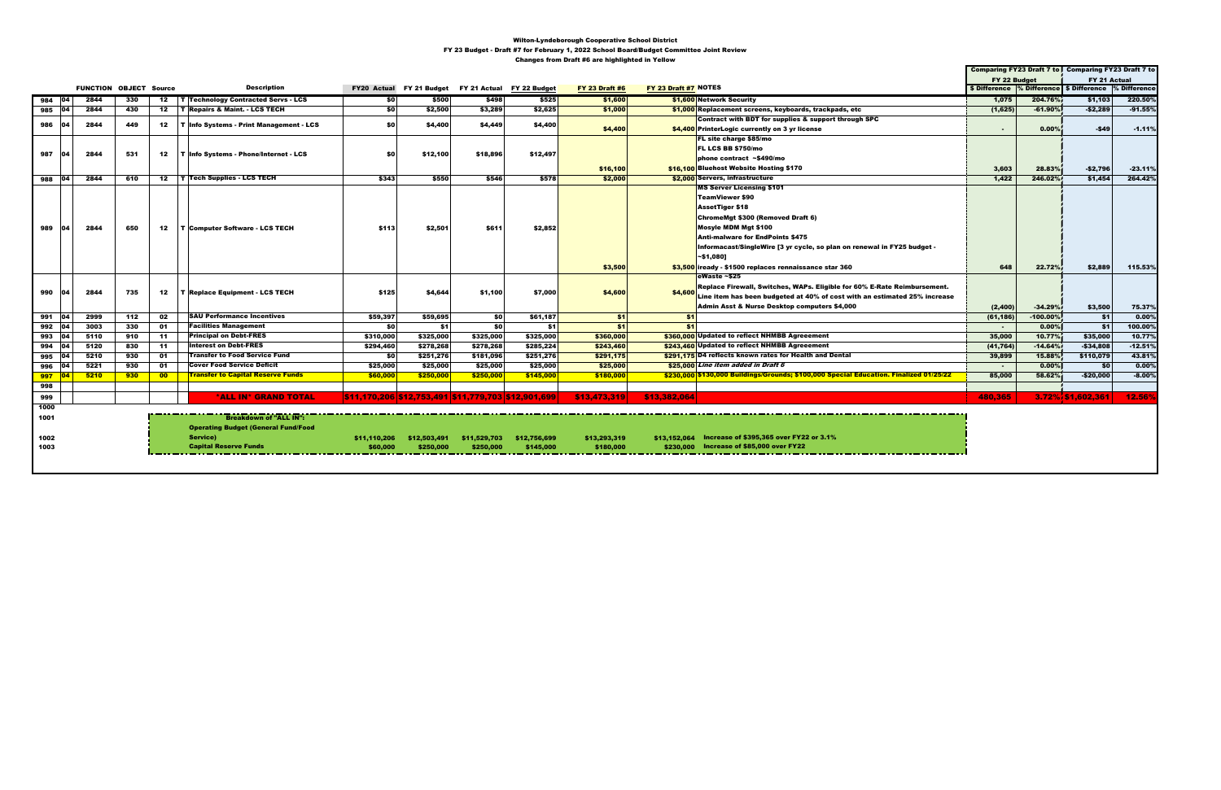Wilton-Lyndeborough Cooperative School District

FY 23 Budget - Draft #7 for February 1, 2022 School Board/Budget Committee Joint Review

Changes from Draft #6 are highlighted in Yellow

| | | FUNCTION | OBJECT | Source | | Description | FY20 Actual | FY 21 Budget | FY 21 Actual | FY 22 Budget | FY 23 Draft #6 | FY 23 Draft #7 | NOTES | Comparing FY23 Draft 7 to FY 22 Budget $ Difference | % Difference | Comparing FY23 Draft 7 to FY 21 Actual $ Difference | % Difference |
|---|---|---|---|---|---|---|---|---|---|---|---|---|---|---|---|---|---|
| 984 | 04 | 2844 | 330 | 12 | T | Technology Contracted Servs - LCS | $0 | $500 | $498 | $525 | $1,600 | $1,600 | Network Security | 1,075 | 204.76% | $1,103 | 220.50% |
| 985 | 04 | 2844 | 430 | 12 | T | Repairs & Maint. - LCS TECH | $0 | $2,500 | $3,289 | $2,625 | $1,000 | $1,000 | Replacement screens, keyboards, trackpads, etc | (1,625) | -61.90% | -$2,289 | -91.55% |
| 986 | 04 | 2844 | 449 | 12 | T | Info Systems - Print Management - LCS | $0 | $4,400 | $4,449 | $4,400 | $4,400 | $4,400 | Contract with BDT for supplies & support through SPC<br>PrinterLogic currently on 3 yr license | - | 0.00% | -$49 | -1.11% |
| 987 | 04 | 2844 | 531 | 12 | T | Info Systems - Phone/Internet - LCS | $0 | $12,100 | $18,896 | $12,497 | $16,100 | $16,100 | FL site charge $85/mo<br>FL LCS BB $750/mo<br>phone contract ~$490/mo<br>Bluehost Website Hosting $170 | 3,603 | 28.83% | -$2,796 | -23.11% |
| 988 | 04 | 2844 | 610 | 12 | T | Tech Supplies - LCS TECH | $343 | $550 | $546 | $578 | $2,000 | $2,000 | Servers, infrastructure | 1,422 | 246.02% | $1,454 | 264.42% |
| 989 | 04 | 2844 | 650 | 12 | T | Computer Software - LCS TECH | $113 | $2,501 | $611 | $2,852 | $3,500 | $3,500 | MS Server Licensing $101<br>TeamViewer $90<br>AssetTiger $18<br>ChromeMgt $300 (Removed Draft 6)<br>Mosyle MDM Mgt $100<br>Anti-malware for EndPoints $475<br>Informacast/SingleWire [3 yr cycle, so plan on renewal in FY25 budget - ~$1,080]<br>iready - $1500 replaces rennaissance star 360 | 648 | 22.72% | $2,889 | 115.53% |
| 990 | 04 | 2844 | 735 | 12 | T | Replace Equipment - LCS TECH | $125 | $4,644 | $1,100 | $7,000 | $4,600 | $4,600 | eWaste ~$25<br>Replace Firewall, Switches, WAPs. Eligible for 60% E-Rate Reimbursement. Line item has been budgeted at 40% of cost with an estimated 25% increase<br>Admin Asst & Nurse Desktop computers $4,000 | (2,400) | -34.29% | $3,500 | 75.37% |
| 991 | 04 | 2999 | 112 | 02 | | SAU Performance Incentives | $59,397 | $59,695 | $0 | $61,187 | $1 | $1 | | (61,186) | -100.00% | $1 | 0.00% |
| 992 | 04 | 3003 | 330 | 01 | | Facilities Management | $0 | $1 | $0 | $1 | $1 | $1 | | - | 0.00% | $1 | 100.00% |
| 993 | 04 | 5110 | 910 | 11 | | Principal on Debt-FRES | $310,000 | $325,000 | $325,000 | $325,000 | $360,000 | $360,000 | Updated to reflect NHMBB Agreeement | 35,000 | 10.77% | $35,000 | 10.77% |
| 994 | 04 | 5120 | 830 | 11 | | Interest on Debt-FRES | $294,460 | $278,268 | $278,268 | $285,224 | $243,460 | $243,460 | Updated to reflect NHMBB Agreeement | (41,764) | -14.64% | -$34,808 | -12.51% |
| 995 | 04 | 5210 | 930 | 01 | | Transfer to Food Service Fund | $0 | $251,276 | $181,096 | $251,276 | $291,175 | $291,175 | D4 reflects known rates for Health and Dental | 39,899 | 15.88% | $110,079 | 43.81% |
| 996 | 04 | 5221 | 930 | 01 | | Cover Food Service Deficit | $25,000 | $25,000 | $25,000 | $25,000 | $25,000 | $25,000 | *Line item added in Draft 6* | - | 0.00% | $0 | 0.00% |
| 997 | 04 | 5210 | 930 | 00 | | Transfer to Capital Reserve Funds | $60,000 | $250,000 | $250,000 | $145,000 | $180,000 | $230,000 | $130,000 Buildings/Grounds; $100,000 Special Education. Finalized 01/25/22 | 85,000 | 58.62% | -$20,000 | -8.00% |
| 998 | | | | | | | | | | | | | | | | | |
| 999 | | | | | | "ALL IN" GRAND TOTAL | $11,170,206 | $12,753,491 | $11,779,703 | $12,901,699 | $13,473,319 | $13,382,064 | | 480,365 | 3.72% | $1,602,361 | 12.56% |

| | | FY20 Actual | FY 21 Budget | FY 21 Actual | FY 22 Budget | FY 23 Draft #6 | FY 23 Draft #7 | |
|---|---|---|---|---|---|---|---|---|
| 1001 | **Breakdown of "ALL IN":** | | | | | | | |
| 1002 | Operating Budget (General Fund/Food Service) | $11,110,206 | $12,503,491 | $11,529,703 | $12,756,699 | $13,293,319 | $13,152,064 | Increase of $395,365 over FY22 or 3.1% |
| 1003 | Capital Reserve Funds | $60,000 | $250,000 | $250,000 | $145,000 | $180,000 | $230,000 | Increase of $85,000 over FY22 |